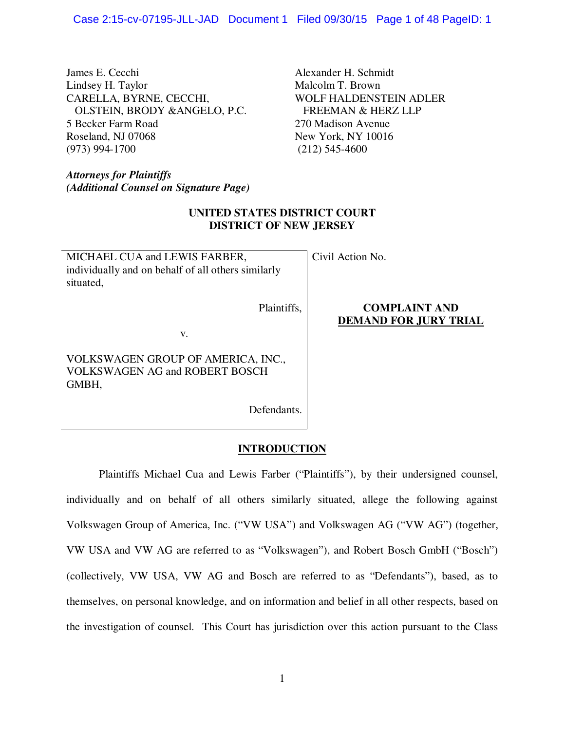James E. Cecchi
Lindsey H. Taylor
CARELLA, BYRNE, CECCHI,
OLSTEIN, BRODY &ANGELO, P.C.
5 Becker Farm Road
Roseland, NJ 07068
(973) 994-1700

Alexander H. Schmidt
Malcolm T. Brown
WOLF HALDENSTEIN ADLER
FREEMAN & HERZ LLP
270 Madison Avenue
New York, NY 10016
(212) 545-4600

***Attorneys for Plaintiffs***
***(Additional Counsel on Signature Page)***

**UNITED STATES DISTRICT COURT**
**DISTRICT OF NEW JERSEY**

| | |
|---|---|
| MICHAEL CUA and LEWIS FARBER, individually and on behalf of all others similarly situated,<br><br>Plaintiffs,<br><br>v.<br><br>VOLKSWAGEN GROUP OF AMERICA, INC., VOLKSWAGEN AG and ROBERT BOSCH GMBH,<br><br>Defendants. | Civil Action No.<br><br>**COMPLAINT AND DEMAND FOR JURY TRIAL** |

## INTRODUCTION

Plaintiffs Michael Cua and Lewis Farber ("Plaintiffs"), by their undersigned counsel, individually and on behalf of all others similarly situated, allege the following against Volkswagen Group of America, Inc. ("VW USA") and Volkswagen AG ("VW AG") (together, VW USA and VW AG are referred to as "Volkswagen"), and Robert Bosch GmbH ("Bosch") (collectively, VW USA, VW AG and Bosch are referred to as "Defendants"), based, as to themselves, on personal knowledge, and on information and belief in all other respects, based on the investigation of counsel. This Court has jurisdiction over this action pursuant to the Class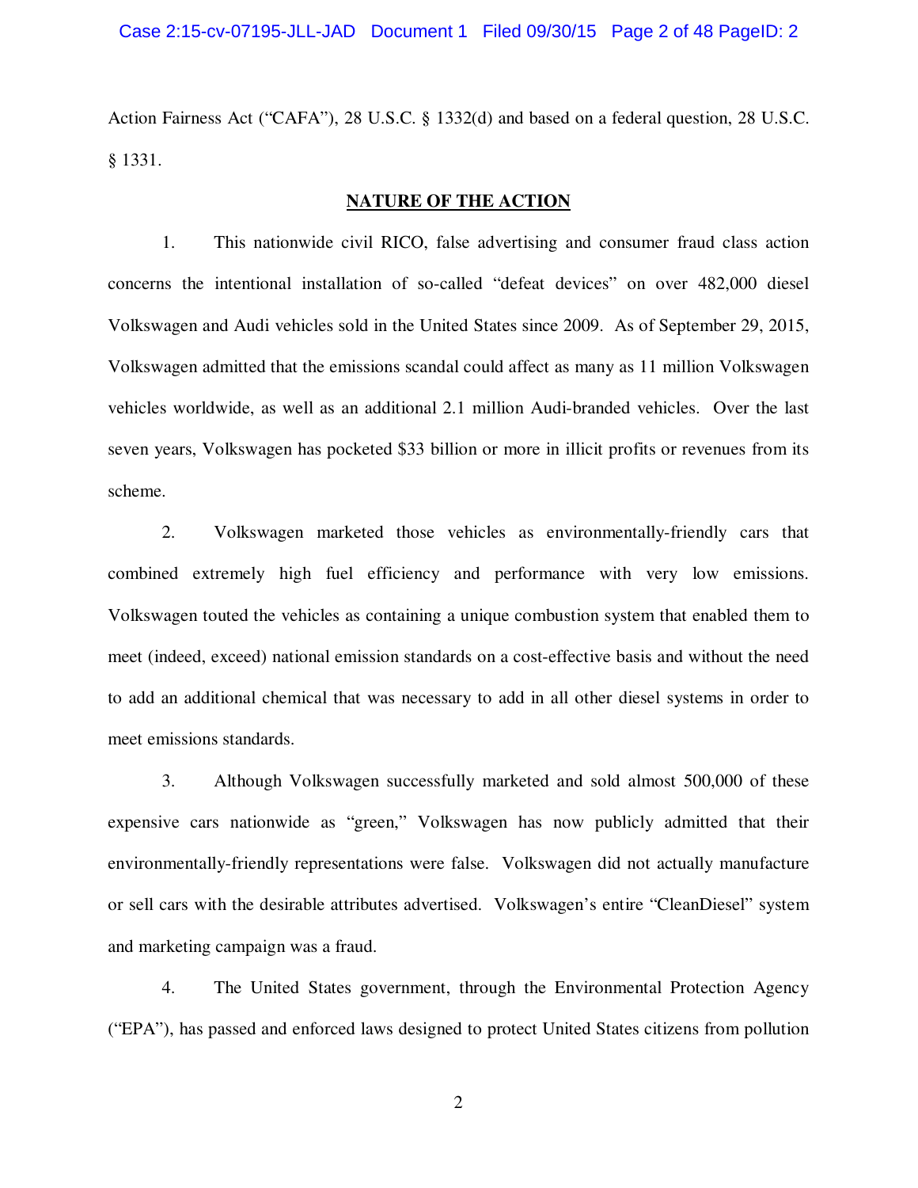Action Fairness Act ("CAFA"), 28 U.S.C. § 1332(d) and based on a federal question, 28 U.S.C. § 1331.

**NATURE OF THE ACTION**

1. This nationwide civil RICO, false advertising and consumer fraud class action concerns the intentional installation of so-called "defeat devices" on over 482,000 diesel Volkswagen and Audi vehicles sold in the United States since 2009. As of September 29, 2015, Volkswagen admitted that the emissions scandal could affect as many as 11 million Volkswagen vehicles worldwide, as well as an additional 2.1 million Audi-branded vehicles. Over the last seven years, Volkswagen has pocketed $33 billion or more in illicit profits or revenues from its scheme.

2. Volkswagen marketed those vehicles as environmentally-friendly cars that combined extremely high fuel efficiency and performance with very low emissions. Volkswagen touted the vehicles as containing a unique combustion system that enabled them to meet (indeed, exceed) national emission standards on a cost-effective basis and without the need to add an additional chemical that was necessary to add in all other diesel systems in order to meet emissions standards.

3. Although Volkswagen successfully marketed and sold almost 500,000 of these expensive cars nationwide as "green," Volkswagen has now publicly admitted that their environmentally-friendly representations were false. Volkswagen did not actually manufacture or sell cars with the desirable attributes advertised. Volkswagen's entire "CleanDiesel" system and marketing campaign was a fraud.

4. The United States government, through the Environmental Protection Agency ("EPA"), has passed and enforced laws designed to protect United States citizens from pollution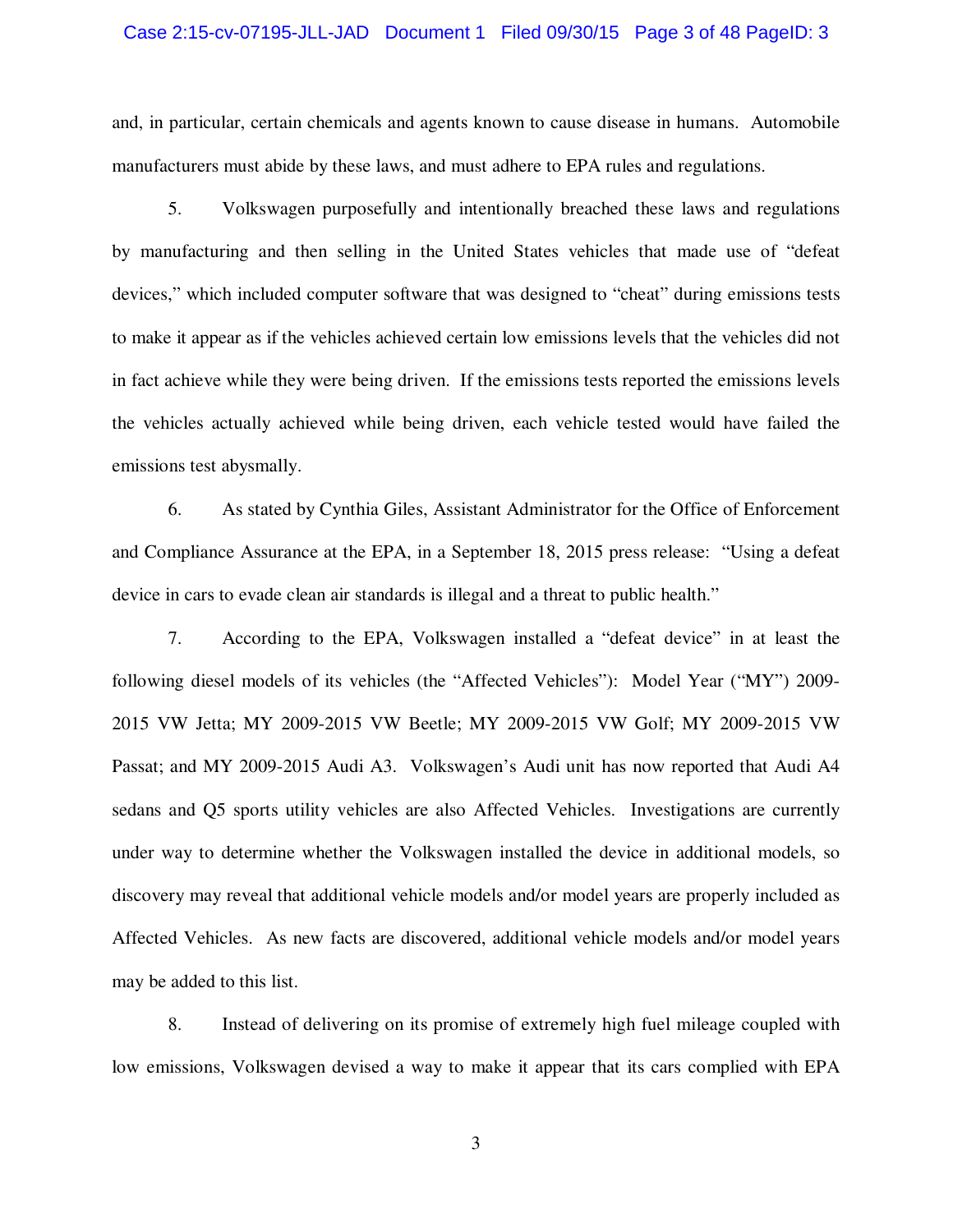and, in particular, certain chemicals and agents known to cause disease in humans. Automobile manufacturers must abide by these laws, and must adhere to EPA rules and regulations.

5. Volkswagen purposefully and intentionally breached these laws and regulations by manufacturing and then selling in the United States vehicles that made use of "defeat devices," which included computer software that was designed to "cheat" during emissions tests to make it appear as if the vehicles achieved certain low emissions levels that the vehicles did not in fact achieve while they were being driven. If the emissions tests reported the emissions levels the vehicles actually achieved while being driven, each vehicle tested would have failed the emissions test abysmally.

6. As stated by Cynthia Giles, Assistant Administrator for the Office of Enforcement and Compliance Assurance at the EPA, in a September 18, 2015 press release: "Using a defeat device in cars to evade clean air standards is illegal and a threat to public health."

7. According to the EPA, Volkswagen installed a "defeat device" in at least the following diesel models of its vehicles (the "Affected Vehicles"): Model Year ("MY") 2009-2015 VW Jetta; MY 2009-2015 VW Beetle; MY 2009-2015 VW Golf; MY 2009-2015 VW Passat; and MY 2009-2015 Audi A3. Volkswagen's Audi unit has now reported that Audi A4 sedans and Q5 sports utility vehicles are also Affected Vehicles. Investigations are currently under way to determine whether the Volkswagen installed the device in additional models, so discovery may reveal that additional vehicle models and/or model years are properly included as Affected Vehicles. As new facts are discovered, additional vehicle models and/or model years may be added to this list.

8. Instead of delivering on its promise of extremely high fuel mileage coupled with low emissions, Volkswagen devised a way to make it appear that its cars complied with EPA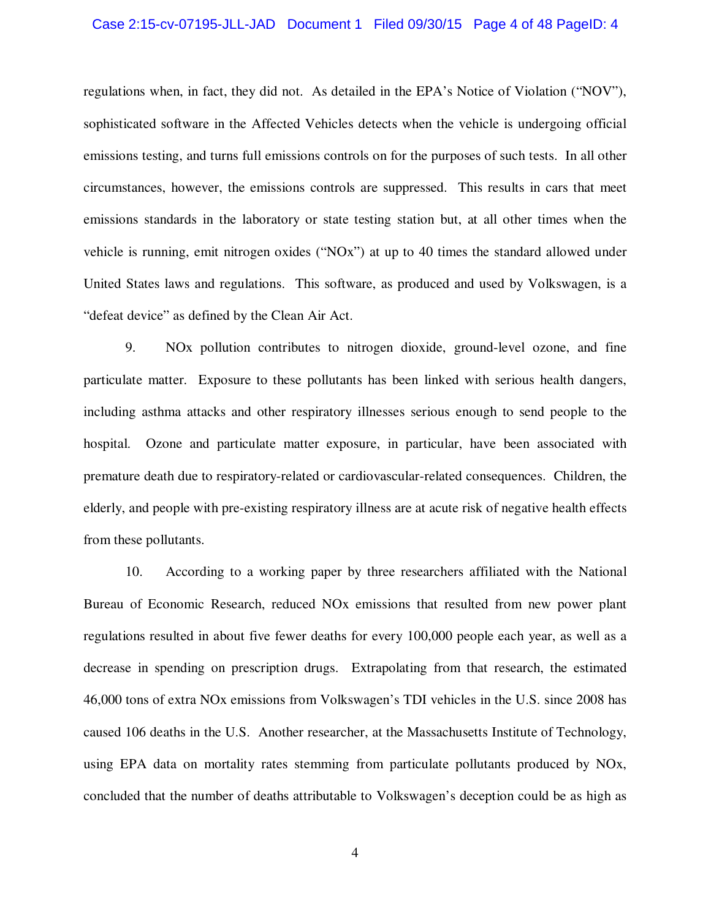regulations when, in fact, they did not. As detailed in the EPA's Notice of Violation ("NOV"), sophisticated software in the Affected Vehicles detects when the vehicle is undergoing official emissions testing, and turns full emissions controls on for the purposes of such tests. In all other circumstances, however, the emissions controls are suppressed. This results in cars that meet emissions standards in the laboratory or state testing station but, at all other times when the vehicle is running, emit nitrogen oxides ("NOx") at up to 40 times the standard allowed under United States laws and regulations. This software, as produced and used by Volkswagen, is a "defeat device" as defined by the Clean Air Act.

9. NOx pollution contributes to nitrogen dioxide, ground-level ozone, and fine particulate matter. Exposure to these pollutants has been linked with serious health dangers, including asthma attacks and other respiratory illnesses serious enough to send people to the hospital. Ozone and particulate matter exposure, in particular, have been associated with premature death due to respiratory-related or cardiovascular-related consequences. Children, the elderly, and people with pre-existing respiratory illness are at acute risk of negative health effects from these pollutants.

10. According to a working paper by three researchers affiliated with the National Bureau of Economic Research, reduced NOx emissions that resulted from new power plant regulations resulted in about five fewer deaths for every 100,000 people each year, as well as a decrease in spending on prescription drugs. Extrapolating from that research, the estimated 46,000 tons of extra NOx emissions from Volkswagen's TDI vehicles in the U.S. since 2008 has caused 106 deaths in the U.S. Another researcher, at the Massachusetts Institute of Technology, using EPA data on mortality rates stemming from particulate pollutants produced by NOx, concluded that the number of deaths attributable to Volkswagen's deception could be as high as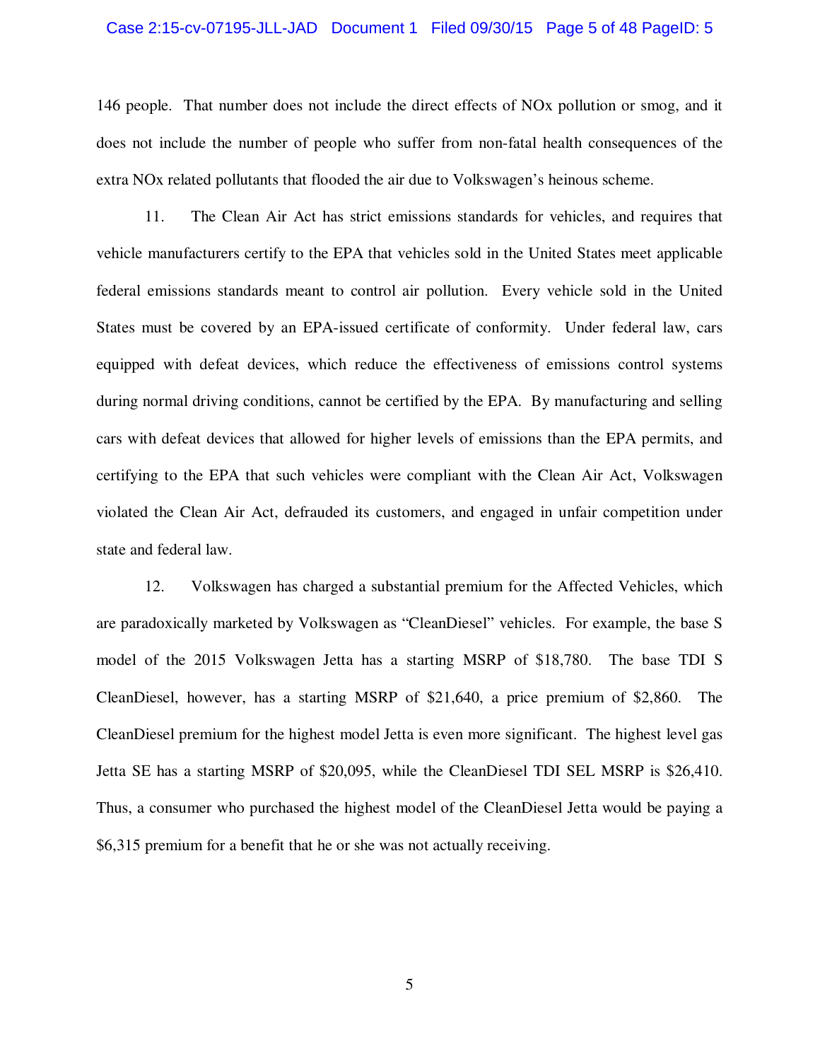146 people. That number does not include the direct effects of NOx pollution or smog, and it does not include the number of people who suffer from non-fatal health consequences of the extra NOx related pollutants that flooded the air due to Volkswagen's heinous scheme.

11. The Clean Air Act has strict emissions standards for vehicles, and requires that vehicle manufacturers certify to the EPA that vehicles sold in the United States meet applicable federal emissions standards meant to control air pollution. Every vehicle sold in the United States must be covered by an EPA-issued certificate of conformity. Under federal law, cars equipped with defeat devices, which reduce the effectiveness of emissions control systems during normal driving conditions, cannot be certified by the EPA. By manufacturing and selling cars with defeat devices that allowed for higher levels of emissions than the EPA permits, and certifying to the EPA that such vehicles were compliant with the Clean Air Act, Volkswagen violated the Clean Air Act, defrauded its customers, and engaged in unfair competition under state and federal law.

12. Volkswagen has charged a substantial premium for the Affected Vehicles, which are paradoxically marketed by Volkswagen as "CleanDiesel" vehicles. For example, the base S model of the 2015 Volkswagen Jetta has a starting MSRP of $18,780. The base TDI S CleanDiesel, however, has a starting MSRP of $21,640, a price premium of $2,860. The CleanDiesel premium for the highest model Jetta is even more significant. The highest level gas Jetta SE has a starting MSRP of $20,095, while the CleanDiesel TDI SEL MSRP is $26,410. Thus, a consumer who purchased the highest model of the CleanDiesel Jetta would be paying a $6,315 premium for a benefit that he or she was not actually receiving.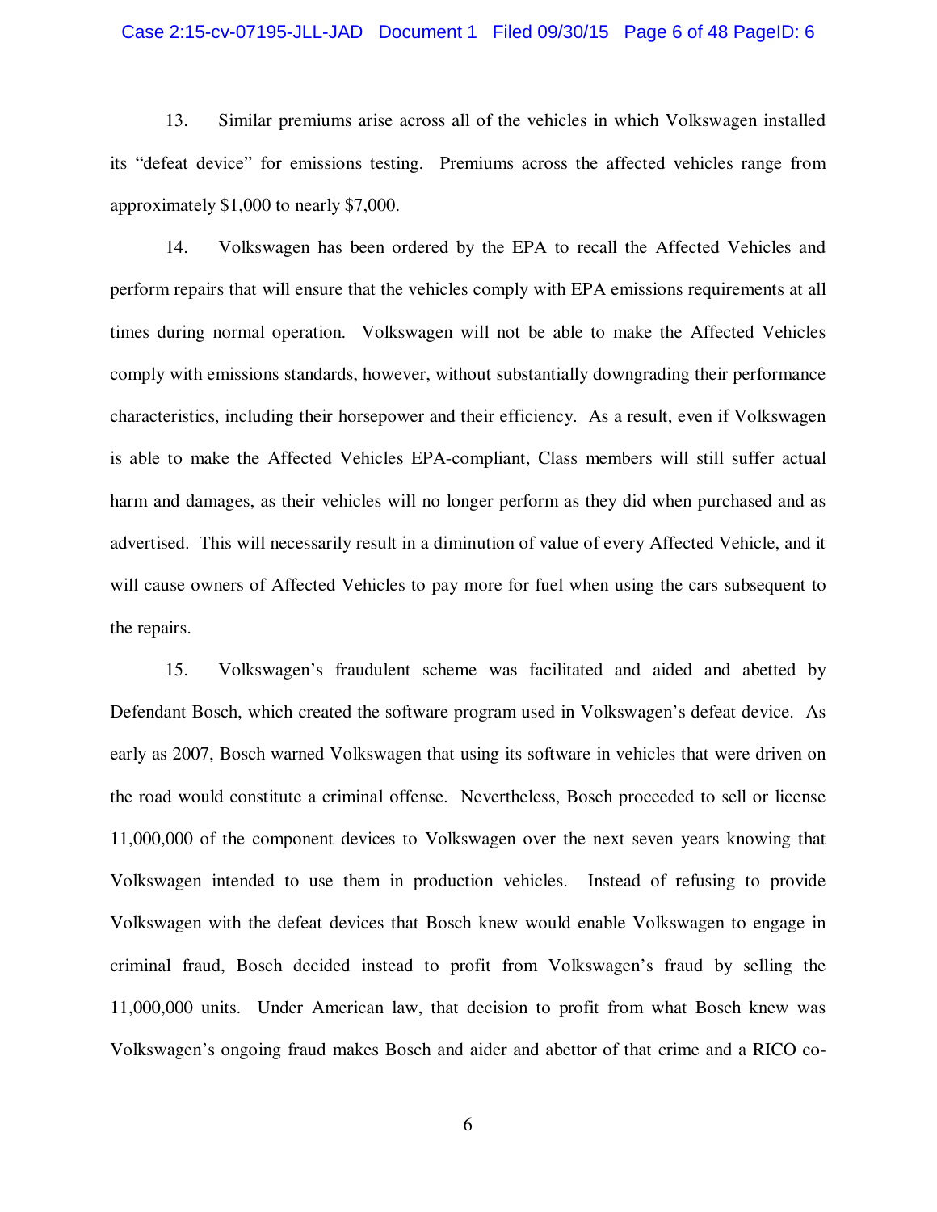13. Similar premiums arise across all of the vehicles in which Volkswagen installed its "defeat device" for emissions testing. Premiums across the affected vehicles range from approximately $1,000 to nearly $7,000.

14. Volkswagen has been ordered by the EPA to recall the Affected Vehicles and perform repairs that will ensure that the vehicles comply with EPA emissions requirements at all times during normal operation. Volkswagen will not be able to make the Affected Vehicles comply with emissions standards, however, without substantially downgrading their performance characteristics, including their horsepower and their efficiency. As a result, even if Volkswagen is able to make the Affected Vehicles EPA-compliant, Class members will still suffer actual harm and damages, as their vehicles will no longer perform as they did when purchased and as advertised. This will necessarily result in a diminution of value of every Affected Vehicle, and it will cause owners of Affected Vehicles to pay more for fuel when using the cars subsequent to the repairs.

15. Volkswagen's fraudulent scheme was facilitated and aided and abetted by Defendant Bosch, which created the software program used in Volkswagen's defeat device. As early as 2007, Bosch warned Volkswagen that using its software in vehicles that were driven on the road would constitute a criminal offense. Nevertheless, Bosch proceeded to sell or license 11,000,000 of the component devices to Volkswagen over the next seven years knowing that Volkswagen intended to use them in production vehicles. Instead of refusing to provide Volkswagen with the defeat devices that Bosch knew would enable Volkswagen to engage in criminal fraud, Bosch decided instead to profit from Volkswagen's fraud by selling the 11,000,000 units. Under American law, that decision to profit from what Bosch knew was Volkswagen's ongoing fraud makes Bosch and aider and abettor of that crime and a RICO co-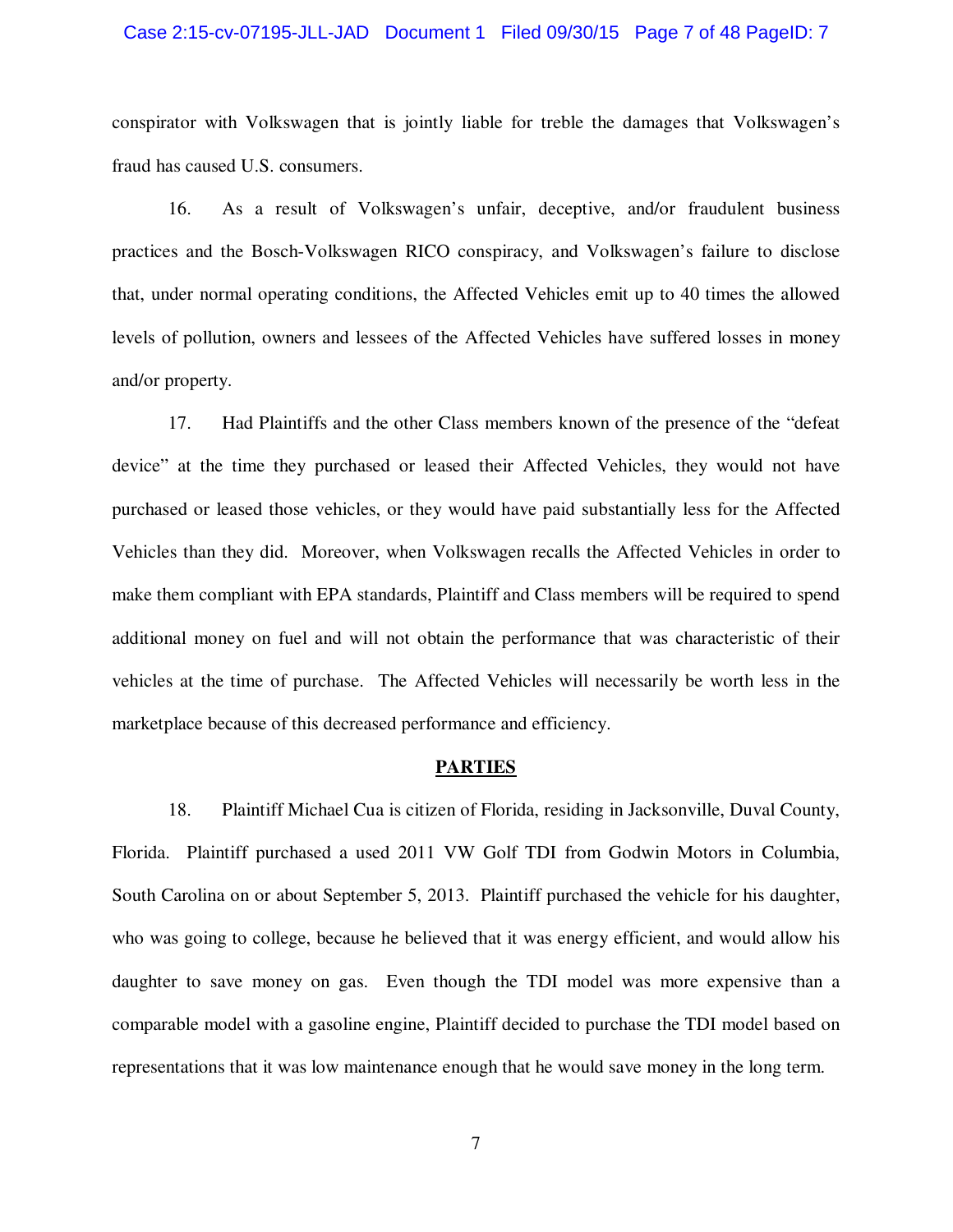conspirator with Volkswagen that is jointly liable for treble the damages that Volkswagen's fraud has caused U.S. consumers.

16. As a result of Volkswagen's unfair, deceptive, and/or fraudulent business practices and the Bosch-Volkswagen RICO conspiracy, and Volkswagen's failure to disclose that, under normal operating conditions, the Affected Vehicles emit up to 40 times the allowed levels of pollution, owners and lessees of the Affected Vehicles have suffered losses in money and/or property.

17. Had Plaintiffs and the other Class members known of the presence of the "defeat device" at the time they purchased or leased their Affected Vehicles, they would not have purchased or leased those vehicles, or they would have paid substantially less for the Affected Vehicles than they did. Moreover, when Volkswagen recalls the Affected Vehicles in order to make them compliant with EPA standards, Plaintiff and Class members will be required to spend additional money on fuel and will not obtain the performance that was characteristic of their vehicles at the time of purchase. The Affected Vehicles will necessarily be worth less in the marketplace because of this decreased performance and efficiency.

## PARTIES

18. Plaintiff Michael Cua is citizen of Florida, residing in Jacksonville, Duval County, Florida. Plaintiff purchased a used 2011 VW Golf TDI from Godwin Motors in Columbia, South Carolina on or about September 5, 2013. Plaintiff purchased the vehicle for his daughter, who was going to college, because he believed that it was energy efficient, and would allow his daughter to save money on gas. Even though the TDI model was more expensive than a comparable model with a gasoline engine, Plaintiff decided to purchase the TDI model based on representations that it was low maintenance enough that he would save money in the long term.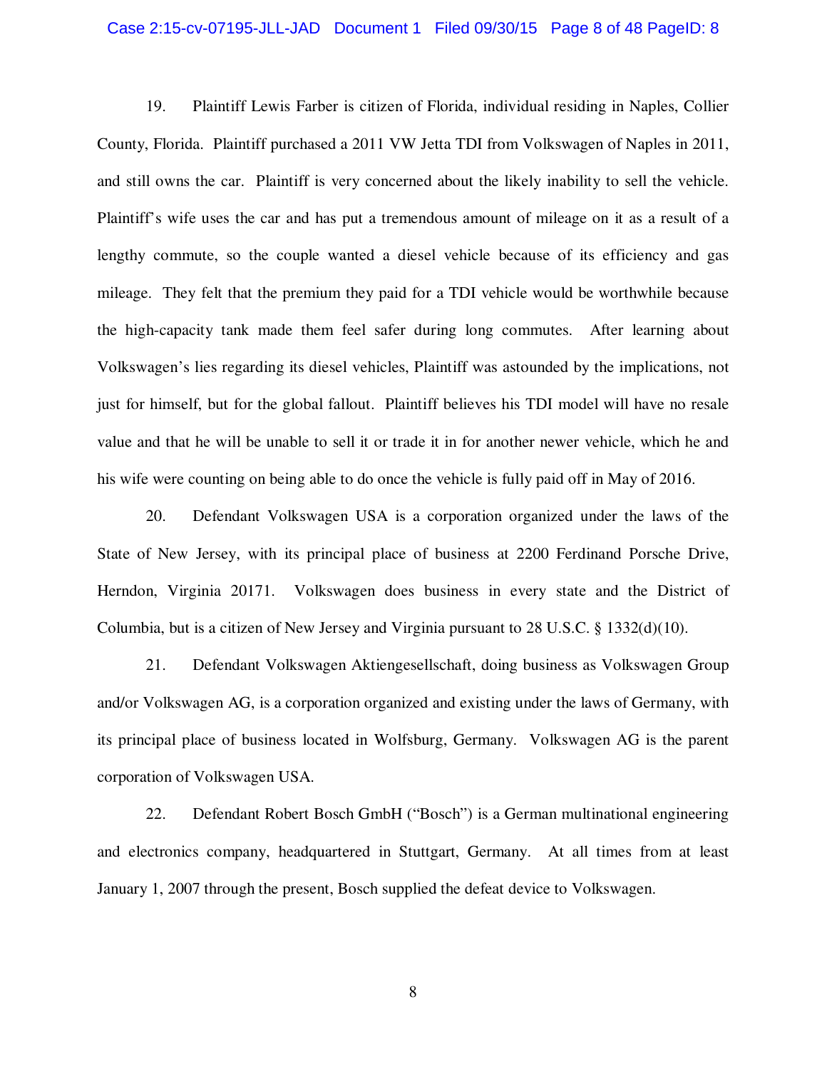19. Plaintiff Lewis Farber is citizen of Florida, individual residing in Naples, Collier County, Florida. Plaintiff purchased a 2011 VW Jetta TDI from Volkswagen of Naples in 2011, and still owns the car. Plaintiff is very concerned about the likely inability to sell the vehicle. Plaintiff's wife uses the car and has put a tremendous amount of mileage on it as a result of a lengthy commute, so the couple wanted a diesel vehicle because of its efficiency and gas mileage. They felt that the premium they paid for a TDI vehicle would be worthwhile because the high-capacity tank made them feel safer during long commutes. After learning about Volkswagen's lies regarding its diesel vehicles, Plaintiff was astounded by the implications, not just for himself, but for the global fallout. Plaintiff believes his TDI model will have no resale value and that he will be unable to sell it or trade it in for another newer vehicle, which he and his wife were counting on being able to do once the vehicle is fully paid off in May of 2016.

20. Defendant Volkswagen USA is a corporation organized under the laws of the State of New Jersey, with its principal place of business at 2200 Ferdinand Porsche Drive, Herndon, Virginia 20171. Volkswagen does business in every state and the District of Columbia, but is a citizen of New Jersey and Virginia pursuant to 28 U.S.C. § 1332(d)(10).

21. Defendant Volkswagen Aktiengesellschaft, doing business as Volkswagen Group and/or Volkswagen AG, is a corporation organized and existing under the laws of Germany, with its principal place of business located in Wolfsburg, Germany. Volkswagen AG is the parent corporation of Volkswagen USA.

22. Defendant Robert Bosch GmbH ("Bosch") is a German multinational engineering and electronics company, headquartered in Stuttgart, Germany. At all times from at least January 1, 2007 through the present, Bosch supplied the defeat device to Volkswagen.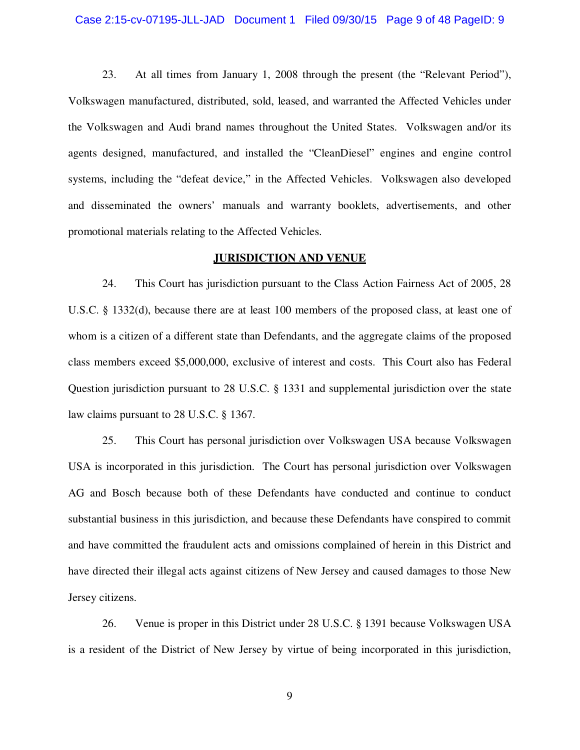23. At all times from January 1, 2008 through the present (the "Relevant Period"), Volkswagen manufactured, distributed, sold, leased, and warranted the Affected Vehicles under the Volkswagen and Audi brand names throughout the United States. Volkswagen and/or its agents designed, manufactured, and installed the "CleanDiesel" engines and engine control systems, including the "defeat device," in the Affected Vehicles. Volkswagen also developed and disseminated the owners' manuals and warranty booklets, advertisements, and other promotional materials relating to the Affected Vehicles.

## JURISDICTION AND VENUE

24. This Court has jurisdiction pursuant to the Class Action Fairness Act of 2005, 28 U.S.C. § 1332(d), because there are at least 100 members of the proposed class, at least one of whom is a citizen of a different state than Defendants, and the aggregate claims of the proposed class members exceed $5,000,000, exclusive of interest and costs. This Court also has Federal Question jurisdiction pursuant to 28 U.S.C. § 1331 and supplemental jurisdiction over the state law claims pursuant to 28 U.S.C. § 1367.

25. This Court has personal jurisdiction over Volkswagen USA because Volkswagen USA is incorporated in this jurisdiction. The Court has personal jurisdiction over Volkswagen AG and Bosch because both of these Defendants have conducted and continue to conduct substantial business in this jurisdiction, and because these Defendants have conspired to commit and have committed the fraudulent acts and omissions complained of herein in this District and have directed their illegal acts against citizens of New Jersey and caused damages to those New Jersey citizens.

26. Venue is proper in this District under 28 U.S.C. § 1391 because Volkswagen USA is a resident of the District of New Jersey by virtue of being incorporated in this jurisdiction,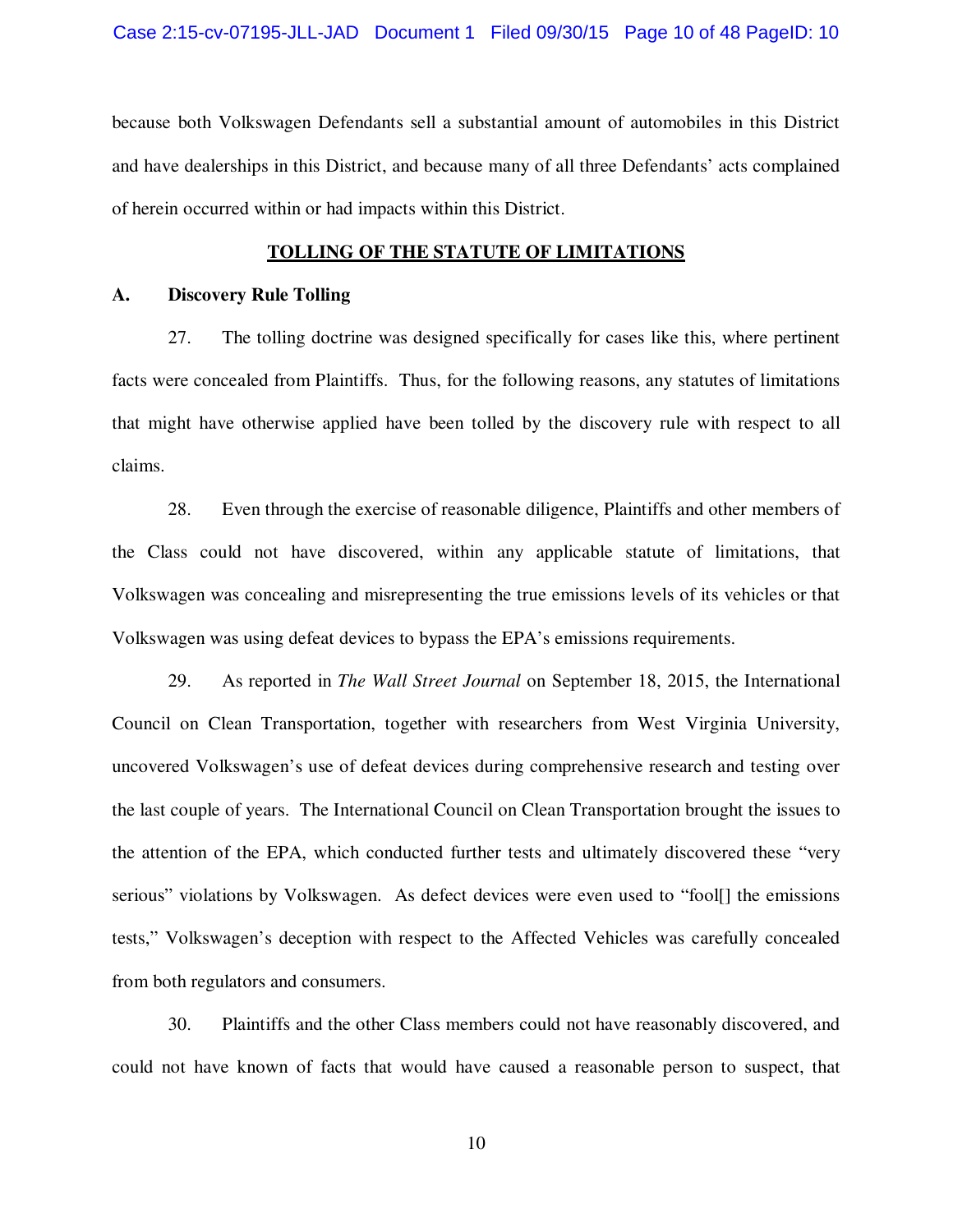because both Volkswagen Defendants sell a substantial amount of automobiles in this District and have dealerships in this District, and because many of all three Defendants' acts complained of herein occurred within or had impacts within this District.

## TOLLING OF THE STATUTE OF LIMITATIONS

### A. Discovery Rule Tolling

27. The tolling doctrine was designed specifically for cases like this, where pertinent facts were concealed from Plaintiffs. Thus, for the following reasons, any statutes of limitations that might have otherwise applied have been tolled by the discovery rule with respect to all claims.

28. Even through the exercise of reasonable diligence, Plaintiffs and other members of the Class could not have discovered, within any applicable statute of limitations, that Volkswagen was concealing and misrepresenting the true emissions levels of its vehicles or that Volkswagen was using defeat devices to bypass the EPA's emissions requirements.

29. As reported in *The Wall Street Journal* on September 18, 2015, the International Council on Clean Transportation, together with researchers from West Virginia University, uncovered Volkswagen's use of defeat devices during comprehensive research and testing over the last couple of years. The International Council on Clean Transportation brought the issues to the attention of the EPA, which conducted further tests and ultimately discovered these "very serious" violations by Volkswagen. As defect devices were even used to "fool[] the emissions tests," Volkswagen's deception with respect to the Affected Vehicles was carefully concealed from both regulators and consumers.

30. Plaintiffs and the other Class members could not have reasonably discovered, and could not have known of facts that would have caused a reasonable person to suspect, that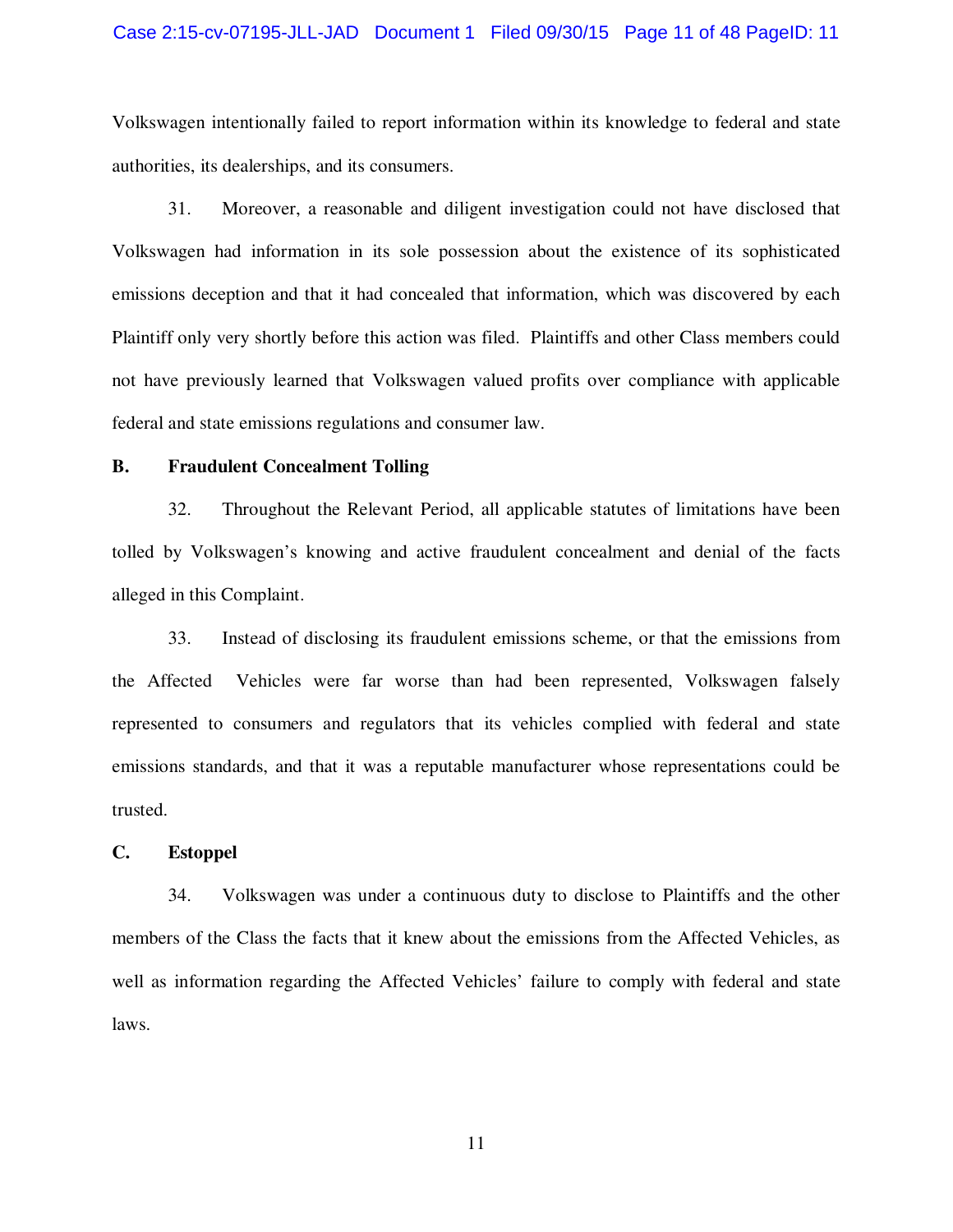Volkswagen intentionally failed to report information within its knowledge to federal and state authorities, its dealerships, and its consumers.

31. Moreover, a reasonable and diligent investigation could not have disclosed that Volkswagen had information in its sole possession about the existence of its sophisticated emissions deception and that it had concealed that information, which was discovered by each Plaintiff only very shortly before this action was filed. Plaintiffs and other Class members could not have previously learned that Volkswagen valued profits over compliance with applicable federal and state emissions regulations and consumer law.

### B. Fraudulent Concealment Tolling

32. Throughout the Relevant Period, all applicable statutes of limitations have been tolled by Volkswagen's knowing and active fraudulent concealment and denial of the facts alleged in this Complaint.

33. Instead of disclosing its fraudulent emissions scheme, or that the emissions from the Affected Vehicles were far worse than had been represented, Volkswagen falsely represented to consumers and regulators that its vehicles complied with federal and state emissions standards, and that it was a reputable manufacturer whose representations could be trusted.

### C. Estoppel

34. Volkswagen was under a continuous duty to disclose to Plaintiffs and the other members of the Class the facts that it knew about the emissions from the Affected Vehicles, as well as information regarding the Affected Vehicles' failure to comply with federal and state laws.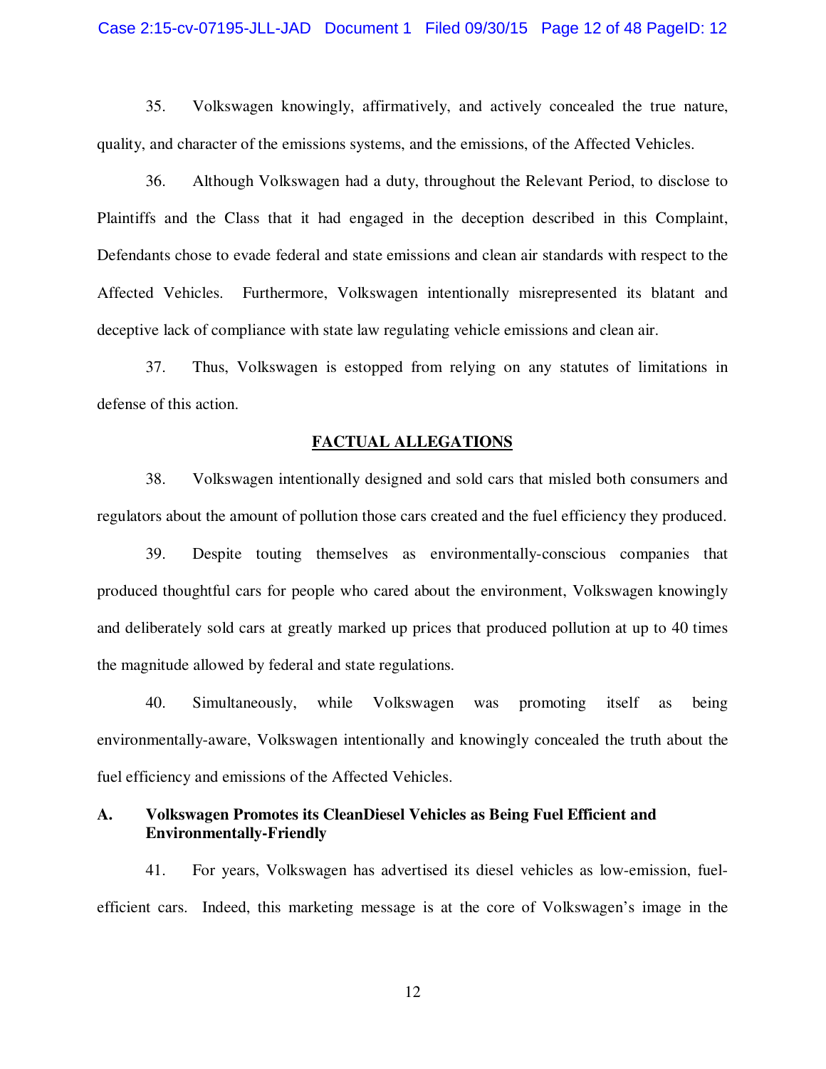35. Volkswagen knowingly, affirmatively, and actively concealed the true nature, quality, and character of the emissions systems, and the emissions, of the Affected Vehicles.

36. Although Volkswagen had a duty, throughout the Relevant Period, to disclose to Plaintiffs and the Class that it had engaged in the deception described in this Complaint, Defendants chose to evade federal and state emissions and clean air standards with respect to the Affected Vehicles. Furthermore, Volkswagen intentionally misrepresented its blatant and deceptive lack of compliance with state law regulating vehicle emissions and clean air.

37. Thus, Volkswagen is estopped from relying on any statutes of limitations in defense of this action.

## FACTUAL ALLEGATIONS

38. Volkswagen intentionally designed and sold cars that misled both consumers and regulators about the amount of pollution those cars created and the fuel efficiency they produced.

39. Despite touting themselves as environmentally-conscious companies that produced thoughtful cars for people who cared about the environment, Volkswagen knowingly and deliberately sold cars at greatly marked up prices that produced pollution at up to 40 times the magnitude allowed by federal and state regulations.

40. Simultaneously, while Volkswagen was promoting itself as being environmentally-aware, Volkswagen intentionally and knowingly concealed the truth about the fuel efficiency and emissions of the Affected Vehicles.

### A. Volkswagen Promotes its CleanDiesel Vehicles as Being Fuel Efficient and Environmentally-Friendly

41. For years, Volkswagen has advertised its diesel vehicles as low-emission, fuel-efficient cars. Indeed, this marketing message is at the core of Volkswagen's image in the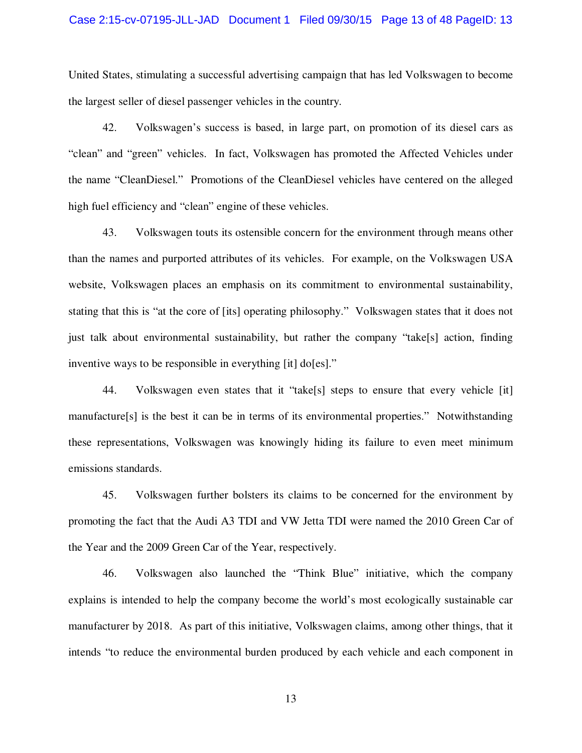United States, stimulating a successful advertising campaign that has led Volkswagen to become the largest seller of diesel passenger vehicles in the country.

42. Volkswagen's success is based, in large part, on promotion of its diesel cars as "clean" and "green" vehicles. In fact, Volkswagen has promoted the Affected Vehicles under the name "CleanDiesel." Promotions of the CleanDiesel vehicles have centered on the alleged high fuel efficiency and "clean" engine of these vehicles.

43. Volkswagen touts its ostensible concern for the environment through means other than the names and purported attributes of its vehicles. For example, on the Volkswagen USA website, Volkswagen places an emphasis on its commitment to environmental sustainability, stating that this is "at the core of [its] operating philosophy." Volkswagen states that it does not just talk about environmental sustainability, but rather the company "take[s] action, finding inventive ways to be responsible in everything [it] do[es]."

44. Volkswagen even states that it "take[s] steps to ensure that every vehicle [it] manufacture[s] is the best it can be in terms of its environmental properties." Notwithstanding these representations, Volkswagen was knowingly hiding its failure to even meet minimum emissions standards.

45. Volkswagen further bolsters its claims to be concerned for the environment by promoting the fact that the Audi A3 TDI and VW Jetta TDI were named the 2010 Green Car of the Year and the 2009 Green Car of the Year, respectively.

46. Volkswagen also launched the "Think Blue" initiative, which the company explains is intended to help the company become the world's most ecologically sustainable car manufacturer by 2018. As part of this initiative, Volkswagen claims, among other things, that it intends "to reduce the environmental burden produced by each vehicle and each component in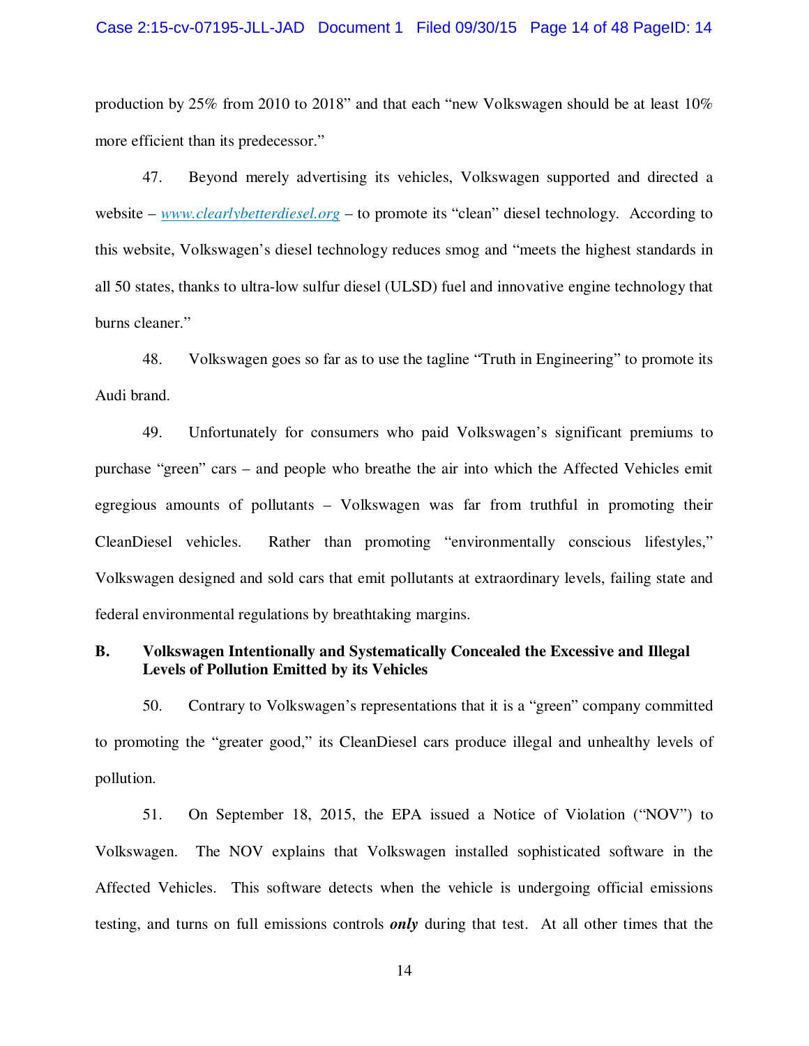production by 25% from 2010 to 2018" and that each "new Volkswagen should be at least 10% more efficient than its predecessor."

47. Beyond merely advertising its vehicles, Volkswagen supported and directed a website – *www.clearlybetterdiesel.org* – to promote its "clean" diesel technology. According to this website, Volkswagen's diesel technology reduces smog and "meets the highest standards in all 50 states, thanks to ultra-low sulfur diesel (ULSD) fuel and innovative engine technology that burns cleaner."

48. Volkswagen goes so far as to use the tagline "Truth in Engineering" to promote its Audi brand.

49. Unfortunately for consumers who paid Volkswagen's significant premiums to purchase "green" cars – and people who breathe the air into which the Affected Vehicles emit egregious amounts of pollutants – Volkswagen was far from truthful in promoting their CleanDiesel vehicles. Rather than promoting "environmentally conscious lifestyles," Volkswagen designed and sold cars that emit pollutants at extraordinary levels, failing state and federal environmental regulations by breathtaking margins.

**B. Volkswagen Intentionally and Systematically Concealed the Excessive and Illegal Levels of Pollution Emitted by its Vehicles**

50. Contrary to Volkswagen's representations that it is a "green" company committed to promoting the "greater good," its CleanDiesel cars produce illegal and unhealthy levels of pollution.

51. On September 18, 2015, the EPA issued a Notice of Violation ("NOV") to Volkswagen. The NOV explains that Volkswagen installed sophisticated software in the Affected Vehicles. This software detects when the vehicle is undergoing official emissions testing, and turns on full emissions controls ***only*** during that test. At all other times that the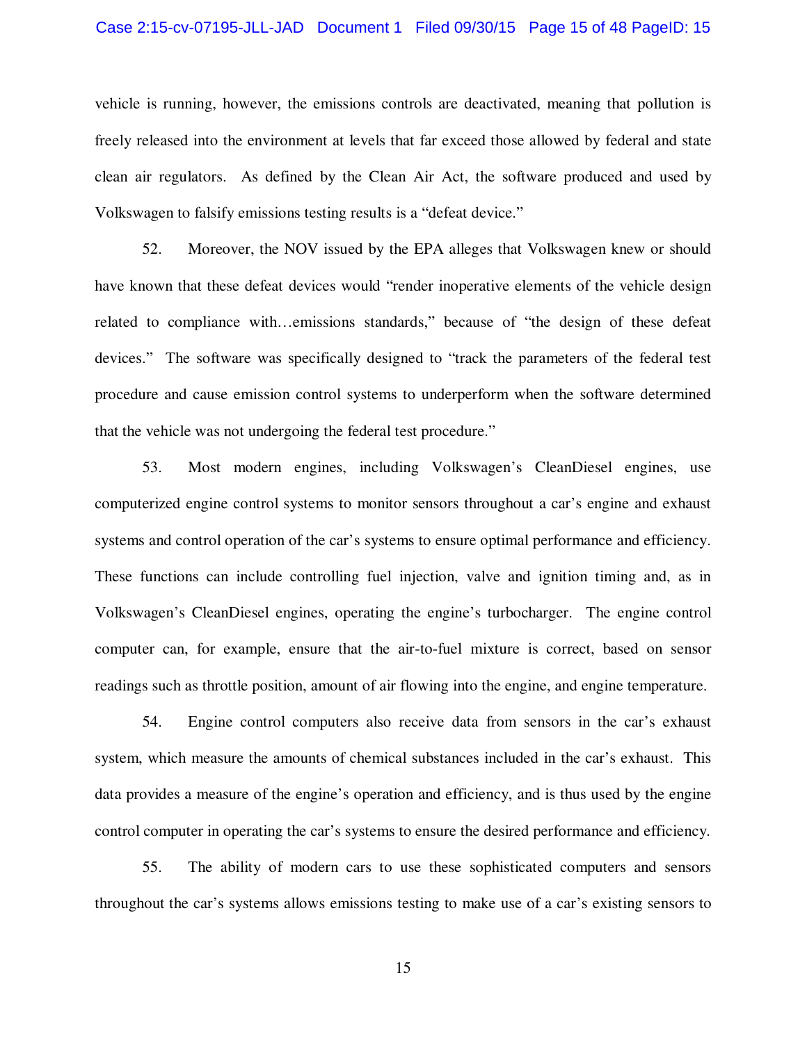vehicle is running, however, the emissions controls are deactivated, meaning that pollution is freely released into the environment at levels that far exceed those allowed by federal and state clean air regulators. As defined by the Clean Air Act, the software produced and used by Volkswagen to falsify emissions testing results is a "defeat device."

52. Moreover, the NOV issued by the EPA alleges that Volkswagen knew or should have known that these defeat devices would "render inoperative elements of the vehicle design related to compliance with…emissions standards," because of "the design of these defeat devices." The software was specifically designed to "track the parameters of the federal test procedure and cause emission control systems to underperform when the software determined that the vehicle was not undergoing the federal test procedure."

53. Most modern engines, including Volkswagen's CleanDiesel engines, use computerized engine control systems to monitor sensors throughout a car's engine and exhaust systems and control operation of the car's systems to ensure optimal performance and efficiency. These functions can include controlling fuel injection, valve and ignition timing and, as in Volkswagen's CleanDiesel engines, operating the engine's turbocharger. The engine control computer can, for example, ensure that the air-to-fuel mixture is correct, based on sensor readings such as throttle position, amount of air flowing into the engine, and engine temperature.

54. Engine control computers also receive data from sensors in the car's exhaust system, which measure the amounts of chemical substances included in the car's exhaust. This data provides a measure of the engine's operation and efficiency, and is thus used by the engine control computer in operating the car's systems to ensure the desired performance and efficiency.

55. The ability of modern cars to use these sophisticated computers and sensors throughout the car's systems allows emissions testing to make use of a car's existing sensors to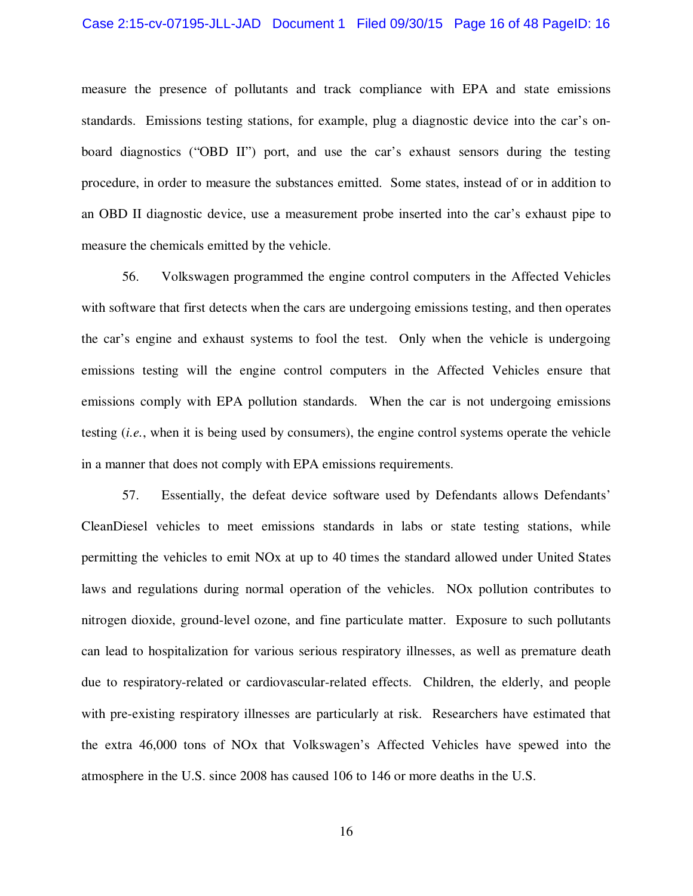measure the presence of pollutants and track compliance with EPA and state emissions standards. Emissions testing stations, for example, plug a diagnostic device into the car's on-board diagnostics ("OBD II") port, and use the car's exhaust sensors during the testing procedure, in order to measure the substances emitted. Some states, instead of or in addition to an OBD II diagnostic device, use a measurement probe inserted into the car's exhaust pipe to measure the chemicals emitted by the vehicle.

56. Volkswagen programmed the engine control computers in the Affected Vehicles with software that first detects when the cars are undergoing emissions testing, and then operates the car's engine and exhaust systems to fool the test. Only when the vehicle is undergoing emissions testing will the engine control computers in the Affected Vehicles ensure that emissions comply with EPA pollution standards. When the car is not undergoing emissions testing (*i.e.*, when it is being used by consumers), the engine control systems operate the vehicle in a manner that does not comply with EPA emissions requirements.

57. Essentially, the defeat device software used by Defendants allows Defendants' CleanDiesel vehicles to meet emissions standards in labs or state testing stations, while permitting the vehicles to emit NOx at up to 40 times the standard allowed under United States laws and regulations during normal operation of the vehicles. NOx pollution contributes to nitrogen dioxide, ground-level ozone, and fine particulate matter. Exposure to such pollutants can lead to hospitalization for various serious respiratory illnesses, as well as premature death due to respiratory-related or cardiovascular-related effects. Children, the elderly, and people with pre-existing respiratory illnesses are particularly at risk. Researchers have estimated that the extra 46,000 tons of NOx that Volkswagen's Affected Vehicles have spewed into the atmosphere in the U.S. since 2008 has caused 106 to 146 or more deaths in the U.S.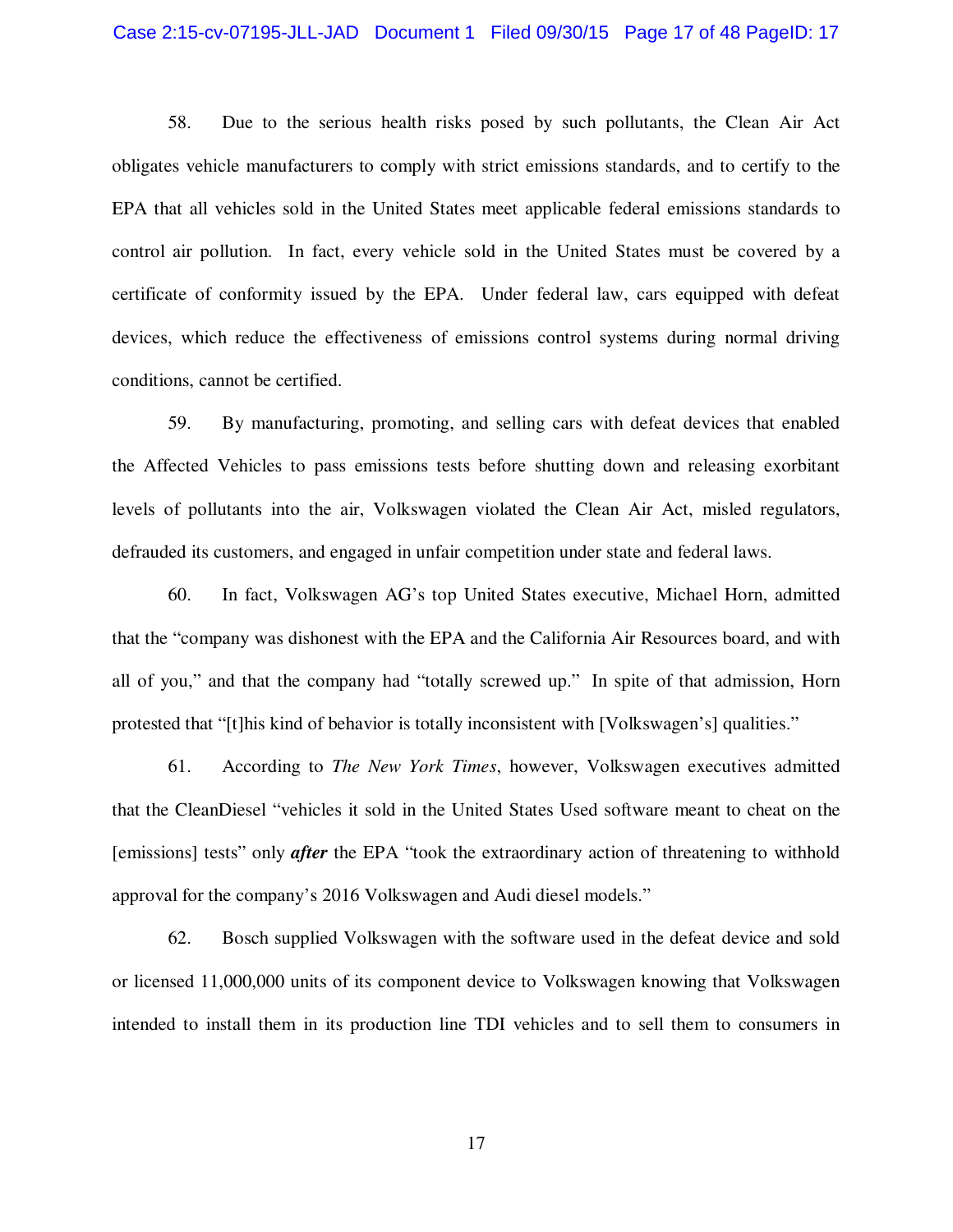58. Due to the serious health risks posed by such pollutants, the Clean Air Act obligates vehicle manufacturers to comply with strict emissions standards, and to certify to the EPA that all vehicles sold in the United States meet applicable federal emissions standards to control air pollution. In fact, every vehicle sold in the United States must be covered by a certificate of conformity issued by the EPA. Under federal law, cars equipped with defeat devices, which reduce the effectiveness of emissions control systems during normal driving conditions, cannot be certified.

59. By manufacturing, promoting, and selling cars with defeat devices that enabled the Affected Vehicles to pass emissions tests before shutting down and releasing exorbitant levels of pollutants into the air, Volkswagen violated the Clean Air Act, misled regulators, defrauded its customers, and engaged in unfair competition under state and federal laws.

60. In fact, Volkswagen AG's top United States executive, Michael Horn, admitted that the "company was dishonest with the EPA and the California Air Resources board, and with all of you," and that the company had "totally screwed up." In spite of that admission, Horn protested that "[t]his kind of behavior is totally inconsistent with [Volkswagen's] qualities."

61. According to *The New York Times*, however, Volkswagen executives admitted that the CleanDiesel "vehicles it sold in the United States Used software meant to cheat on the [emissions] tests" only ***after*** the EPA "took the extraordinary action of threatening to withhold approval for the company's 2016 Volkswagen and Audi diesel models."

62. Bosch supplied Volkswagen with the software used in the defeat device and sold or licensed 11,000,000 units of its component device to Volkswagen knowing that Volkswagen intended to install them in its production line TDI vehicles and to sell them to consumers in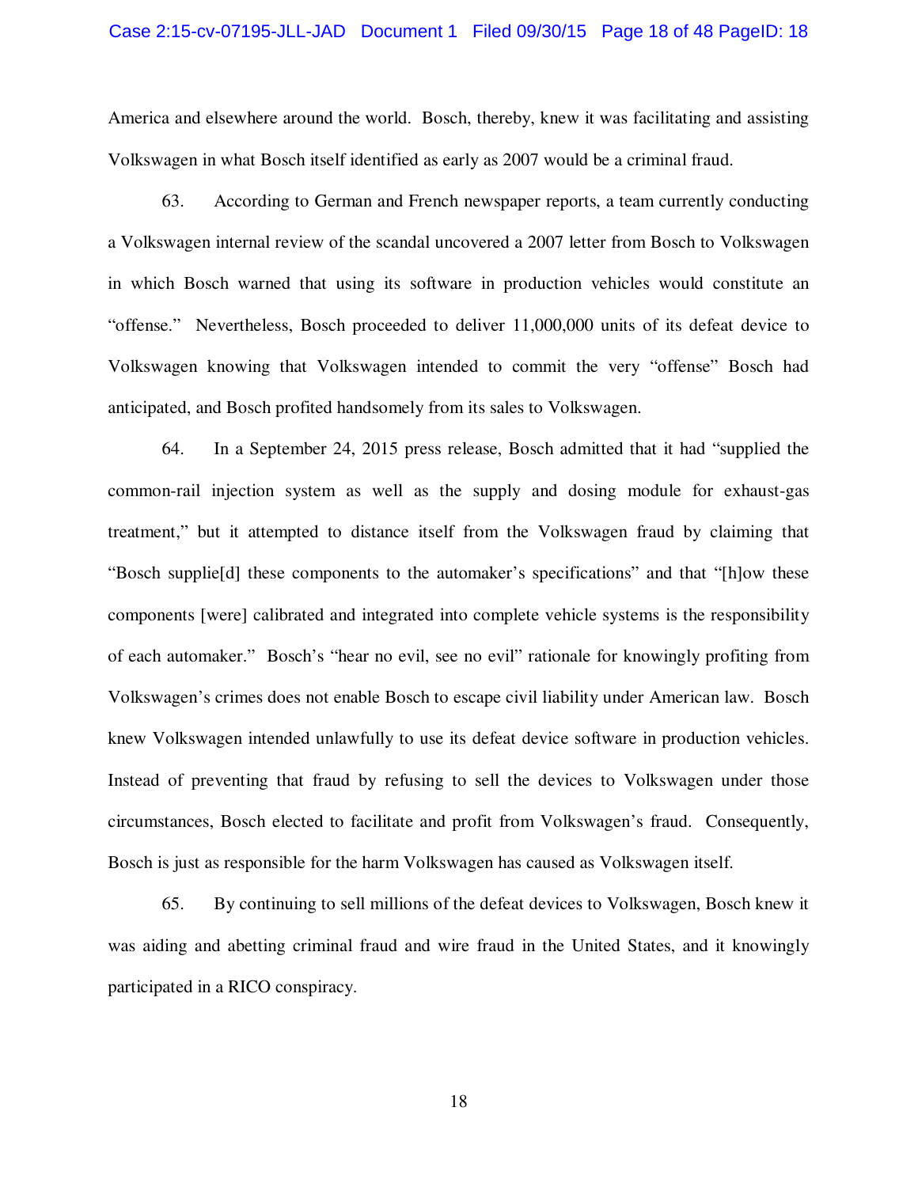America and elsewhere around the world. Bosch, thereby, knew it was facilitating and assisting Volkswagen in what Bosch itself identified as early as 2007 would be a criminal fraud.

63. According to German and French newspaper reports, a team currently conducting a Volkswagen internal review of the scandal uncovered a 2007 letter from Bosch to Volkswagen in which Bosch warned that using its software in production vehicles would constitute an "offense." Nevertheless, Bosch proceeded to deliver 11,000,000 units of its defeat device to Volkswagen knowing that Volkswagen intended to commit the very "offense" Bosch had anticipated, and Bosch profited handsomely from its sales to Volkswagen.

64. In a September 24, 2015 press release, Bosch admitted that it had "supplied the common-rail injection system as well as the supply and dosing module for exhaust-gas treatment," but it attempted to distance itself from the Volkswagen fraud by claiming that "Bosch supplie[d] these components to the automaker's specifications" and that "[h]ow these components [were] calibrated and integrated into complete vehicle systems is the responsibility of each automaker." Bosch's "hear no evil, see no evil" rationale for knowingly profiting from Volkswagen's crimes does not enable Bosch to escape civil liability under American law. Bosch knew Volkswagen intended unlawfully to use its defeat device software in production vehicles. Instead of preventing that fraud by refusing to sell the devices to Volkswagen under those circumstances, Bosch elected to facilitate and profit from Volkswagen's fraud. Consequently, Bosch is just as responsible for the harm Volkswagen has caused as Volkswagen itself.

65. By continuing to sell millions of the defeat devices to Volkswagen, Bosch knew it was aiding and abetting criminal fraud and wire fraud in the United States, and it knowingly participated in a RICO conspiracy.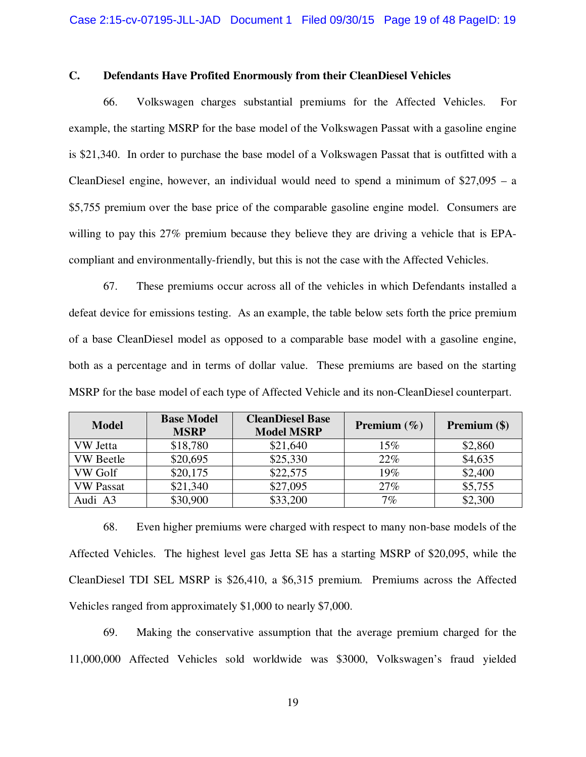### C. Defendants Have Profited Enormously from their CleanDiesel Vehicles

66. Volkswagen charges substantial premiums for the Affected Vehicles. For example, the starting MSRP for the base model of the Volkswagen Passat with a gasoline engine is $21,340. In order to purchase the base model of a Volkswagen Passat that is outfitted with a CleanDiesel engine, however, an individual would need to spend a minimum of $27,095 – a $5,755 premium over the base price of the comparable gasoline engine model. Consumers are willing to pay this 27% premium because they believe they are driving a vehicle that is EPA-compliant and environmentally-friendly, but this is not the case with the Affected Vehicles.

67. These premiums occur across all of the vehicles in which Defendants installed a defeat device for emissions testing. As an example, the table below sets forth the price premium of a base CleanDiesel model as opposed to a comparable base model with a gasoline engine, both as a percentage and in terms of dollar value. These premiums are based on the starting MSRP for the base model of each type of Affected Vehicle and its non-CleanDiesel counterpart.

| Model | Base Model MSRP | CleanDiesel Base Model MSRP | Premium (%) | Premium ($) |
|---|---|---|---|---|
| VW Jetta | $18,780 | $21,640 | 15% | $2,860 |
| VW Beetle | $20,695 | $25,330 | 22% | $4,635 |
| VW Golf | $20,175 | $22,575 | 19% | $2,400 |
| VW Passat | $21,340 | $27,095 | 27% | $5,755 |
| Audi A3 | $30,900 | $33,200 | 7% | $2,300 |

68. Even higher premiums were charged with respect to many non-base models of the Affected Vehicles. The highest level gas Jetta SE has a starting MSRP of $20,095, while the CleanDiesel TDI SEL MSRP is $26,410, a $6,315 premium. Premiums across the Affected Vehicles ranged from approximately $1,000 to nearly $7,000.

69. Making the conservative assumption that the average premium charged for the 11,000,000 Affected Vehicles sold worldwide was $3000, Volkswagen's fraud yielded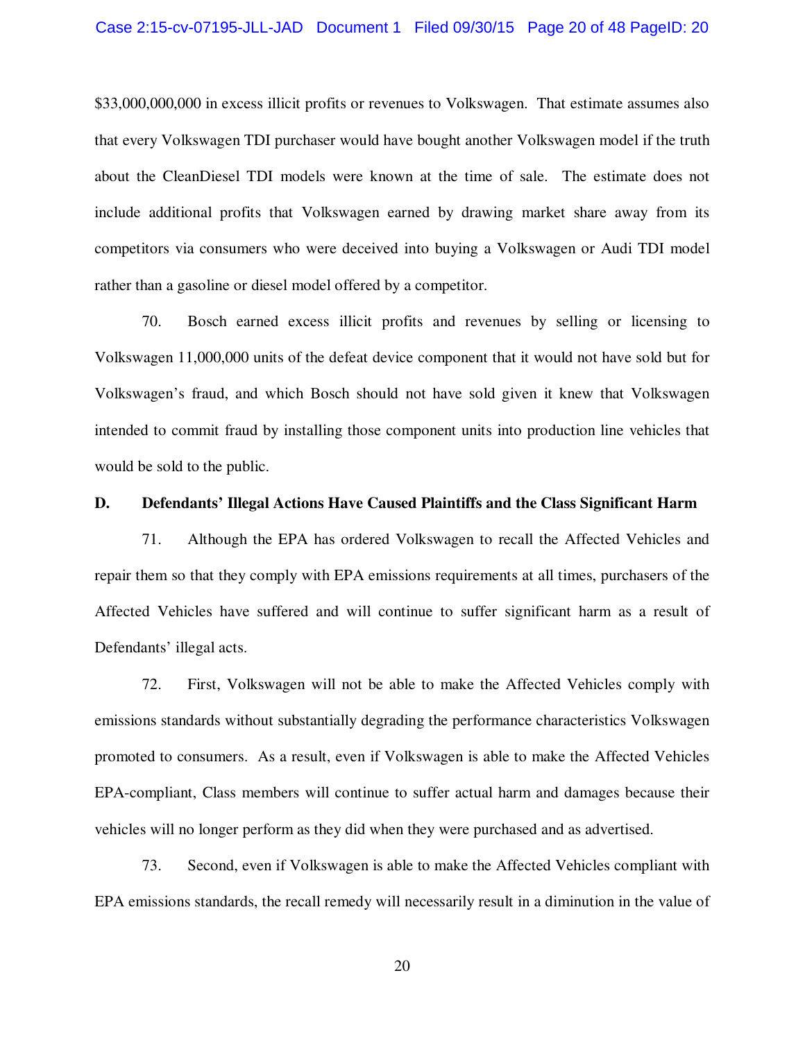$33,000,000,000 in excess illicit profits or revenues to Volkswagen. That estimate assumes also that every Volkswagen TDI purchaser would have bought another Volkswagen model if the truth about the CleanDiesel TDI models were known at the time of sale. The estimate does not include additional profits that Volkswagen earned by drawing market share away from its competitors via consumers who were deceived into buying a Volkswagen or Audi TDI model rather than a gasoline or diesel model offered by a competitor.

70. Bosch earned excess illicit profits and revenues by selling or licensing to Volkswagen 11,000,000 units of the defeat device component that it would not have sold but for Volkswagen's fraud, and which Bosch should not have sold given it knew that Volkswagen intended to commit fraud by installing those component units into production line vehicles that would be sold to the public.

**D. Defendants' Illegal Actions Have Caused Plaintiffs and the Class Significant Harm**

71. Although the EPA has ordered Volkswagen to recall the Affected Vehicles and repair them so that they comply with EPA emissions requirements at all times, purchasers of the Affected Vehicles have suffered and will continue to suffer significant harm as a result of Defendants' illegal acts.

72. First, Volkswagen will not be able to make the Affected Vehicles comply with emissions standards without substantially degrading the performance characteristics Volkswagen promoted to consumers. As a result, even if Volkswagen is able to make the Affected Vehicles EPA-compliant, Class members will continue to suffer actual harm and damages because their vehicles will no longer perform as they did when they were purchased and as advertised.

73. Second, even if Volkswagen is able to make the Affected Vehicles compliant with EPA emissions standards, the recall remedy will necessarily result in a diminution in the value of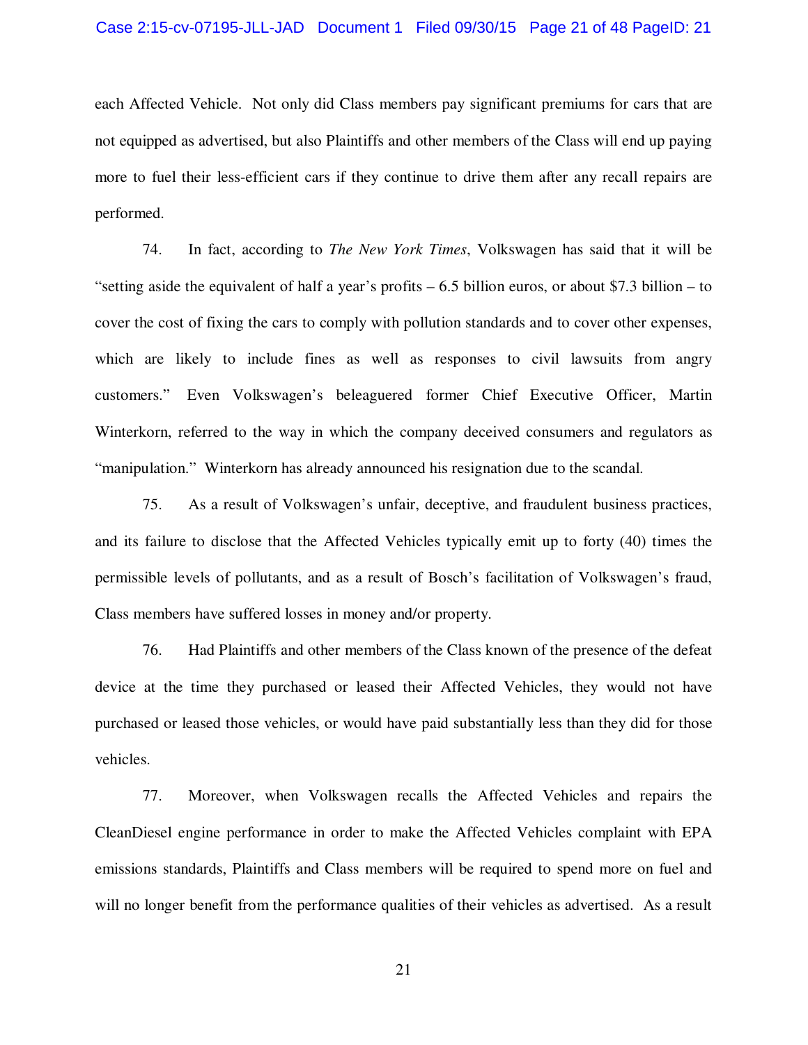each Affected Vehicle. Not only did Class members pay significant premiums for cars that are not equipped as advertised, but also Plaintiffs and other members of the Class will end up paying more to fuel their less-efficient cars if they continue to drive them after any recall repairs are performed.

74. In fact, according to *The New York Times*, Volkswagen has said that it will be "setting aside the equivalent of half a year's profits – 6.5 billion euros, or about $7.3 billion – to cover the cost of fixing the cars to comply with pollution standards and to cover other expenses, which are likely to include fines as well as responses to civil lawsuits from angry customers." Even Volkswagen's beleaguered former Chief Executive Officer, Martin Winterkorn, referred to the way in which the company deceived consumers and regulators as "manipulation." Winterkorn has already announced his resignation due to the scandal.

75. As a result of Volkswagen's unfair, deceptive, and fraudulent business practices, and its failure to disclose that the Affected Vehicles typically emit up to forty (40) times the permissible levels of pollutants, and as a result of Bosch's facilitation of Volkswagen's fraud, Class members have suffered losses in money and/or property.

76. Had Plaintiffs and other members of the Class known of the presence of the defeat device at the time they purchased or leased their Affected Vehicles, they would not have purchased or leased those vehicles, or would have paid substantially less than they did for those vehicles.

77. Moreover, when Volkswagen recalls the Affected Vehicles and repairs the CleanDiesel engine performance in order to make the Affected Vehicles complaint with EPA emissions standards, Plaintiffs and Class members will be required to spend more on fuel and will no longer benefit from the performance qualities of their vehicles as advertised. As a result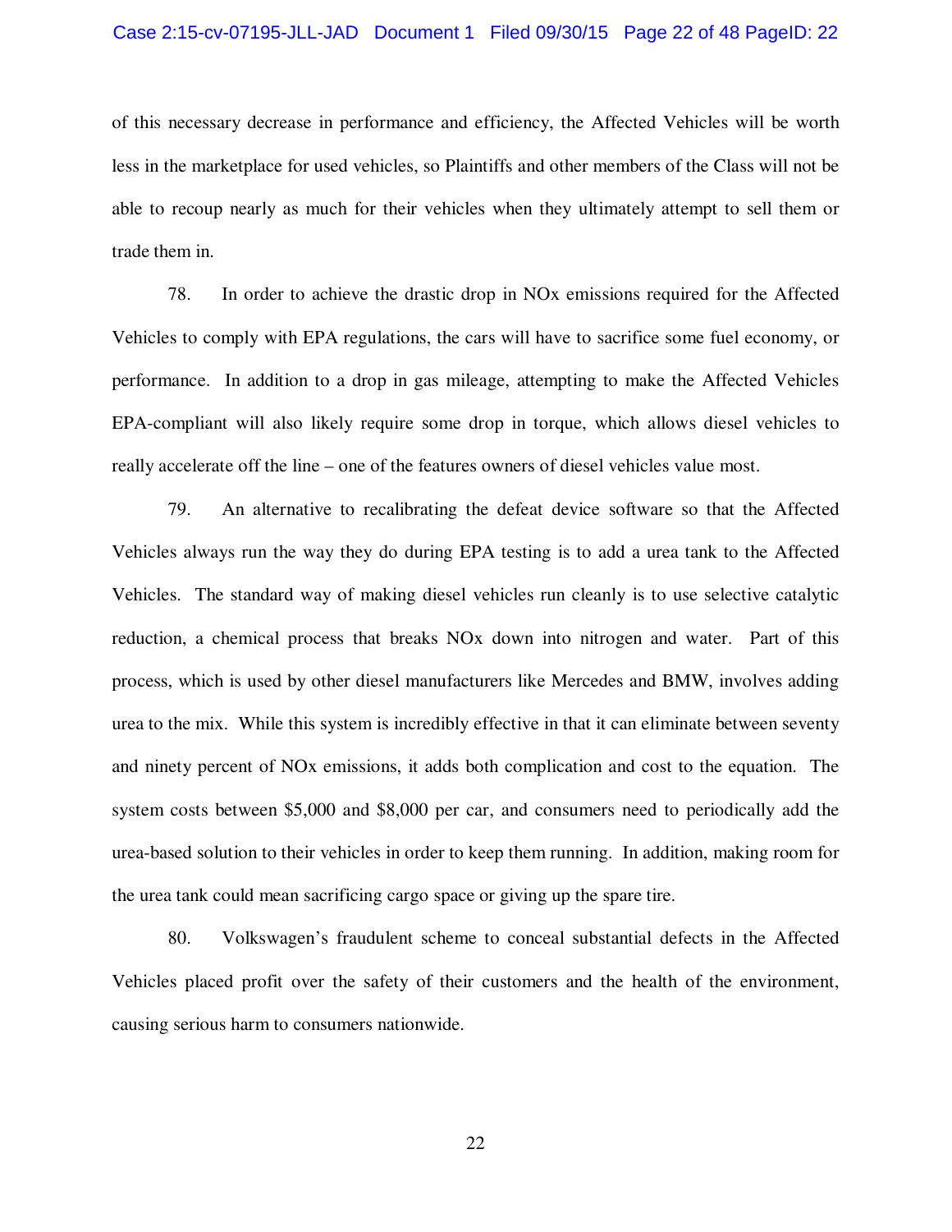of this necessary decrease in performance and efficiency, the Affected Vehicles will be worth less in the marketplace for used vehicles, so Plaintiffs and other members of the Class will not be able to recoup nearly as much for their vehicles when they ultimately attempt to sell them or trade them in.

78. In order to achieve the drastic drop in NOx emissions required for the Affected Vehicles to comply with EPA regulations, the cars will have to sacrifice some fuel economy, or performance. In addition to a drop in gas mileage, attempting to make the Affected Vehicles EPA-compliant will also likely require some drop in torque, which allows diesel vehicles to really accelerate off the line – one of the features owners of diesel vehicles value most.

79. An alternative to recalibrating the defeat device software so that the Affected Vehicles always run the way they do during EPA testing is to add a urea tank to the Affected Vehicles. The standard way of making diesel vehicles run cleanly is to use selective catalytic reduction, a chemical process that breaks NOx down into nitrogen and water. Part of this process, which is used by other diesel manufacturers like Mercedes and BMW, involves adding urea to the mix. While this system is incredibly effective in that it can eliminate between seventy and ninety percent of NOx emissions, it adds both complication and cost to the equation. The system costs between $5,000 and $8,000 per car, and consumers need to periodically add the urea-based solution to their vehicles in order to keep them running. In addition, making room for the urea tank could mean sacrificing cargo space or giving up the spare tire.

80. Volkswagen's fraudulent scheme to conceal substantial defects in the Affected Vehicles placed profit over the safety of their customers and the health of the environment, causing serious harm to consumers nationwide.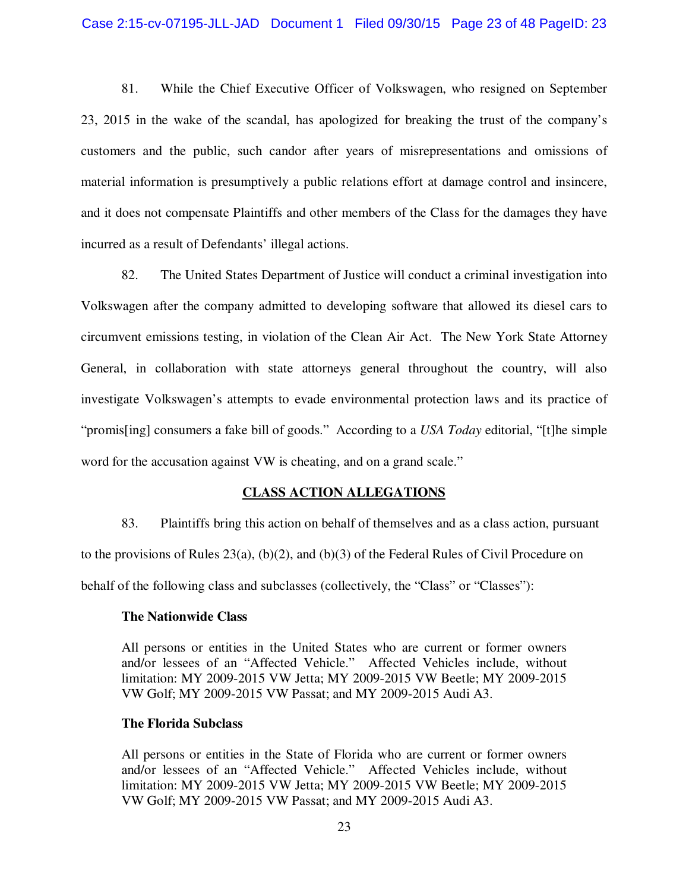81. While the Chief Executive Officer of Volkswagen, who resigned on September 23, 2015 in the wake of the scandal, has apologized for breaking the trust of the company's customers and the public, such candor after years of misrepresentations and omissions of material information is presumptively a public relations effort at damage control and insincere, and it does not compensate Plaintiffs and other members of the Class for the damages they have incurred as a result of Defendants' illegal actions.

82. The United States Department of Justice will conduct a criminal investigation into Volkswagen after the company admitted to developing software that allowed its diesel cars to circumvent emissions testing, in violation of the Clean Air Act. The New York State Attorney General, in collaboration with state attorneys general throughout the country, will also investigate Volkswagen's attempts to evade environmental protection laws and its practice of "promis[ing] consumers a fake bill of goods." According to a *USA Today* editorial, "[t]he simple word for the accusation against VW is cheating, and on a grand scale."

## CLASS ACTION ALLEGATIONS

83. Plaintiffs bring this action on behalf of themselves and as a class action, pursuant to the provisions of Rules 23(a), (b)(2), and (b)(3) of the Federal Rules of Civil Procedure on behalf of the following class and subclasses (collectively, the "Class" or "Classes"):

**The Nationwide Class**

> All persons or entities in the United States who are current or former owners and/or lessees of an "Affected Vehicle." Affected Vehicles include, without limitation: MY 2009-2015 VW Jetta; MY 2009-2015 VW Beetle; MY 2009-2015 VW Golf; MY 2009-2015 VW Passat; and MY 2009-2015 Audi A3.

**The Florida Subclass**

> All persons or entities in the State of Florida who are current or former owners and/or lessees of an "Affected Vehicle." Affected Vehicles include, without limitation: MY 2009-2015 VW Jetta; MY 2009-2015 VW Beetle; MY 2009-2015 VW Golf; MY 2009-2015 VW Passat; and MY 2009-2015 Audi A3.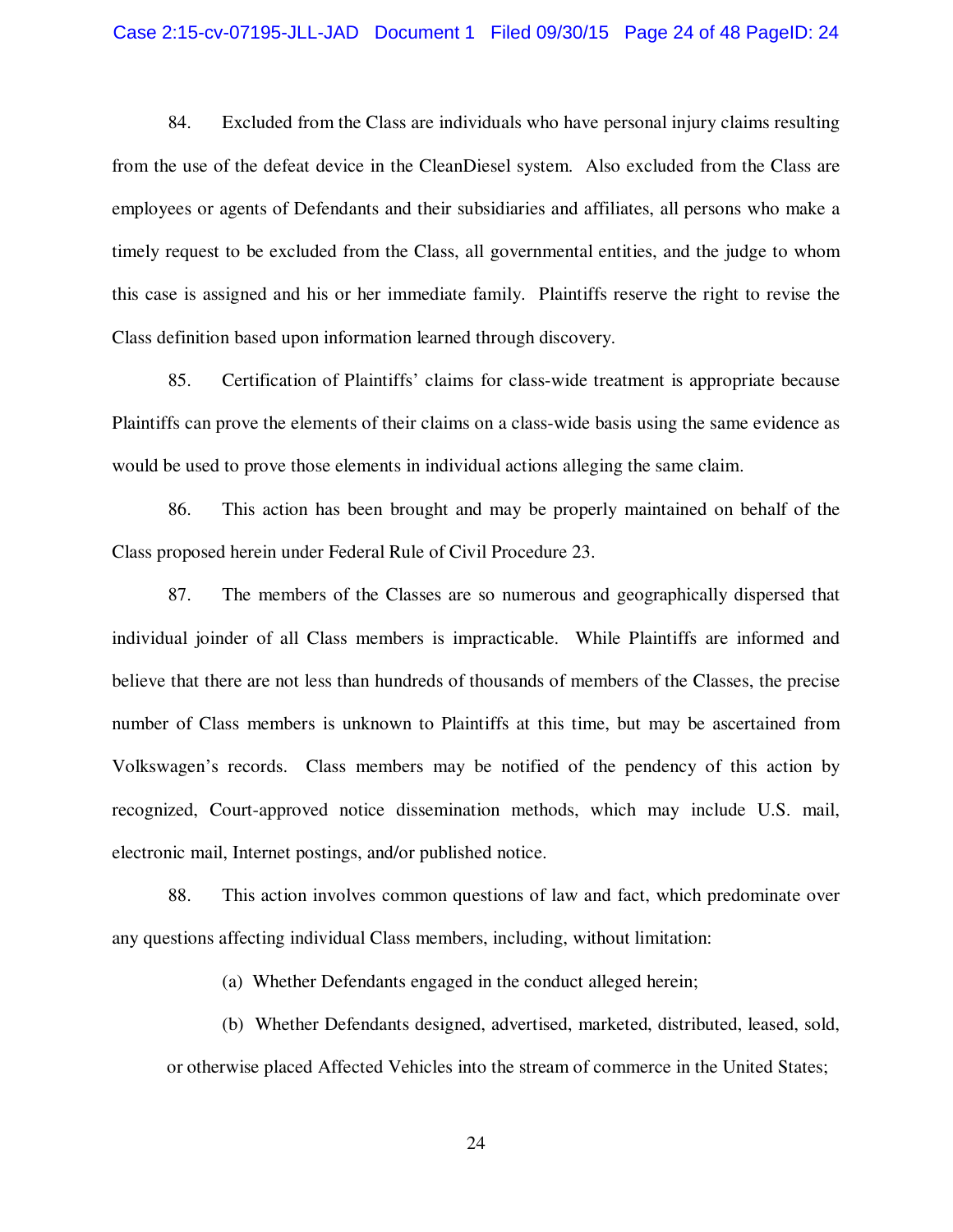84. Excluded from the Class are individuals who have personal injury claims resulting from the use of the defeat device in the CleanDiesel system. Also excluded from the Class are employees or agents of Defendants and their subsidiaries and affiliates, all persons who make a timely request to be excluded from the Class, all governmental entities, and the judge to whom this case is assigned and his or her immediate family. Plaintiffs reserve the right to revise the Class definition based upon information learned through discovery.

85. Certification of Plaintiffs' claims for class-wide treatment is appropriate because Plaintiffs can prove the elements of their claims on a class-wide basis using the same evidence as would be used to prove those elements in individual actions alleging the same claim.

86. This action has been brought and may be properly maintained on behalf of the Class proposed herein under Federal Rule of Civil Procedure 23.

87. The members of the Classes are so numerous and geographically dispersed that individual joinder of all Class members is impracticable. While Plaintiffs are informed and believe that there are not less than hundreds of thousands of members of the Classes, the precise number of Class members is unknown to Plaintiffs at this time, but may be ascertained from Volkswagen's records. Class members may be notified of the pendency of this action by recognized, Court-approved notice dissemination methods, which may include U.S. mail, electronic mail, Internet postings, and/or published notice.

88. This action involves common questions of law and fact, which predominate over any questions affecting individual Class members, including, without limitation:

(a) Whether Defendants engaged in the conduct alleged herein;

(b) Whether Defendants designed, advertised, marketed, distributed, leased, sold, or otherwise placed Affected Vehicles into the stream of commerce in the United States;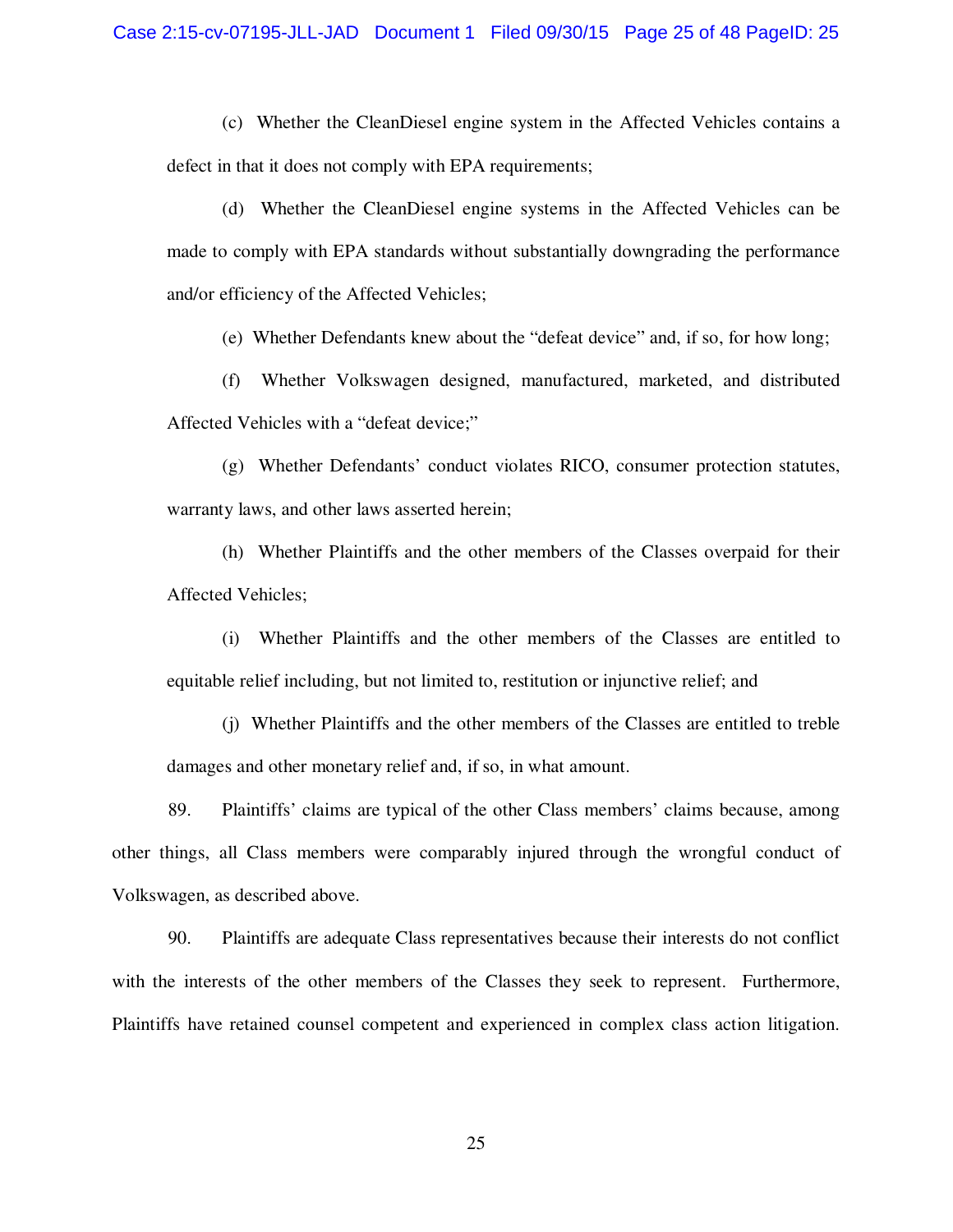(c) Whether the CleanDiesel engine system in the Affected Vehicles contains a defect in that it does not comply with EPA requirements;

(d) Whether the CleanDiesel engine systems in the Affected Vehicles can be made to comply with EPA standards without substantially downgrading the performance and/or efficiency of the Affected Vehicles;

(e) Whether Defendants knew about the "defeat device" and, if so, for how long;

(f) Whether Volkswagen designed, manufactured, marketed, and distributed Affected Vehicles with a "defeat device;"

(g) Whether Defendants' conduct violates RICO, consumer protection statutes, warranty laws, and other laws asserted herein;

(h) Whether Plaintiffs and the other members of the Classes overpaid for their Affected Vehicles;

(i) Whether Plaintiffs and the other members of the Classes are entitled to equitable relief including, but not limited to, restitution or injunctive relief; and

(j) Whether Plaintiffs and the other members of the Classes are entitled to treble damages and other monetary relief and, if so, in what amount.

89. Plaintiffs' claims are typical of the other Class members' claims because, among other things, all Class members were comparably injured through the wrongful conduct of Volkswagen, as described above.

90. Plaintiffs are adequate Class representatives because their interests do not conflict with the interests of the other members of the Classes they seek to represent. Furthermore, Plaintiffs have retained counsel competent and experienced in complex class action litigation.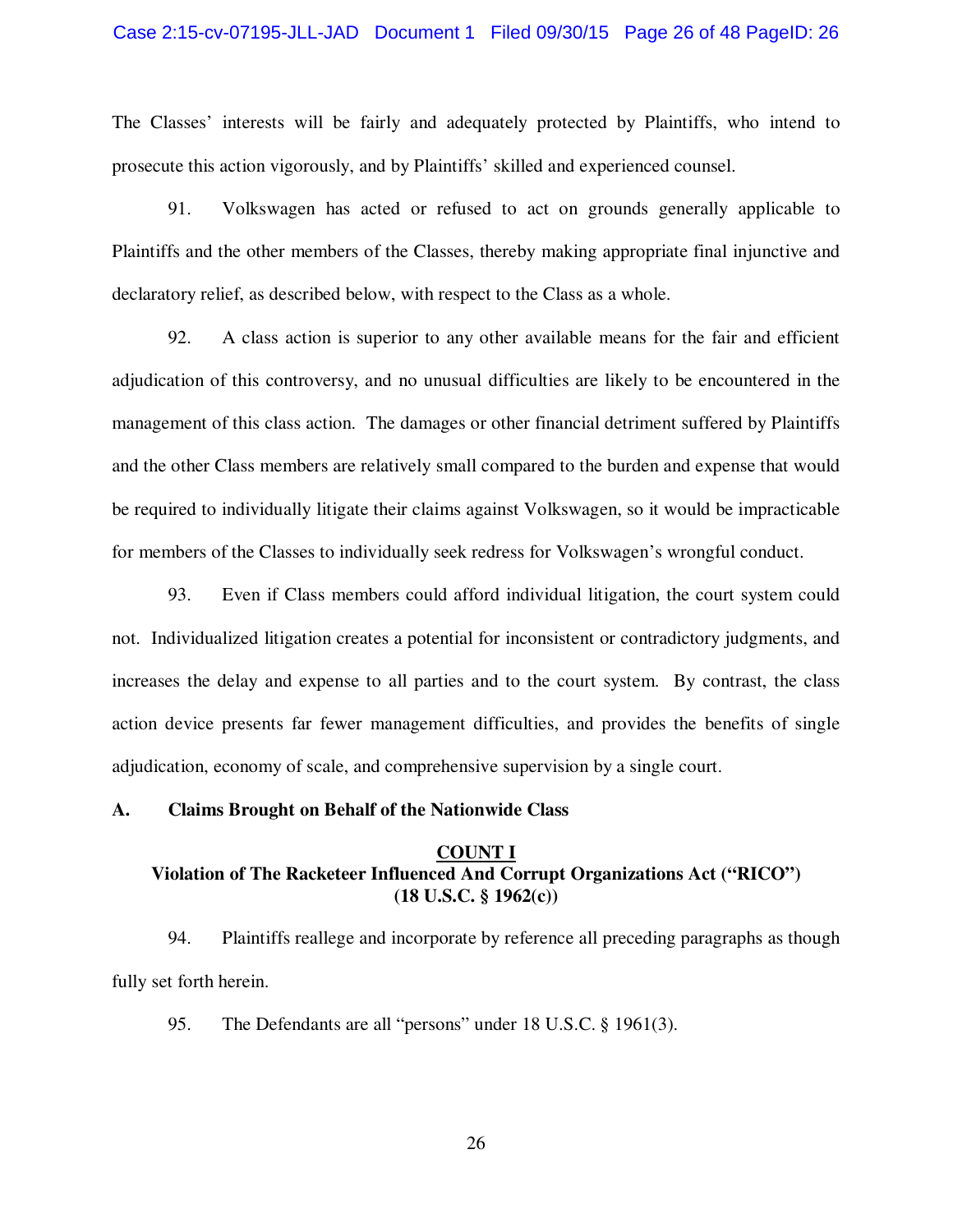The Classes' interests will be fairly and adequately protected by Plaintiffs, who intend to prosecute this action vigorously, and by Plaintiffs' skilled and experienced counsel.

91. Volkswagen has acted or refused to act on grounds generally applicable to Plaintiffs and the other members of the Classes, thereby making appropriate final injunctive and declaratory relief, as described below, with respect to the Class as a whole.

92. A class action is superior to any other available means for the fair and efficient adjudication of this controversy, and no unusual difficulties are likely to be encountered in the management of this class action. The damages or other financial detriment suffered by Plaintiffs and the other Class members are relatively small compared to the burden and expense that would be required to individually litigate their claims against Volkswagen, so it would be impracticable for members of the Classes to individually seek redress for Volkswagen's wrongful conduct.

93. Even if Class members could afford individual litigation, the court system could not. Individualized litigation creates a potential for inconsistent or contradictory judgments, and increases the delay and expense to all parties and to the court system. By contrast, the class action device presents far fewer management difficulties, and provides the benefits of single adjudication, economy of scale, and comprehensive supervision by a single court.

## A. Claims Brought on Behalf of the Nationwide Class

### COUNT I
### Violation of The Racketeer Influenced And Corrupt Organizations Act ("RICO") (18 U.S.C. § 1962(c))

94. Plaintiffs reallege and incorporate by reference all preceding paragraphs as though fully set forth herein.

95. The Defendants are all "persons" under 18 U.S.C. § 1961(3).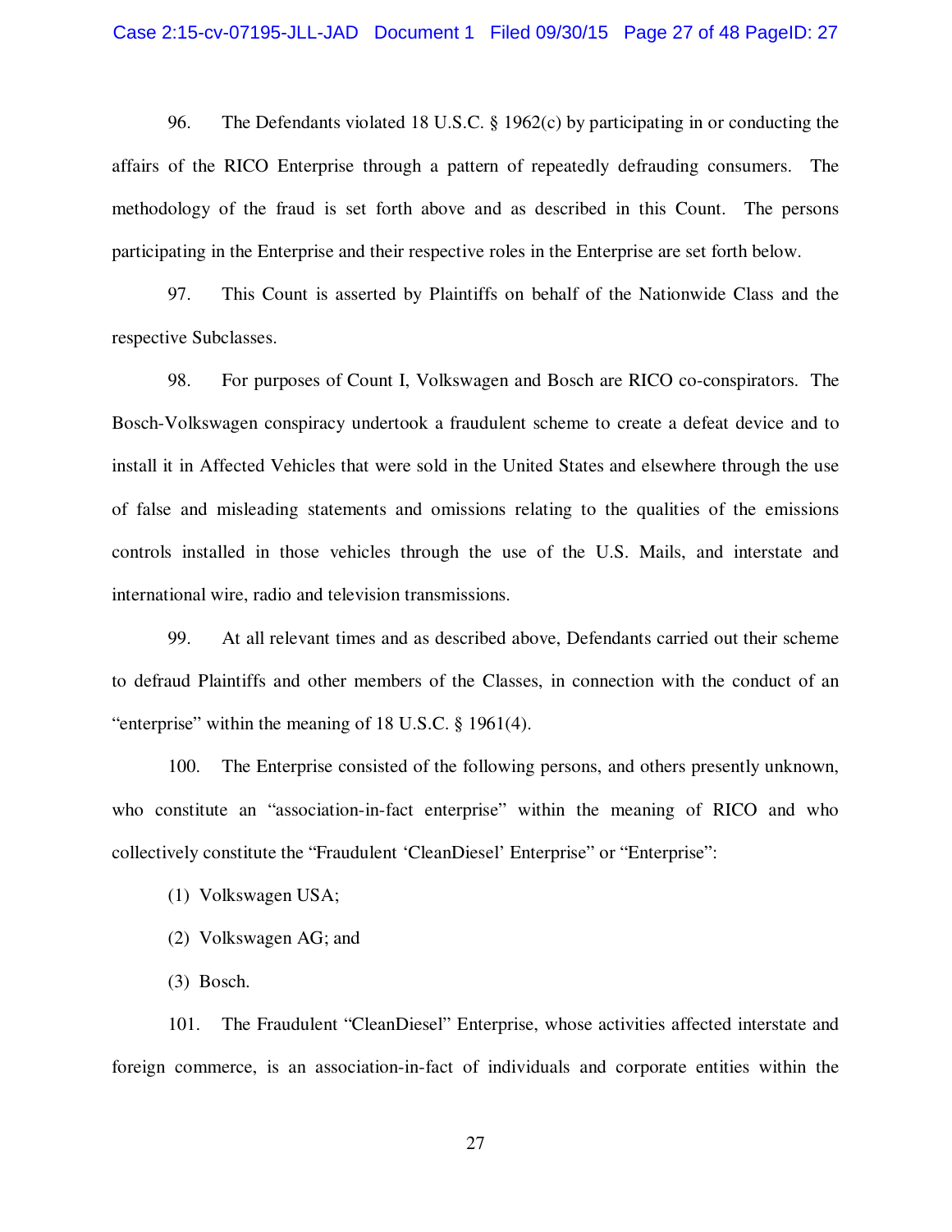96. The Defendants violated 18 U.S.C. § 1962(c) by participating in or conducting the affairs of the RICO Enterprise through a pattern of repeatedly defrauding consumers. The methodology of the fraud is set forth above and as described in this Count. The persons participating in the Enterprise and their respective roles in the Enterprise are set forth below.

97. This Count is asserted by Plaintiffs on behalf of the Nationwide Class and the respective Subclasses.

98. For purposes of Count I, Volkswagen and Bosch are RICO co-conspirators. The Bosch-Volkswagen conspiracy undertook a fraudulent scheme to create a defeat device and to install it in Affected Vehicles that were sold in the United States and elsewhere through the use of false and misleading statements and omissions relating to the qualities of the emissions controls installed in those vehicles through the use of the U.S. Mails, and interstate and international wire, radio and television transmissions.

99. At all relevant times and as described above, Defendants carried out their scheme to defraud Plaintiffs and other members of the Classes, in connection with the conduct of an "enterprise" within the meaning of 18 U.S.C. § 1961(4).

100. The Enterprise consisted of the following persons, and others presently unknown, who constitute an "association-in-fact enterprise" within the meaning of RICO and who collectively constitute the "Fraudulent 'CleanDiesel' Enterprise" or "Enterprise":

(1) Volkswagen USA;

(2) Volkswagen AG; and

(3) Bosch.

101. The Fraudulent "CleanDiesel" Enterprise, whose activities affected interstate and foreign commerce, is an association-in-fact of individuals and corporate entities within the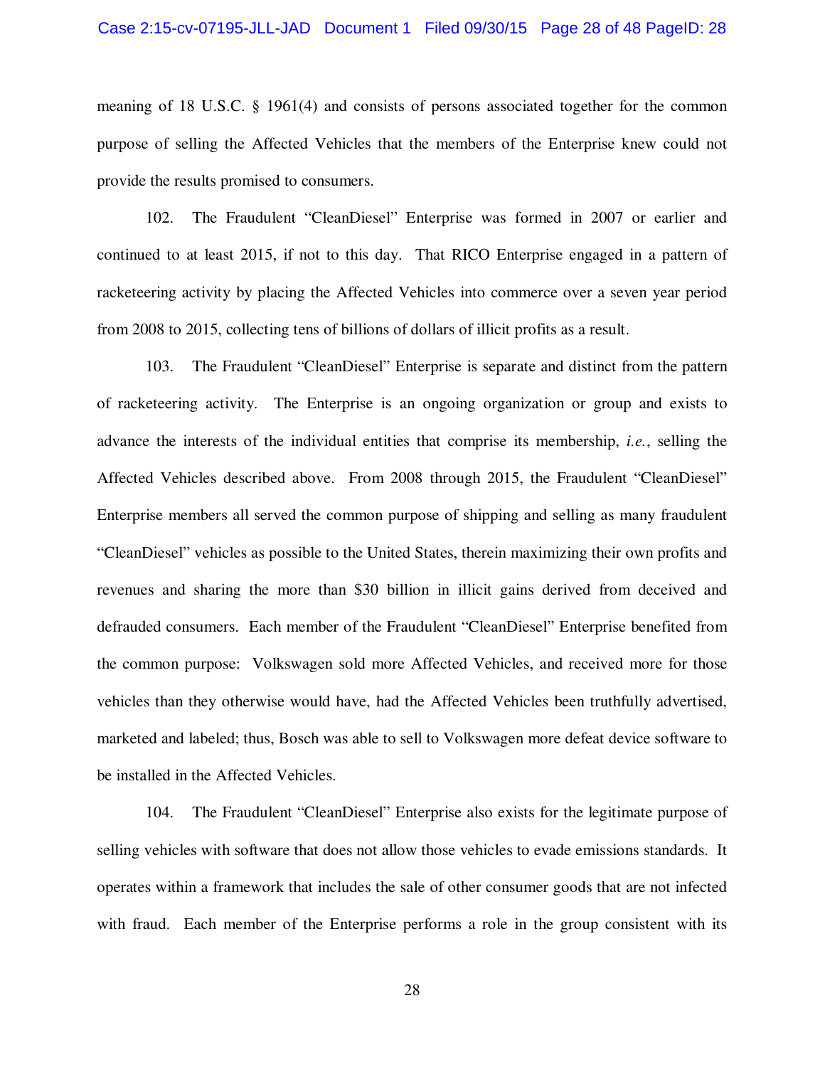meaning of 18 U.S.C. § 1961(4) and consists of persons associated together for the common purpose of selling the Affected Vehicles that the members of the Enterprise knew could not provide the results promised to consumers.

102. The Fraudulent "CleanDiesel" Enterprise was formed in 2007 or earlier and continued to at least 2015, if not to this day. That RICO Enterprise engaged in a pattern of racketeering activity by placing the Affected Vehicles into commerce over a seven year period from 2008 to 2015, collecting tens of billions of dollars of illicit profits as a result.

103. The Fraudulent "CleanDiesel" Enterprise is separate and distinct from the pattern of racketeering activity. The Enterprise is an ongoing organization or group and exists to advance the interests of the individual entities that comprise its membership, *i.e.*, selling the Affected Vehicles described above. From 2008 through 2015, the Fraudulent "CleanDiesel" Enterprise members all served the common purpose of shipping and selling as many fraudulent "CleanDiesel" vehicles as possible to the United States, therein maximizing their own profits and revenues and sharing the more than $30 billion in illicit gains derived from deceived and defrauded consumers. Each member of the Fraudulent "CleanDiesel" Enterprise benefited from the common purpose: Volkswagen sold more Affected Vehicles, and received more for those vehicles than they otherwise would have, had the Affected Vehicles been truthfully advertised, marketed and labeled; thus, Bosch was able to sell to Volkswagen more defeat device software to be installed in the Affected Vehicles.

104. The Fraudulent "CleanDiesel" Enterprise also exists for the legitimate purpose of selling vehicles with software that does not allow those vehicles to evade emissions standards. It operates within a framework that includes the sale of other consumer goods that are not infected with fraud. Each member of the Enterprise performs a role in the group consistent with its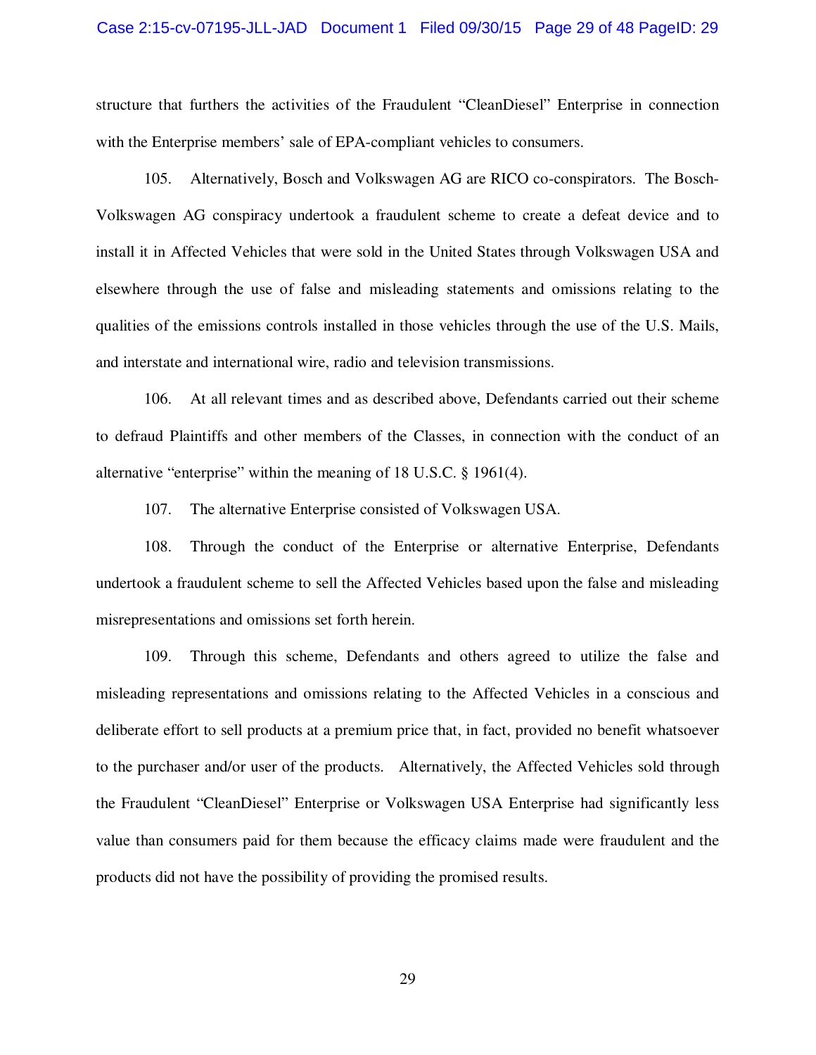structure that furthers the activities of the Fraudulent "CleanDiesel" Enterprise in connection with the Enterprise members' sale of EPA-compliant vehicles to consumers.

105. Alternatively, Bosch and Volkswagen AG are RICO co-conspirators. The Bosch-Volkswagen AG conspiracy undertook a fraudulent scheme to create a defeat device and to install it in Affected Vehicles that were sold in the United States through Volkswagen USA and elsewhere through the use of false and misleading statements and omissions relating to the qualities of the emissions controls installed in those vehicles through the use of the U.S. Mails, and interstate and international wire, radio and television transmissions.

106. At all relevant times and as described above, Defendants carried out their scheme to defraud Plaintiffs and other members of the Classes, in connection with the conduct of an alternative "enterprise" within the meaning of 18 U.S.C. § 1961(4).

107. The alternative Enterprise consisted of Volkswagen USA.

108. Through the conduct of the Enterprise or alternative Enterprise, Defendants undertook a fraudulent scheme to sell the Affected Vehicles based upon the false and misleading misrepresentations and omissions set forth herein.

109. Through this scheme, Defendants and others agreed to utilize the false and misleading representations and omissions relating to the Affected Vehicles in a conscious and deliberate effort to sell products at a premium price that, in fact, provided no benefit whatsoever to the purchaser and/or user of the products. Alternatively, the Affected Vehicles sold through the Fraudulent "CleanDiesel" Enterprise or Volkswagen USA Enterprise had significantly less value than consumers paid for them because the efficacy claims made were fraudulent and the products did not have the possibility of providing the promised results.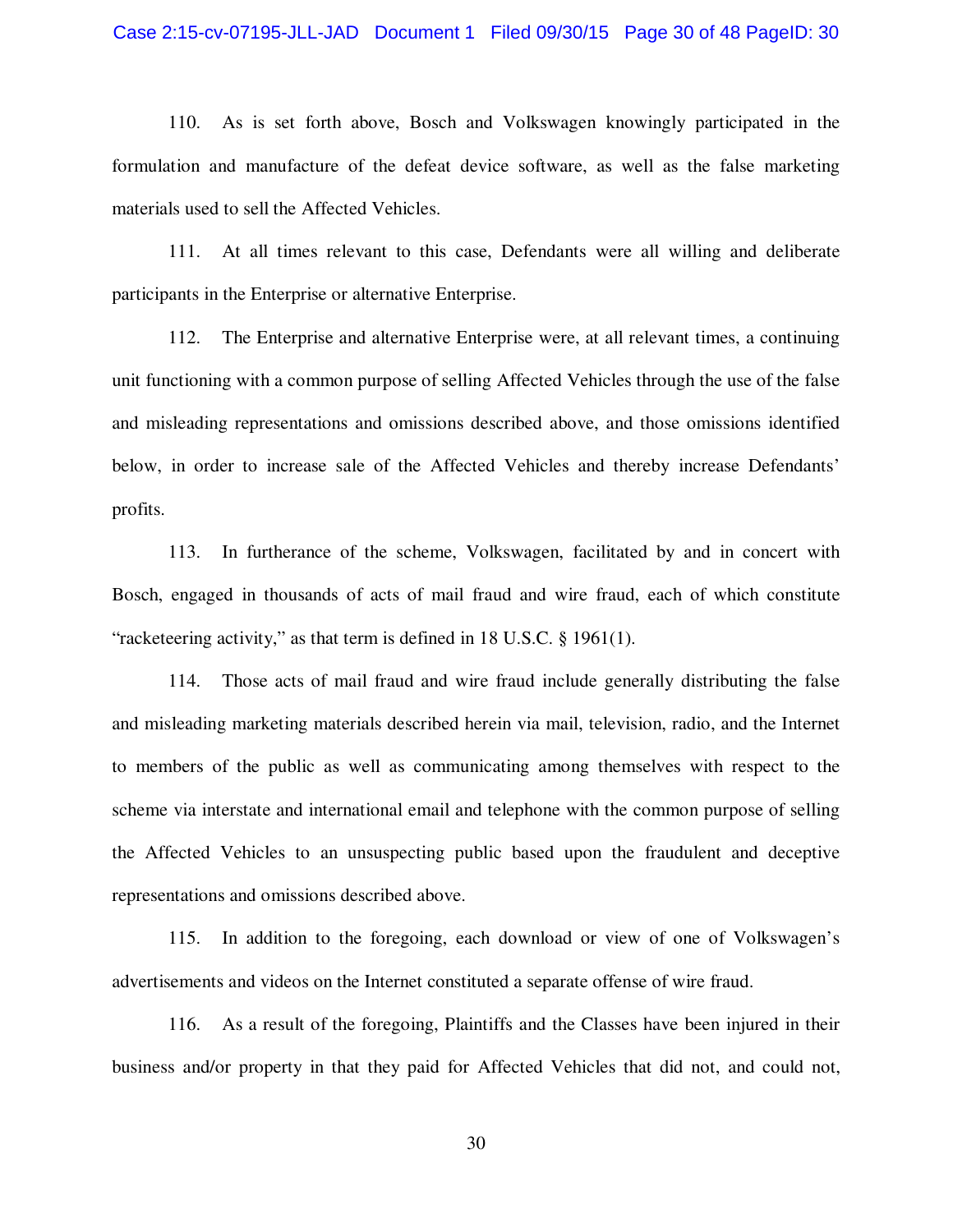110. As is set forth above, Bosch and Volkswagen knowingly participated in the formulation and manufacture of the defeat device software, as well as the false marketing materials used to sell the Affected Vehicles.

111. At all times relevant to this case, Defendants were all willing and deliberate participants in the Enterprise or alternative Enterprise.

112. The Enterprise and alternative Enterprise were, at all relevant times, a continuing unit functioning with a common purpose of selling Affected Vehicles through the use of the false and misleading representations and omissions described above, and those omissions identified below, in order to increase sale of the Affected Vehicles and thereby increase Defendants' profits.

113. In furtherance of the scheme, Volkswagen, facilitated by and in concert with Bosch, engaged in thousands of acts of mail fraud and wire fraud, each of which constitute "racketeering activity," as that term is defined in 18 U.S.C. § 1961(1).

114. Those acts of mail fraud and wire fraud include generally distributing the false and misleading marketing materials described herein via mail, television, radio, and the Internet to members of the public as well as communicating among themselves with respect to the scheme via interstate and international email and telephone with the common purpose of selling the Affected Vehicles to an unsuspecting public based upon the fraudulent and deceptive representations and omissions described above.

115. In addition to the foregoing, each download or view of one of Volkswagen's advertisements and videos on the Internet constituted a separate offense of wire fraud.

116. As a result of the foregoing, Plaintiffs and the Classes have been injured in their business and/or property in that they paid for Affected Vehicles that did not, and could not,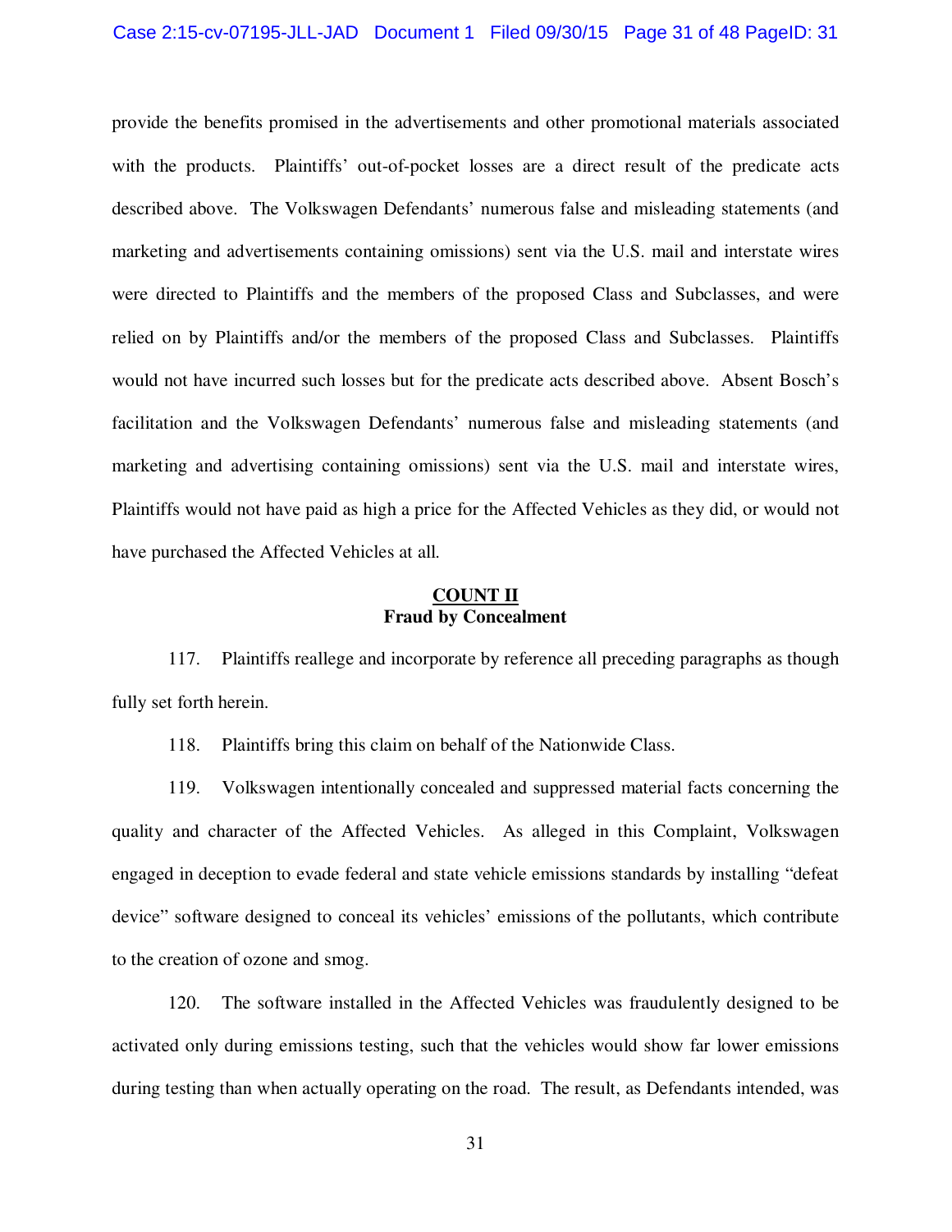provide the benefits promised in the advertisements and other promotional materials associated with the products. Plaintiffs' out-of-pocket losses are a direct result of the predicate acts described above. The Volkswagen Defendants' numerous false and misleading statements (and marketing and advertisements containing omissions) sent via the U.S. mail and interstate wires were directed to Plaintiffs and the members of the proposed Class and Subclasses, and were relied on by Plaintiffs and/or the members of the proposed Class and Subclasses. Plaintiffs would not have incurred such losses but for the predicate acts described above. Absent Bosch's facilitation and the Volkswagen Defendants' numerous false and misleading statements (and marketing and advertising containing omissions) sent via the U.S. mail and interstate wires, Plaintiffs would not have paid as high a price for the Affected Vehicles as they did, or would not have purchased the Affected Vehicles at all.

## COUNT II
## Fraud by Concealment

117. Plaintiffs reallege and incorporate by reference all preceding paragraphs as though fully set forth herein.

118. Plaintiffs bring this claim on behalf of the Nationwide Class.

119. Volkswagen intentionally concealed and suppressed material facts concerning the quality and character of the Affected Vehicles. As alleged in this Complaint, Volkswagen engaged in deception to evade federal and state vehicle emissions standards by installing "defeat device" software designed to conceal its vehicles' emissions of the pollutants, which contribute to the creation of ozone and smog.

120. The software installed in the Affected Vehicles was fraudulently designed to be activated only during emissions testing, such that the vehicles would show far lower emissions during testing than when actually operating on the road. The result, as Defendants intended, was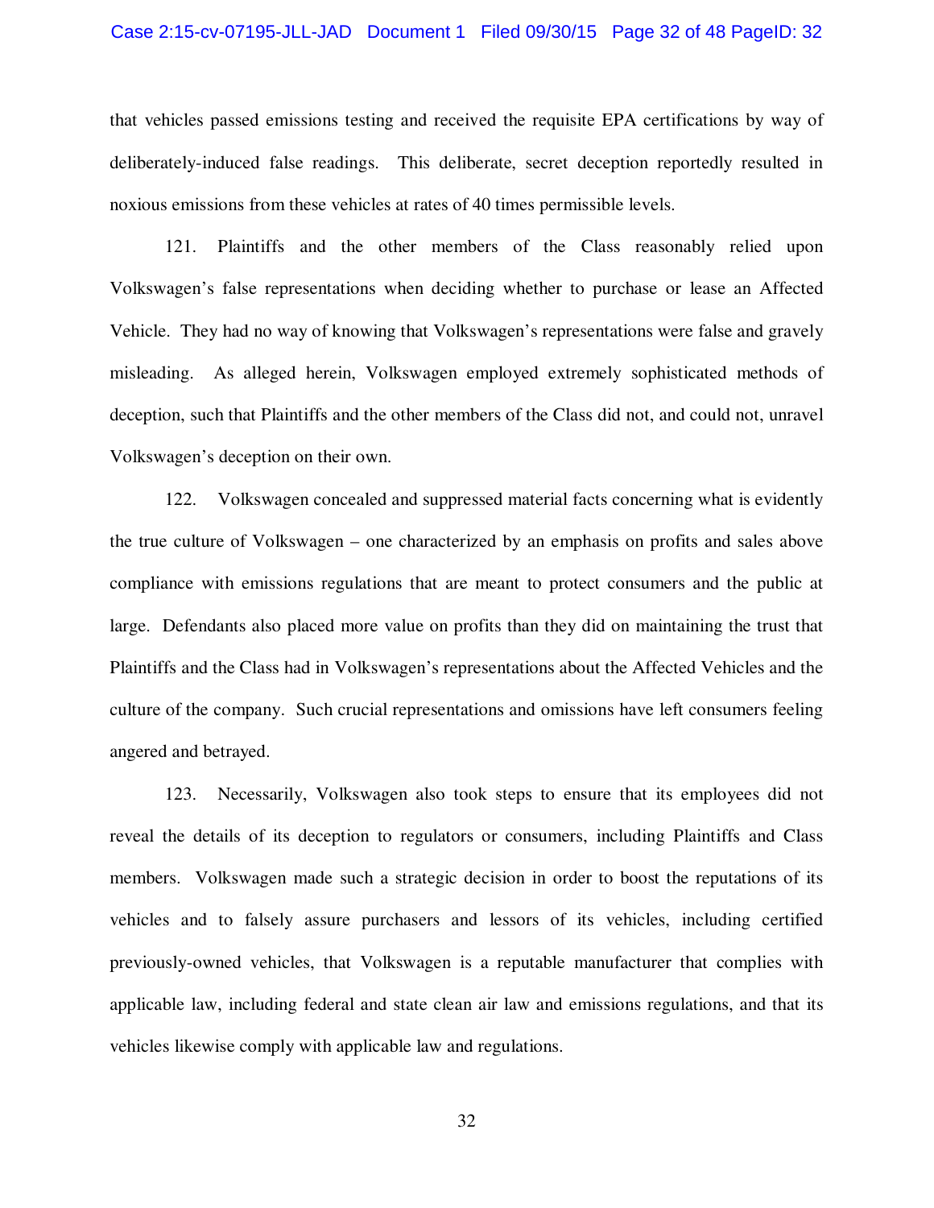that vehicles passed emissions testing and received the requisite EPA certifications by way of deliberately-induced false readings. This deliberate, secret deception reportedly resulted in noxious emissions from these vehicles at rates of 40 times permissible levels.

121. Plaintiffs and the other members of the Class reasonably relied upon Volkswagen's false representations when deciding whether to purchase or lease an Affected Vehicle. They had no way of knowing that Volkswagen's representations were false and gravely misleading. As alleged herein, Volkswagen employed extremely sophisticated methods of deception, such that Plaintiffs and the other members of the Class did not, and could not, unravel Volkswagen's deception on their own.

122. Volkswagen concealed and suppressed material facts concerning what is evidently the true culture of Volkswagen – one characterized by an emphasis on profits and sales above compliance with emissions regulations that are meant to protect consumers and the public at large. Defendants also placed more value on profits than they did on maintaining the trust that Plaintiffs and the Class had in Volkswagen's representations about the Affected Vehicles and the culture of the company. Such crucial representations and omissions have left consumers feeling angered and betrayed.

123. Necessarily, Volkswagen also took steps to ensure that its employees did not reveal the details of its deception to regulators or consumers, including Plaintiffs and Class members. Volkswagen made such a strategic decision in order to boost the reputations of its vehicles and to falsely assure purchasers and lessors of its vehicles, including certified previously-owned vehicles, that Volkswagen is a reputable manufacturer that complies with applicable law, including federal and state clean air law and emissions regulations, and that its vehicles likewise comply with applicable law and regulations.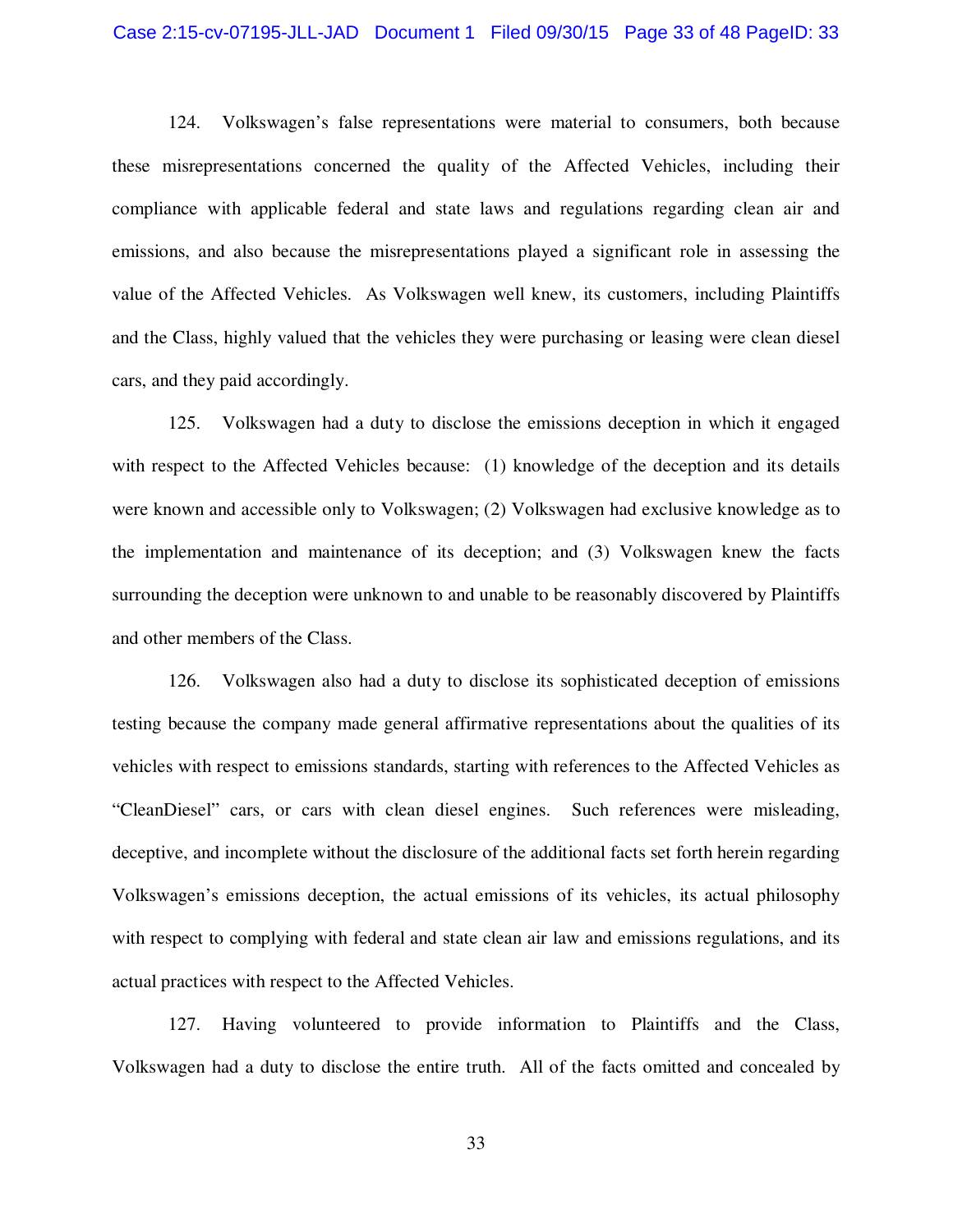124. Volkswagen's false representations were material to consumers, both because these misrepresentations concerned the quality of the Affected Vehicles, including their compliance with applicable federal and state laws and regulations regarding clean air and emissions, and also because the misrepresentations played a significant role in assessing the value of the Affected Vehicles. As Volkswagen well knew, its customers, including Plaintiffs and the Class, highly valued that the vehicles they were purchasing or leasing were clean diesel cars, and they paid accordingly.

125. Volkswagen had a duty to disclose the emissions deception in which it engaged with respect to the Affected Vehicles because: (1) knowledge of the deception and its details were known and accessible only to Volkswagen; (2) Volkswagen had exclusive knowledge as to the implementation and maintenance of its deception; and (3) Volkswagen knew the facts surrounding the deception were unknown to and unable to be reasonably discovered by Plaintiffs and other members of the Class.

126. Volkswagen also had a duty to disclose its sophisticated deception of emissions testing because the company made general affirmative representations about the qualities of its vehicles with respect to emissions standards, starting with references to the Affected Vehicles as "CleanDiesel" cars, or cars with clean diesel engines. Such references were misleading, deceptive, and incomplete without the disclosure of the additional facts set forth herein regarding Volkswagen's emissions deception, the actual emissions of its vehicles, its actual philosophy with respect to complying with federal and state clean air law and emissions regulations, and its actual practices with respect to the Affected Vehicles.

127. Having volunteered to provide information to Plaintiffs and the Class, Volkswagen had a duty to disclose the entire truth. All of the facts omitted and concealed by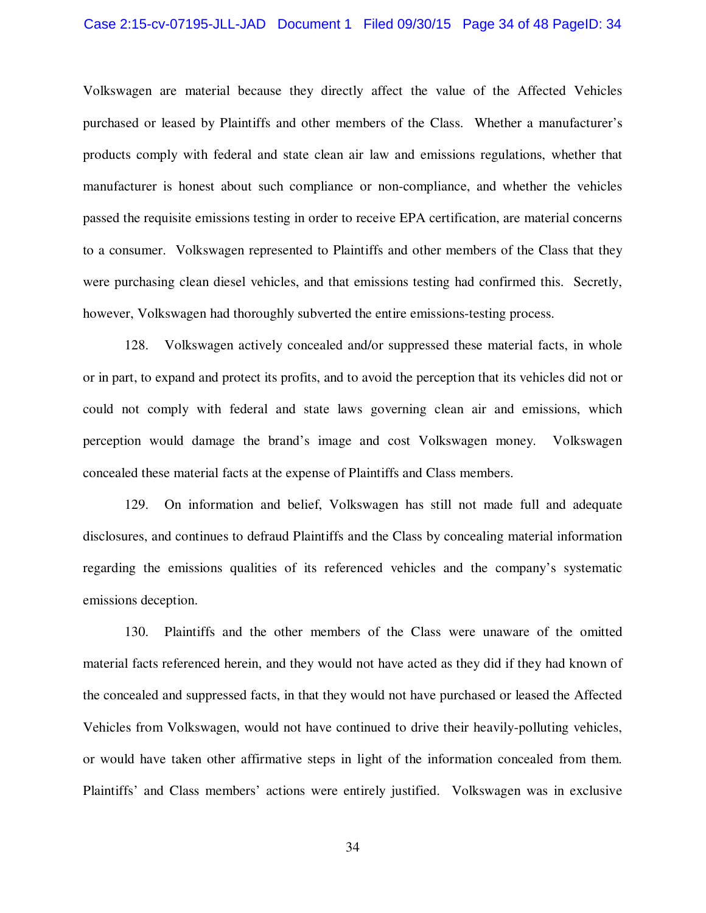Volkswagen are material because they directly affect the value of the Affected Vehicles purchased or leased by Plaintiffs and other members of the Class. Whether a manufacturer's products comply with federal and state clean air law and emissions regulations, whether that manufacturer is honest about such compliance or non-compliance, and whether the vehicles passed the requisite emissions testing in order to receive EPA certification, are material concerns to a consumer. Volkswagen represented to Plaintiffs and other members of the Class that they were purchasing clean diesel vehicles, and that emissions testing had confirmed this. Secretly, however, Volkswagen had thoroughly subverted the entire emissions-testing process.

128. Volkswagen actively concealed and/or suppressed these material facts, in whole or in part, to expand and protect its profits, and to avoid the perception that its vehicles did not or could not comply with federal and state laws governing clean air and emissions, which perception would damage the brand's image and cost Volkswagen money. Volkswagen concealed these material facts at the expense of Plaintiffs and Class members.

129. On information and belief, Volkswagen has still not made full and adequate disclosures, and continues to defraud Plaintiffs and the Class by concealing material information regarding the emissions qualities of its referenced vehicles and the company's systematic emissions deception.

130. Plaintiffs and the other members of the Class were unaware of the omitted material facts referenced herein, and they would not have acted as they did if they had known of the concealed and suppressed facts, in that they would not have purchased or leased the Affected Vehicles from Volkswagen, would not have continued to drive their heavily-polluting vehicles, or would have taken other affirmative steps in light of the information concealed from them. Plaintiffs' and Class members' actions were entirely justified. Volkswagen was in exclusive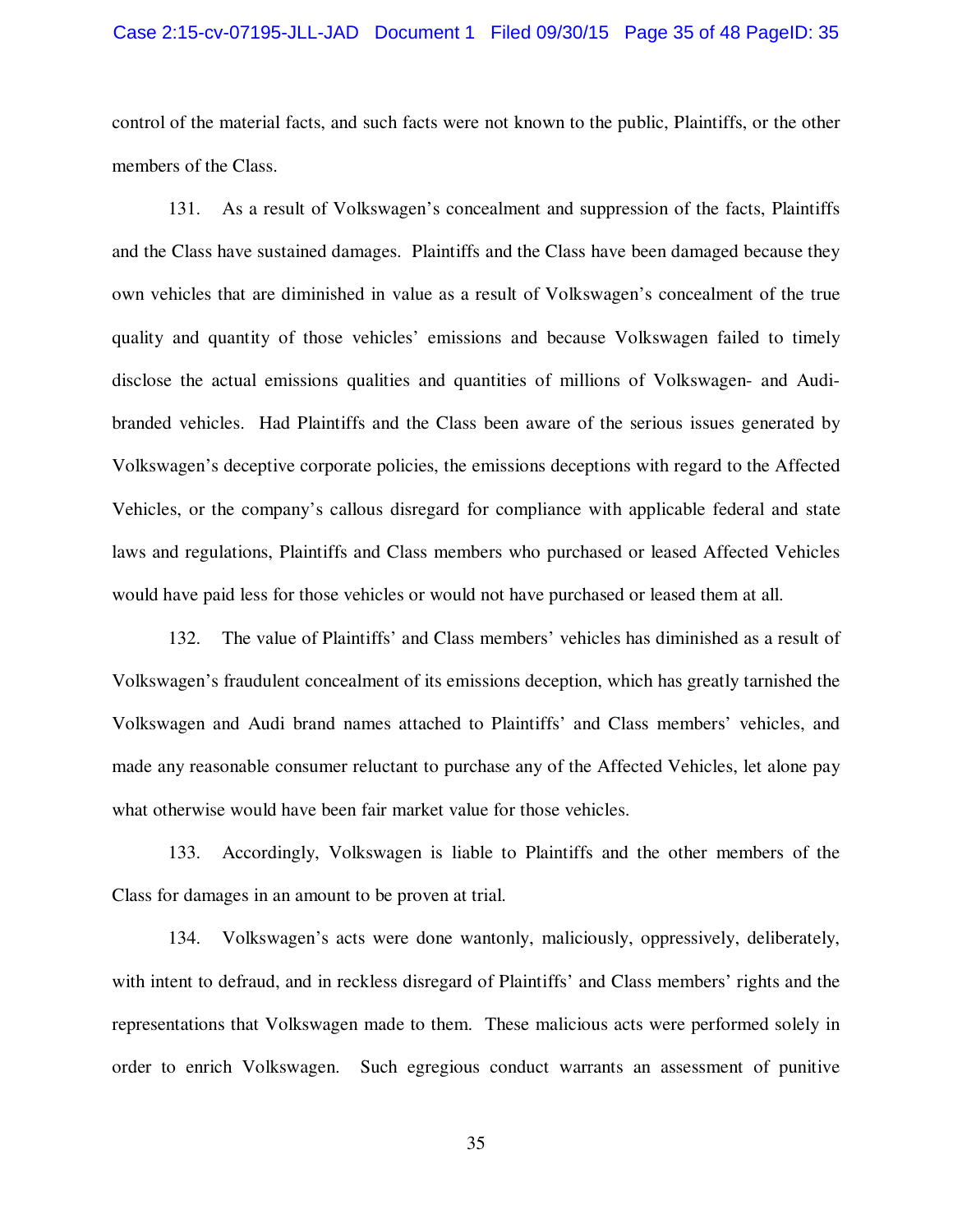control of the material facts, and such facts were not known to the public, Plaintiffs, or the other members of the Class.

131. As a result of Volkswagen's concealment and suppression of the facts, Plaintiffs and the Class have sustained damages. Plaintiffs and the Class have been damaged because they own vehicles that are diminished in value as a result of Volkswagen's concealment of the true quality and quantity of those vehicles' emissions and because Volkswagen failed to timely disclose the actual emissions qualities and quantities of millions of Volkswagen- and Audi-branded vehicles. Had Plaintiffs and the Class been aware of the serious issues generated by Volkswagen's deceptive corporate policies, the emissions deceptions with regard to the Affected Vehicles, or the company's callous disregard for compliance with applicable federal and state laws and regulations, Plaintiffs and Class members who purchased or leased Affected Vehicles would have paid less for those vehicles or would not have purchased or leased them at all.

132. The value of Plaintiffs' and Class members' vehicles has diminished as a result of Volkswagen's fraudulent concealment of its emissions deception, which has greatly tarnished the Volkswagen and Audi brand names attached to Plaintiffs' and Class members' vehicles, and made any reasonable consumer reluctant to purchase any of the Affected Vehicles, let alone pay what otherwise would have been fair market value for those vehicles.

133. Accordingly, Volkswagen is liable to Plaintiffs and the other members of the Class for damages in an amount to be proven at trial.

134. Volkswagen's acts were done wantonly, maliciously, oppressively, deliberately, with intent to defraud, and in reckless disregard of Plaintiffs' and Class members' rights and the representations that Volkswagen made to them. These malicious acts were performed solely in order to enrich Volkswagen. Such egregious conduct warrants an assessment of punitive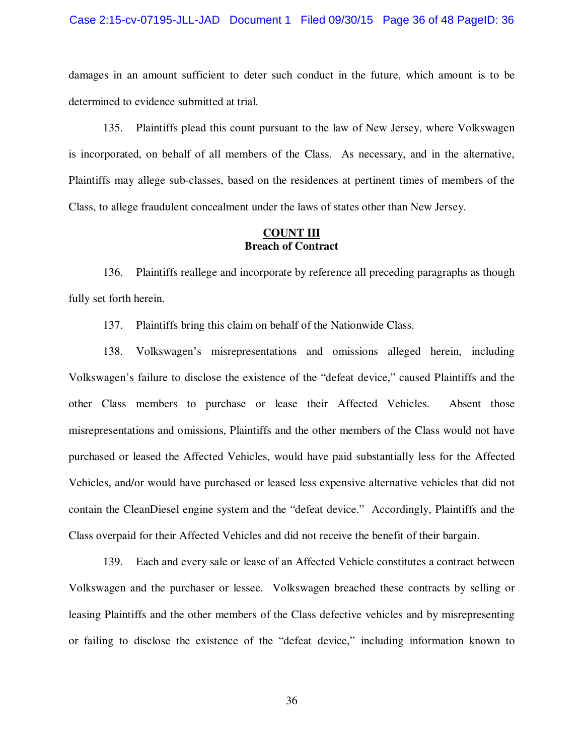damages in an amount sufficient to deter such conduct in the future, which amount is to be determined to evidence submitted at trial.

135. Plaintiffs plead this count pursuant to the law of New Jersey, where Volkswagen is incorporated, on behalf of all members of the Class. As necessary, and in the alternative, Plaintiffs may allege sub-classes, based on the residences at pertinent times of members of the Class, to allege fraudulent concealment under the laws of states other than New Jersey.

## COUNT III
**Breach of Contract**

136. Plaintiffs reallege and incorporate by reference all preceding paragraphs as though fully set forth herein.

137. Plaintiffs bring this claim on behalf of the Nationwide Class.

138. Volkswagen's misrepresentations and omissions alleged herein, including Volkswagen's failure to disclose the existence of the "defeat device," caused Plaintiffs and the other Class members to purchase or lease their Affected Vehicles. Absent those misrepresentations and omissions, Plaintiffs and the other members of the Class would not have purchased or leased the Affected Vehicles, would have paid substantially less for the Affected Vehicles, and/or would have purchased or leased less expensive alternative vehicles that did not contain the CleanDiesel engine system and the "defeat device." Accordingly, Plaintiffs and the Class overpaid for their Affected Vehicles and did not receive the benefit of their bargain.

139. Each and every sale or lease of an Affected Vehicle constitutes a contract between Volkswagen and the purchaser or lessee. Volkswagen breached these contracts by selling or leasing Plaintiffs and the other members of the Class defective vehicles and by misrepresenting or failing to disclose the existence of the "defeat device," including information known to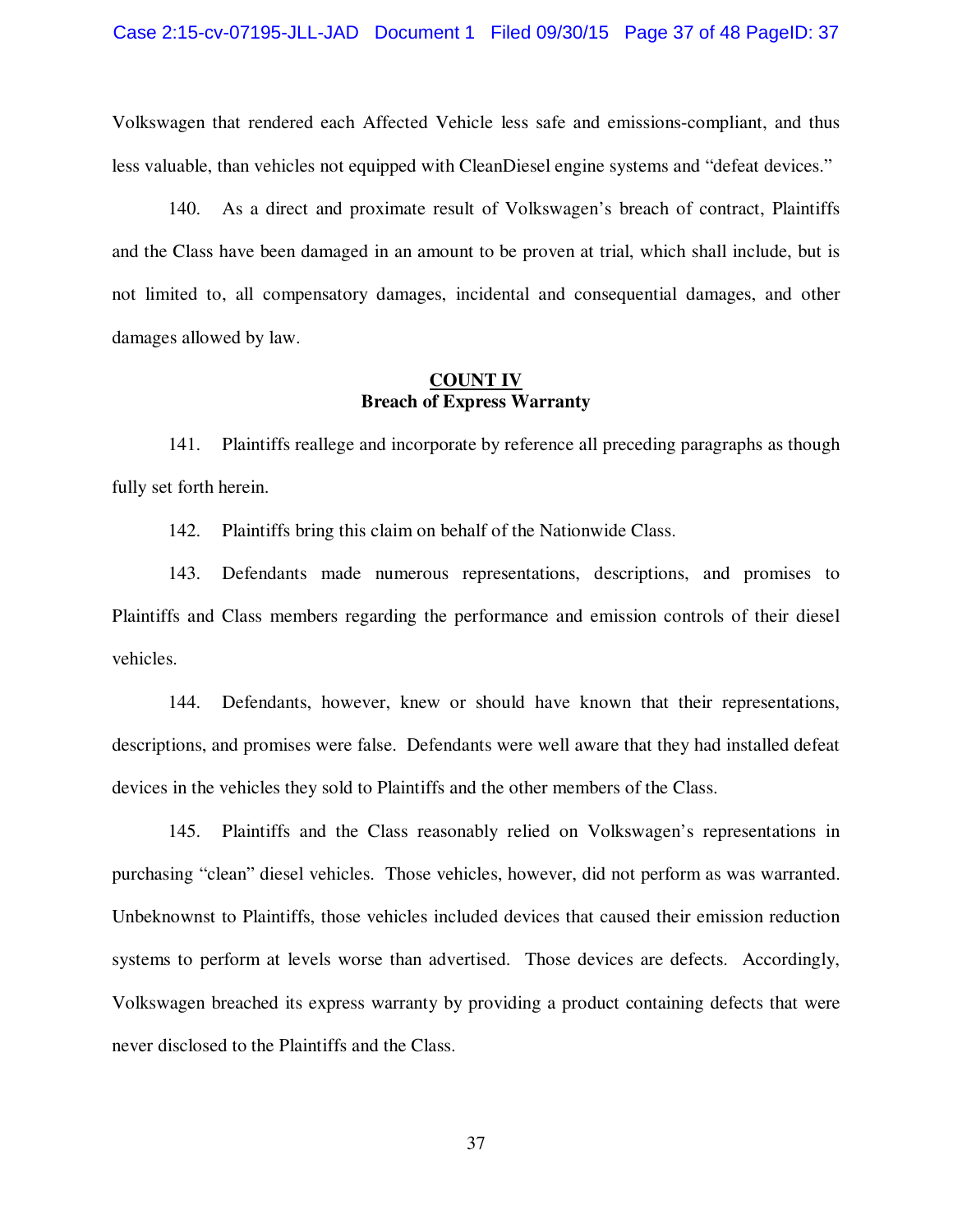Volkswagen that rendered each Affected Vehicle less safe and emissions-compliant, and thus less valuable, than vehicles not equipped with CleanDiesel engine systems and "defeat devices."

140. As a direct and proximate result of Volkswagen's breach of contract, Plaintiffs and the Class have been damaged in an amount to be proven at trial, which shall include, but is not limited to, all compensatory damages, incidental and consequential damages, and other damages allowed by law.

## COUNT IV
## Breach of Express Warranty

141. Plaintiffs reallege and incorporate by reference all preceding paragraphs as though fully set forth herein.

142. Plaintiffs bring this claim on behalf of the Nationwide Class.

143. Defendants made numerous representations, descriptions, and promises to Plaintiffs and Class members regarding the performance and emission controls of their diesel vehicles.

144. Defendants, however, knew or should have known that their representations, descriptions, and promises were false. Defendants were well aware that they had installed defeat devices in the vehicles they sold to Plaintiffs and the other members of the Class.

145. Plaintiffs and the Class reasonably relied on Volkswagen's representations in purchasing "clean" diesel vehicles. Those vehicles, however, did not perform as was warranted. Unbeknownst to Plaintiffs, those vehicles included devices that caused their emission reduction systems to perform at levels worse than advertised. Those devices are defects. Accordingly, Volkswagen breached its express warranty by providing a product containing defects that were never disclosed to the Plaintiffs and the Class.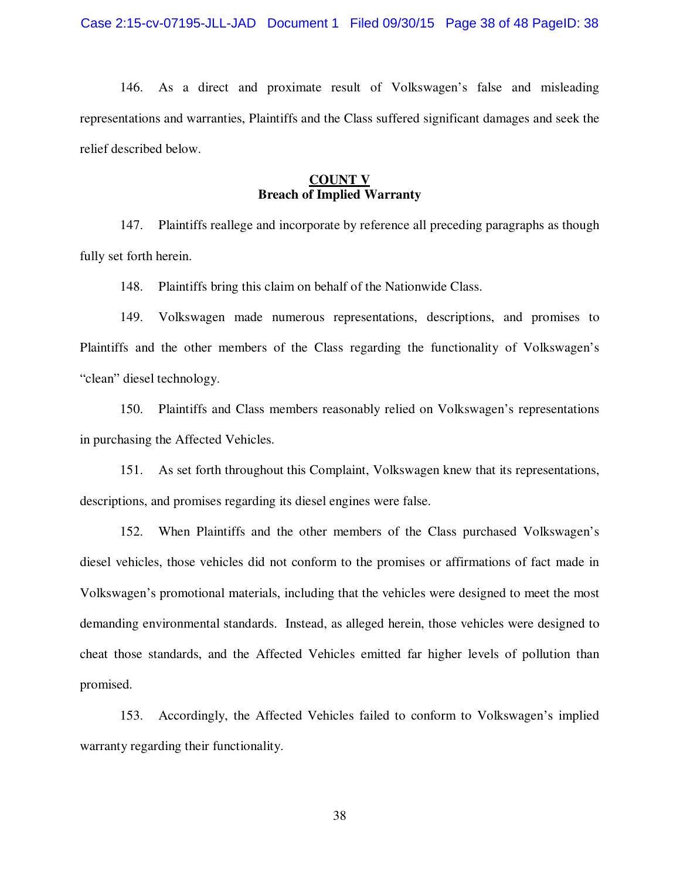146. As a direct and proximate result of Volkswagen's false and misleading representations and warranties, Plaintiffs and the Class suffered significant damages and seek the relief described below.

## COUNT V
**Breach of Implied Warranty**

147. Plaintiffs reallege and incorporate by reference all preceding paragraphs as though fully set forth herein.

148. Plaintiffs bring this claim on behalf of the Nationwide Class.

149. Volkswagen made numerous representations, descriptions, and promises to Plaintiffs and the other members of the Class regarding the functionality of Volkswagen's "clean" diesel technology.

150. Plaintiffs and Class members reasonably relied on Volkswagen's representations in purchasing the Affected Vehicles.

151. As set forth throughout this Complaint, Volkswagen knew that its representations, descriptions, and promises regarding its diesel engines were false.

152. When Plaintiffs and the other members of the Class purchased Volkswagen's diesel vehicles, those vehicles did not conform to the promises or affirmations of fact made in Volkswagen's promotional materials, including that the vehicles were designed to meet the most demanding environmental standards. Instead, as alleged herein, those vehicles were designed to cheat those standards, and the Affected Vehicles emitted far higher levels of pollution than promised.

153. Accordingly, the Affected Vehicles failed to conform to Volkswagen's implied warranty regarding their functionality.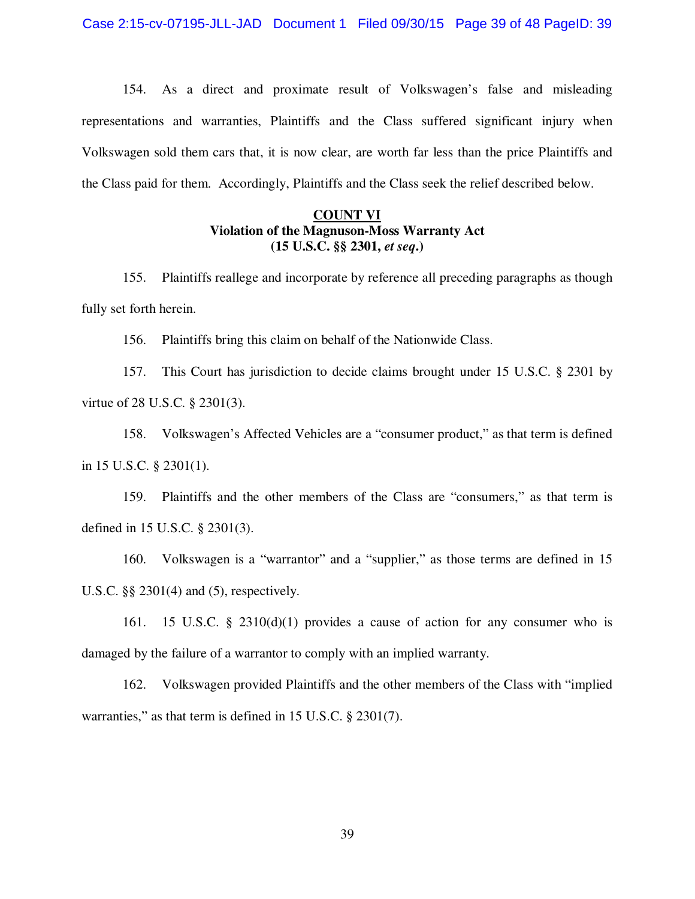154. As a direct and proximate result of Volkswagen's false and misleading representations and warranties, Plaintiffs and the Class suffered significant injury when Volkswagen sold them cars that, it is now clear, are worth far less than the price Plaintiffs and the Class paid for them. Accordingly, Plaintiffs and the Class seek the relief described below.

**COUNT VI**
**Violation of the Magnuson-Moss Warranty Act**
**(15 U.S.C. §§ 2301, *et seq*.)**

155. Plaintiffs reallege and incorporate by reference all preceding paragraphs as though fully set forth herein.

156. Plaintiffs bring this claim on behalf of the Nationwide Class.

157. This Court has jurisdiction to decide claims brought under 15 U.S.C. § 2301 by virtue of 28 U.S.C. § 2301(3).

158. Volkswagen's Affected Vehicles are a "consumer product," as that term is defined in 15 U.S.C. § 2301(1).

159. Plaintiffs and the other members of the Class are "consumers," as that term is defined in 15 U.S.C. § 2301(3).

160. Volkswagen is a "warrantor" and a "supplier," as those terms are defined in 15 U.S.C. §§ 2301(4) and (5), respectively.

161. 15 U.S.C. § 2310(d)(1) provides a cause of action for any consumer who is damaged by the failure of a warrantor to comply with an implied warranty.

162. Volkswagen provided Plaintiffs and the other members of the Class with "implied warranties," as that term is defined in 15 U.S.C. § 2301(7).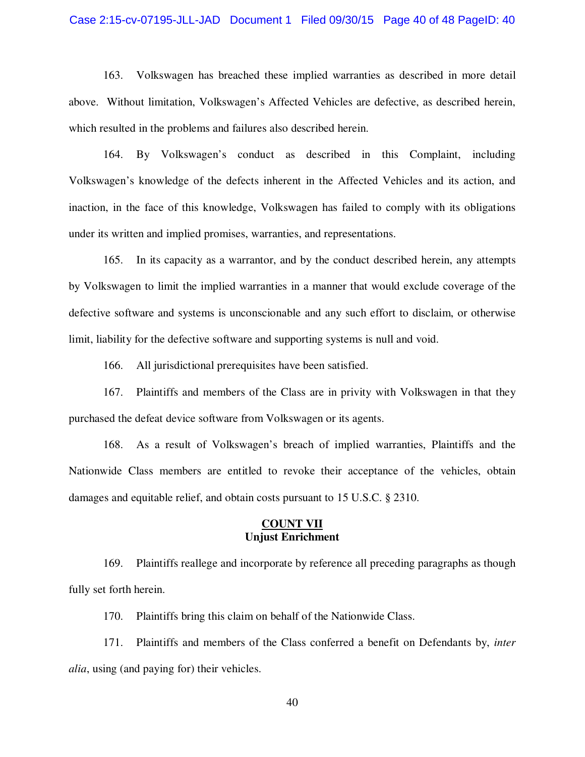163. Volkswagen has breached these implied warranties as described in more detail above. Without limitation, Volkswagen's Affected Vehicles are defective, as described herein, which resulted in the problems and failures also described herein.

164. By Volkswagen's conduct as described in this Complaint, including Volkswagen's knowledge of the defects inherent in the Affected Vehicles and its action, and inaction, in the face of this knowledge, Volkswagen has failed to comply with its obligations under its written and implied promises, warranties, and representations.

165. In its capacity as a warrantor, and by the conduct described herein, any attempts by Volkswagen to limit the implied warranties in a manner that would exclude coverage of the defective software and systems is unconscionable and any such effort to disclaim, or otherwise limit, liability for the defective software and supporting systems is null and void.

166. All jurisdictional prerequisites have been satisfied.

167. Plaintiffs and members of the Class are in privity with Volkswagen in that they purchased the defeat device software from Volkswagen or its agents.

168. As a result of Volkswagen's breach of implied warranties, Plaintiffs and the Nationwide Class members are entitled to revoke their acceptance of the vehicles, obtain damages and equitable relief, and obtain costs pursuant to 15 U.S.C. § 2310.

## COUNT VII
## Unjust Enrichment

169. Plaintiffs reallege and incorporate by reference all preceding paragraphs as though fully set forth herein.

170. Plaintiffs bring this claim on behalf of the Nationwide Class.

171. Plaintiffs and members of the Class conferred a benefit on Defendants by, *inter alia*, using (and paying for) their vehicles.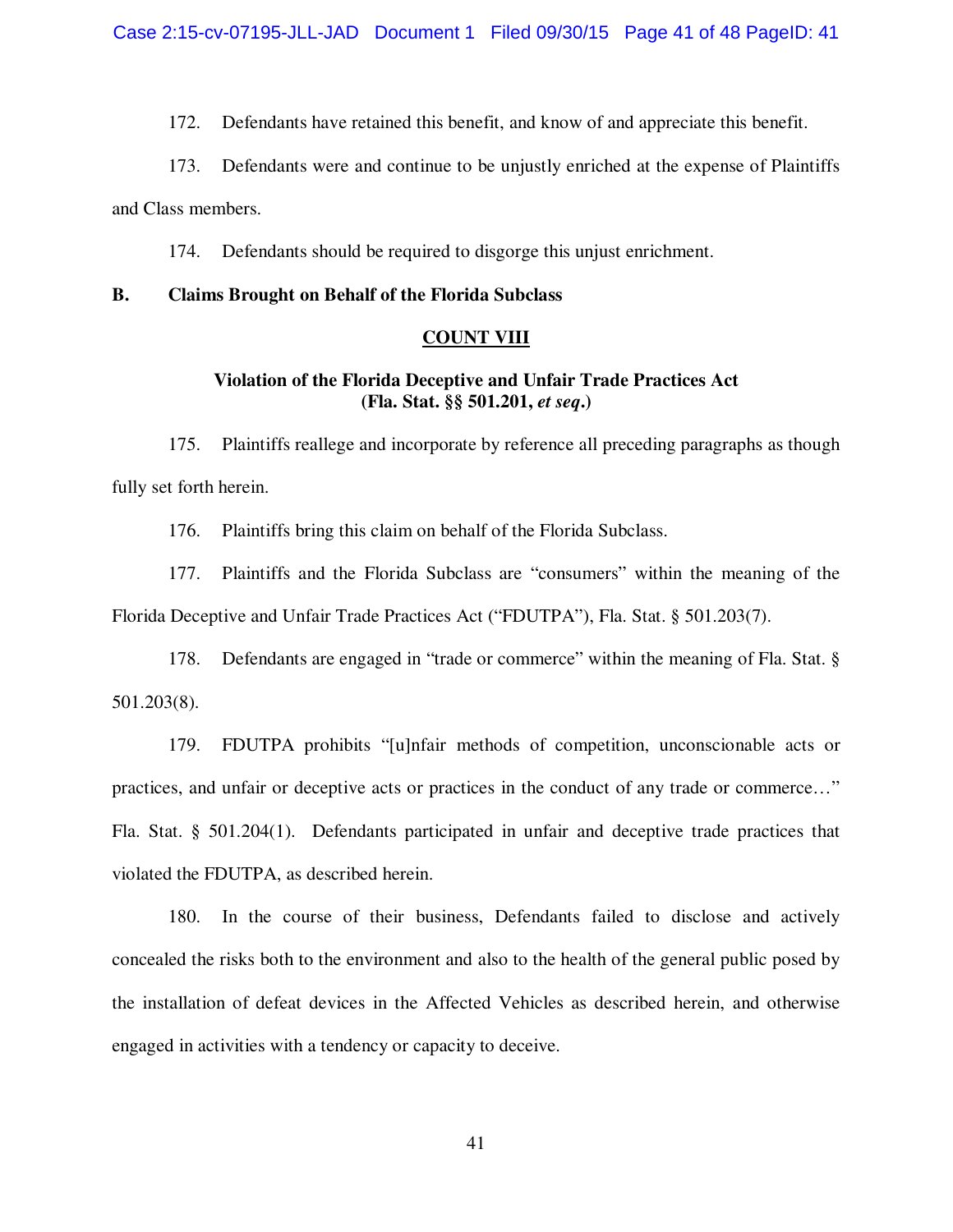172. Defendants have retained this benefit, and know of and appreciate this benefit.

173. Defendants were and continue to be unjustly enriched at the expense of Plaintiffs and Class members.

174. Defendants should be required to disgorge this unjust enrichment.

**B. Claims Brought on Behalf of the Florida Subclass**

**COUNT VIII**

**Violation of the Florida Deceptive and Unfair Trade Practices Act (Fla. Stat. §§ 501.201, *et seq*.)**

175. Plaintiffs reallege and incorporate by reference all preceding paragraphs as though fully set forth herein.

176. Plaintiffs bring this claim on behalf of the Florida Subclass.

177. Plaintiffs and the Florida Subclass are "consumers" within the meaning of the Florida Deceptive and Unfair Trade Practices Act ("FDUTPA"), Fla. Stat. § 501.203(7).

178. Defendants are engaged in "trade or commerce" within the meaning of Fla. Stat. § 501.203(8).

179. FDUTPA prohibits "[u]nfair methods of competition, unconscionable acts or practices, and unfair or deceptive acts or practices in the conduct of any trade or commerce…" Fla. Stat. § 501.204(1). Defendants participated in unfair and deceptive trade practices that violated the FDUTPA, as described herein.

180. In the course of their business, Defendants failed to disclose and actively concealed the risks both to the environment and also to the health of the general public posed by the installation of defeat devices in the Affected Vehicles as described herein, and otherwise engaged in activities with a tendency or capacity to deceive.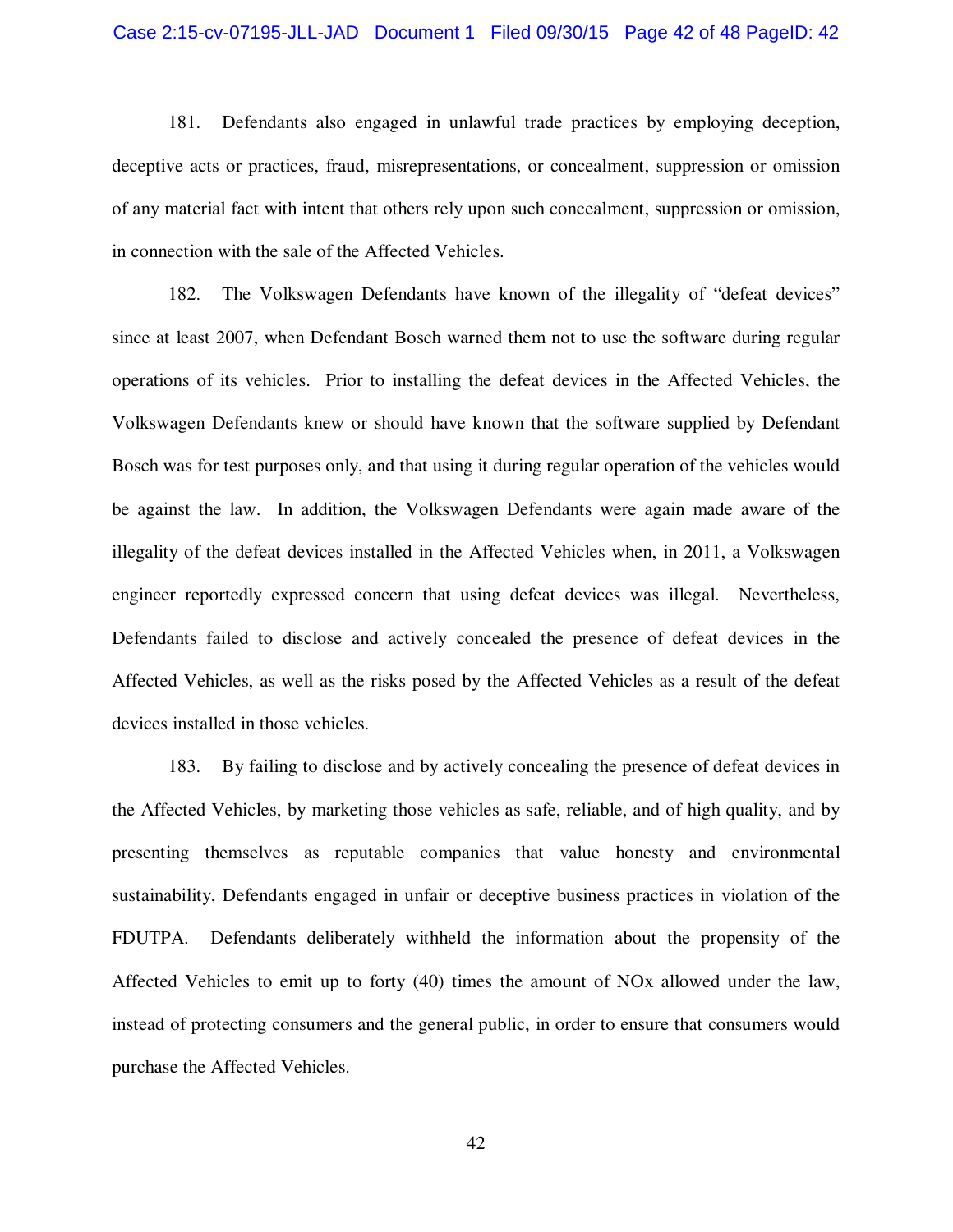181. Defendants also engaged in unlawful trade practices by employing deception, deceptive acts or practices, fraud, misrepresentations, or concealment, suppression or omission of any material fact with intent that others rely upon such concealment, suppression or omission, in connection with the sale of the Affected Vehicles.

182. The Volkswagen Defendants have known of the illegality of "defeat devices" since at least 2007, when Defendant Bosch warned them not to use the software during regular operations of its vehicles. Prior to installing the defeat devices in the Affected Vehicles, the Volkswagen Defendants knew or should have known that the software supplied by Defendant Bosch was for test purposes only, and that using it during regular operation of the vehicles would be against the law. In addition, the Volkswagen Defendants were again made aware of the illegality of the defeat devices installed in the Affected Vehicles when, in 2011, a Volkswagen engineer reportedly expressed concern that using defeat devices was illegal. Nevertheless, Defendants failed to disclose and actively concealed the presence of defeat devices in the Affected Vehicles, as well as the risks posed by the Affected Vehicles as a result of the defeat devices installed in those vehicles.

183. By failing to disclose and by actively concealing the presence of defeat devices in the Affected Vehicles, by marketing those vehicles as safe, reliable, and of high quality, and by presenting themselves as reputable companies that value honesty and environmental sustainability, Defendants engaged in unfair or deceptive business practices in violation of the FDUTPA. Defendants deliberately withheld the information about the propensity of the Affected Vehicles to emit up to forty (40) times the amount of NOx allowed under the law, instead of protecting consumers and the general public, in order to ensure that consumers would purchase the Affected Vehicles.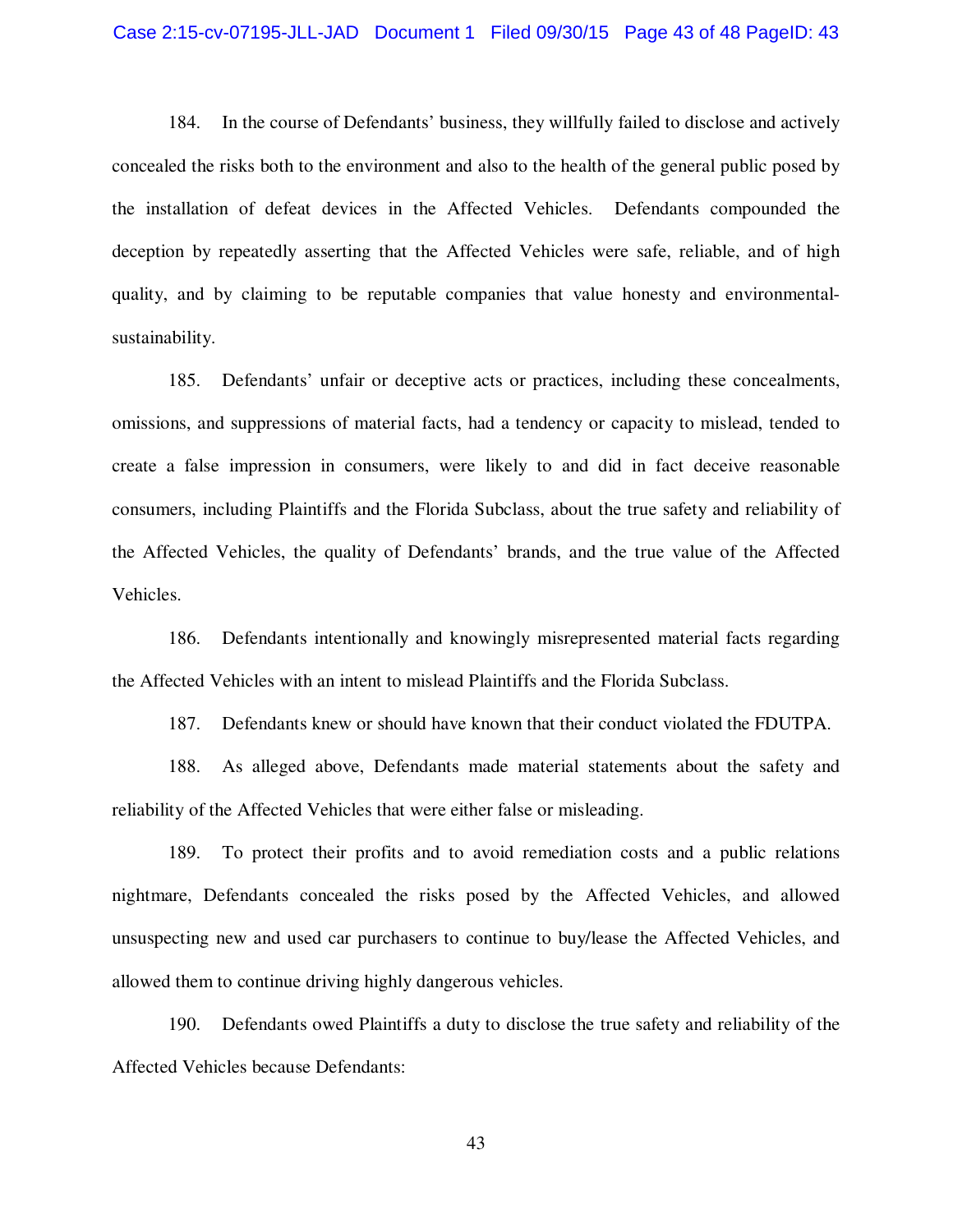184. In the course of Defendants' business, they willfully failed to disclose and actively concealed the risks both to the environment and also to the health of the general public posed by the installation of defeat devices in the Affected Vehicles. Defendants compounded the deception by repeatedly asserting that the Affected Vehicles were safe, reliable, and of high quality, and by claiming to be reputable companies that value honesty and environmental-sustainability.

185. Defendants' unfair or deceptive acts or practices, including these concealments, omissions, and suppressions of material facts, had a tendency or capacity to mislead, tended to create a false impression in consumers, were likely to and did in fact deceive reasonable consumers, including Plaintiffs and the Florida Subclass, about the true safety and reliability of the Affected Vehicles, the quality of Defendants' brands, and the true value of the Affected Vehicles.

186. Defendants intentionally and knowingly misrepresented material facts regarding the Affected Vehicles with an intent to mislead Plaintiffs and the Florida Subclass.

187. Defendants knew or should have known that their conduct violated the FDUTPA.

188. As alleged above, Defendants made material statements about the safety and reliability of the Affected Vehicles that were either false or misleading.

189. To protect their profits and to avoid remediation costs and a public relations nightmare, Defendants concealed the risks posed by the Affected Vehicles, and allowed unsuspecting new and used car purchasers to continue to buy/lease the Affected Vehicles, and allowed them to continue driving highly dangerous vehicles.

190. Defendants owed Plaintiffs a duty to disclose the true safety and reliability of the Affected Vehicles because Defendants: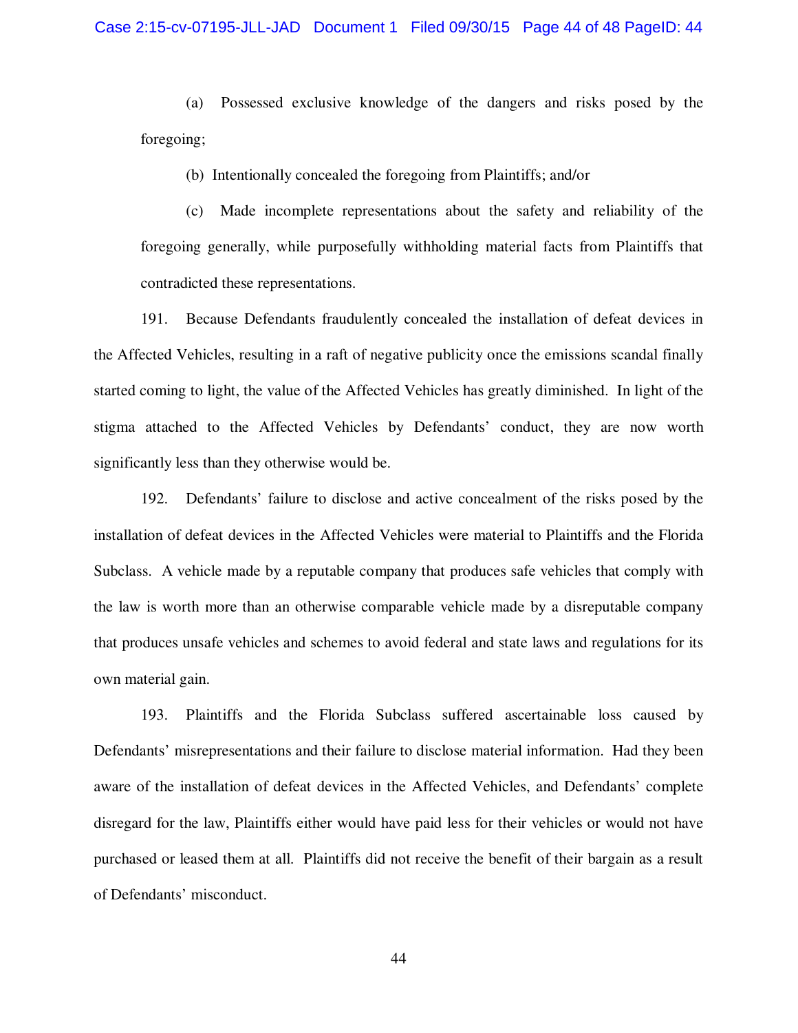(a) Possessed exclusive knowledge of the dangers and risks posed by the foregoing;

(b) Intentionally concealed the foregoing from Plaintiffs; and/or

(c) Made incomplete representations about the safety and reliability of the foregoing generally, while purposefully withholding material facts from Plaintiffs that contradicted these representations.

191. Because Defendants fraudulently concealed the installation of defeat devices in the Affected Vehicles, resulting in a raft of negative publicity once the emissions scandal finally started coming to light, the value of the Affected Vehicles has greatly diminished. In light of the stigma attached to the Affected Vehicles by Defendants' conduct, they are now worth significantly less than they otherwise would be.

192. Defendants' failure to disclose and active concealment of the risks posed by the installation of defeat devices in the Affected Vehicles were material to Plaintiffs and the Florida Subclass. A vehicle made by a reputable company that produces safe vehicles that comply with the law is worth more than an otherwise comparable vehicle made by a disreputable company that produces unsafe vehicles and schemes to avoid federal and state laws and regulations for its own material gain.

193. Plaintiffs and the Florida Subclass suffered ascertainable loss caused by Defendants' misrepresentations and their failure to disclose material information. Had they been aware of the installation of defeat devices in the Affected Vehicles, and Defendants' complete disregard for the law, Plaintiffs either would have paid less for their vehicles or would not have purchased or leased them at all. Plaintiffs did not receive the benefit of their bargain as a result of Defendants' misconduct.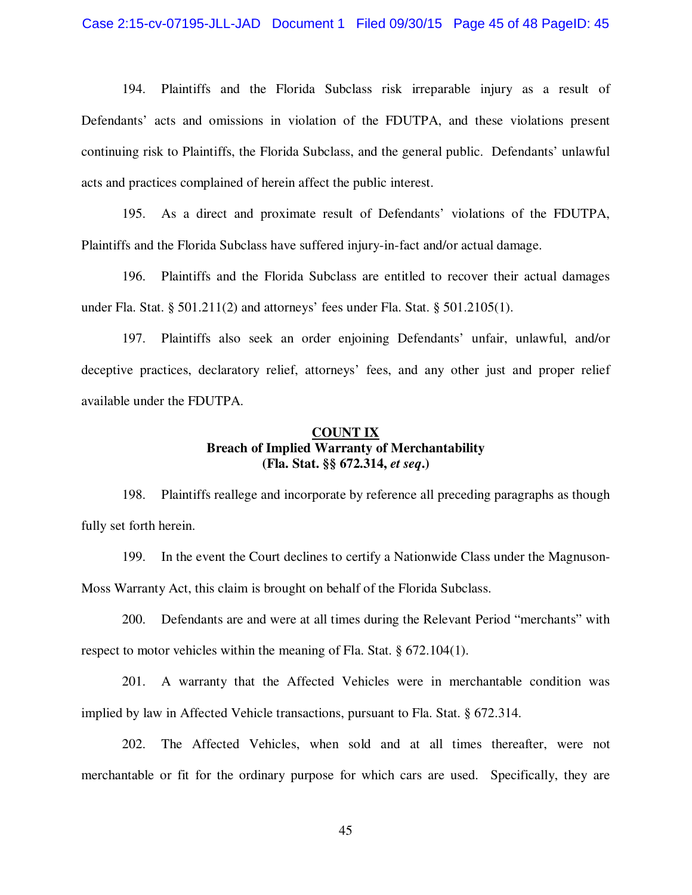194. Plaintiffs and the Florida Subclass risk irreparable injury as a result of Defendants' acts and omissions in violation of the FDUTPA, and these violations present continuing risk to Plaintiffs, the Florida Subclass, and the general public. Defendants' unlawful acts and practices complained of herein affect the public interest.

195. As a direct and proximate result of Defendants' violations of the FDUTPA, Plaintiffs and the Florida Subclass have suffered injury-in-fact and/or actual damage.

196. Plaintiffs and the Florida Subclass are entitled to recover their actual damages under Fla. Stat. § 501.211(2) and attorneys' fees under Fla. Stat. § 501.2105(1).

197. Plaintiffs also seek an order enjoining Defendants' unfair, unlawful, and/or deceptive practices, declaratory relief, attorneys' fees, and any other just and proper relief available under the FDUTPA.

## COUNT IX
### Breach of Implied Warranty of Merchantability
### (Fla. Stat. §§ 672.314, *et seq*.)

198. Plaintiffs reallege and incorporate by reference all preceding paragraphs as though fully set forth herein.

199. In the event the Court declines to certify a Nationwide Class under the Magnuson-Moss Warranty Act, this claim is brought on behalf of the Florida Subclass.

200. Defendants are and were at all times during the Relevant Period "merchants" with respect to motor vehicles within the meaning of Fla. Stat. § 672.104(1).

201. A warranty that the Affected Vehicles were in merchantable condition was implied by law in Affected Vehicle transactions, pursuant to Fla. Stat. § 672.314.

202. The Affected Vehicles, when sold and at all times thereafter, were not merchantable or fit for the ordinary purpose for which cars are used. Specifically, they are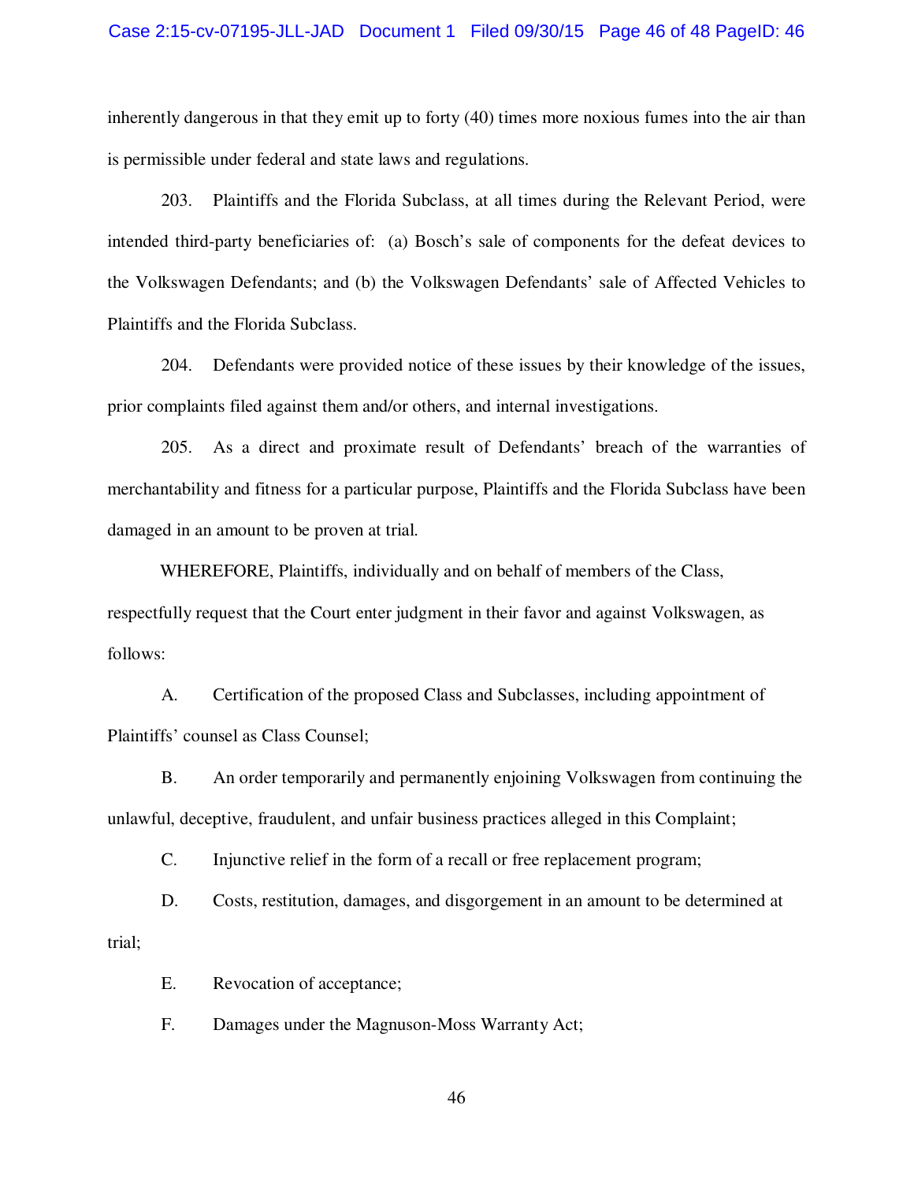inherently dangerous in that they emit up to forty (40) times more noxious fumes into the air than is permissible under federal and state laws and regulations.

203. Plaintiffs and the Florida Subclass, at all times during the Relevant Period, were intended third-party beneficiaries of: (a) Bosch's sale of components for the defeat devices to the Volkswagen Defendants; and (b) the Volkswagen Defendants' sale of Affected Vehicles to Plaintiffs and the Florida Subclass.

204. Defendants were provided notice of these issues by their knowledge of the issues, prior complaints filed against them and/or others, and internal investigations.

205. As a direct and proximate result of Defendants' breach of the warranties of merchantability and fitness for a particular purpose, Plaintiffs and the Florida Subclass have been damaged in an amount to be proven at trial.

WHEREFORE, Plaintiffs, individually and on behalf of members of the Class, respectfully request that the Court enter judgment in their favor and against Volkswagen, as follows:

A. Certification of the proposed Class and Subclasses, including appointment of Plaintiffs' counsel as Class Counsel;

B. An order temporarily and permanently enjoining Volkswagen from continuing the unlawful, deceptive, fraudulent, and unfair business practices alleged in this Complaint;

C. Injunctive relief in the form of a recall or free replacement program;

D. Costs, restitution, damages, and disgorgement in an amount to be determined at trial;

E. Revocation of acceptance;

F. Damages under the Magnuson-Moss Warranty Act;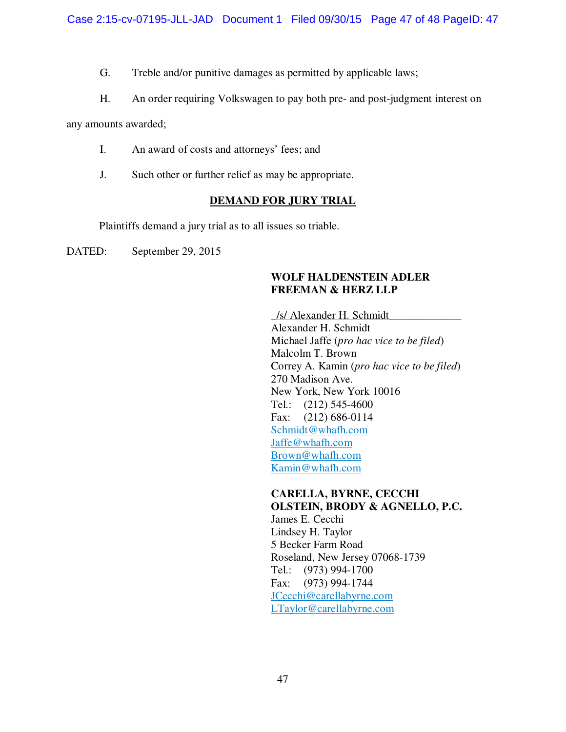G. Treble and/or punitive damages as permitted by applicable laws;

H. An order requiring Volkswagen to pay both pre- and post-judgment interest on any amounts awarded;

I. An award of costs and attorneys' fees; and

J. Such other or further relief as may be appropriate.

**DEMAND FOR JURY TRIAL**

Plaintiffs demand a jury trial as to all issues so triable.

DATED: September 29, 2015

**WOLF HALDENSTEIN ADLER FREEMAN & HERZ LLP**

/s/ Alexander H. Schmidt
Alexander H. Schmidt
Michael Jaffe (*pro hac vice to be filed*)
Malcolm T. Brown
Correy A. Kamin (*pro hac vice to be filed*)
270 Madison Ave.
New York, New York 10016
Tel.: (212) 545-4600
Fax: (212) 686-0114
Schmidt@whafh.com
Jaffe@whafh.com
Brown@whafh.com
Kamin@whafh.com

**CARELLA, BYRNE, CECCHI OLSTEIN, BRODY & AGNELLO, P.C.**
James E. Cecchi
Lindsey H. Taylor
5 Becker Farm Road
Roseland, New Jersey 07068-1739
Tel.: (973) 994-1700
Fax: (973) 994-1744
JCecchi@carellabyrne.com
LTaylor@carellabyrne.com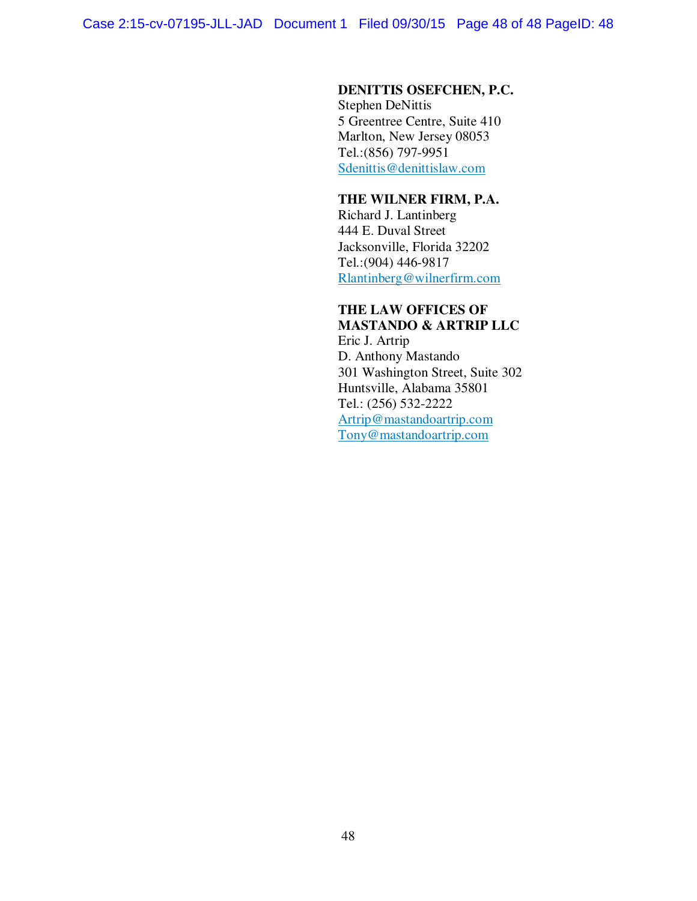**DENITTIS OSEFCHEN, P.C.**
Stephen DeNittis
5 Greentree Centre, Suite 410
Marlton, New Jersey 08053
Tel.:(856) 797-9951
Sdenittis@denittislaw.com

**THE WILNER FIRM, P.A.**
Richard J. Lantinberg
444 E. Duval Street
Jacksonville, Florida 32202
Tel.:(904) 446-9817
Rlantinberg@wilnerfirm.com

**THE LAW OFFICES OF MASTANDO & ARTRIP LLC**
Eric J. Artrip
D. Anthony Mastando
301 Washington Street, Suite 302
Huntsville, Alabama 35801
Tel.: (256) 532-2222
Artrip@mastandoartrip.com
Tony@mastandoartrip.com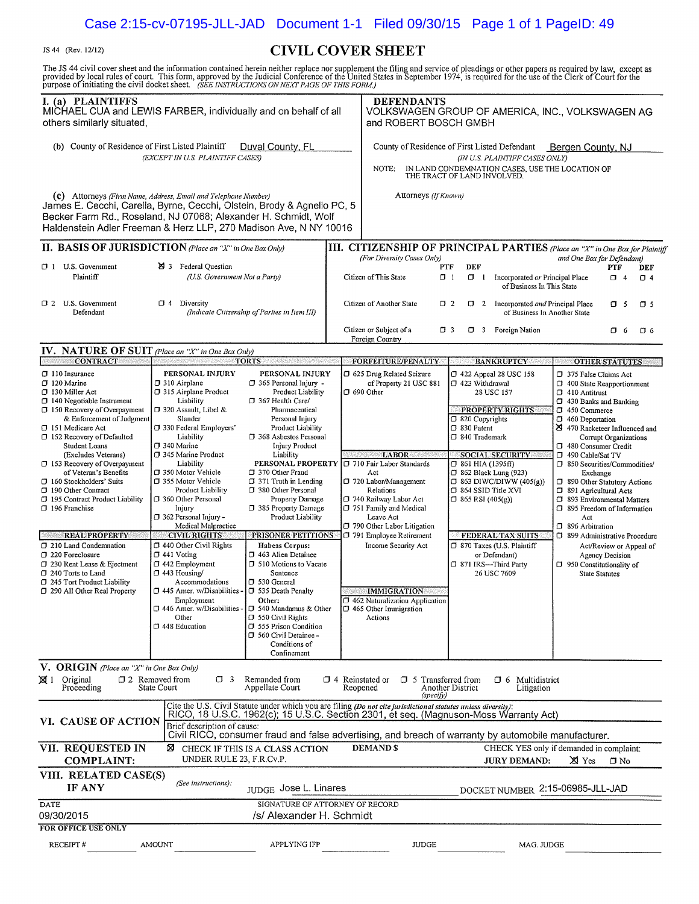JS 44 (Rev. 12/12)

# CIVIL COVER SHEET

The JS 44 civil cover sheet and the information contained herein neither replace nor supplement the filing and service of pleadings or other papers as required by law, except as provided by local rules of court. This form, approved by the Judicial Conference of the United States in September 1974, is required for the use of the Clerk of Court for the purpose of initiating the civil docket sheet. *(SEE INSTRUCTIONS ON NEXT PAGE OF THIS FORM.)*

## I. (a) PLAINTIFFS

MICHAEL CUA and LEWIS FARBER, individually and on behalf of all others similarly situated,

(b) County of Residence of First Listed Plaintiff: Duval County, FL
*(EXCEPT IN U.S. PLAINTIFF CASES)*

(c) Attorneys *(Firm Name, Address, Email and Telephone Number)*
James E. Cecchi, Carella, Byrne, Cecchi, Olstein, Brody & Agnello PC, 5 Becker Farm Rd., Roseland, NJ 07068; Alexander H. Schmidt, Wolf Haldenstein Adler Freeman & Herz LLP, 270 Madison Ave, N NY 10016

## DEFENDANTS

VOLKSWAGEN GROUP OF AMERICA, INC., VOLKSWAGEN AG and ROBERT BOSCH GMBH

County of Residence of First Listed Defendant: Bergen County, NJ
*(IN U.S. PLAINTIFF CASES ONLY)*

NOTE: IN LAND CONDEMNATION CASES, USE THE LOCATION OF THE TRACT OF LAND INVOLVED.

Attorneys *(If Known)*

## II. BASIS OF JURISDICTION *(Place an "X" in One Box Only)*

- ☐ 1 U.S. Government Plaintiff
- ☒ 3 Federal Question (U.S. Government Not a Party)
- ☐ 2 U.S. Government Defendant
- ☐ 4 Diversity (Indicate Citizenship of Parties in Item III)

## III. CITIZENSHIP OF PRINCIPAL PARTIES *(Place an "X" in One Box for Plaintiff and One Box for Defendant)* *(For Diversity Cases Only)*

| | PTF | DEF | | PTF | DEF |
|---|---|---|---|---|---|
| Citizen of This State | ☐ 1 | ☐ 1 | Incorporated or Principal Place of Business In This State | ☐ 4 | ☐ 4 |
| Citizen of Another State | ☐ 2 | ☐ 2 | Incorporated and Principal Place of Business In Another State | ☐ 5 | ☐ 5 |
| Citizen or Subject of a Foreign Country | ☐ 3 | ☐ 3 | Foreign Nation | ☐ 6 | ☐ 6 |

## IV. NATURE OF SUIT *(Place an "X" in One Box Only)*

**CONTRACT:** ☐ 110 Insurance; ☐ 120 Marine; ☐ 130 Miller Act; ☐ 140 Negotiable Instrument; ☐ 150 Recovery of Overpayment & Enforcement of Judgment; ☐ 151 Medicare Act; ☐ 152 Recovery of Defaulted Student Loans (Excludes Veterans); ☐ 153 Recovery of Overpayment of Veteran's Benefits; ☐ 160 Stockholders' Suits; ☐ 190 Other Contract; ☐ 195 Contract Product Liability; ☐ 196 Franchise

**REAL PROPERTY:** ☐ 210 Land Condemnation; ☐ 220 Foreclosure; ☐ 230 Rent Lease & Ejectment; ☐ 240 Torts to Land; ☐ 245 Tort Product Liability; ☐ 290 All Other Real Property

**TORTS – PERSONAL INJURY:** ☐ 310 Airplane; ☐ 315 Airplane Product Liability; ☐ 320 Assault, Libel & Slander; ☐ 330 Federal Employers' Liability; ☐ 340 Marine; ☐ 345 Marine Product Liability; ☐ 350 Motor Vehicle; ☐ 355 Motor Vehicle Product Liability; ☐ 360 Other Personal Injury; ☐ 362 Personal Injury - Medical Malpractice

**PERSONAL INJURY:** ☐ 365 Personal Injury - Product Liability; ☐ 367 Health Care/ Pharmaceutical Personal Injury Product Liability; ☐ 368 Asbestos Personal Injury Product Liability

**PERSONAL PROPERTY:** ☐ 370 Other Fraud; ☐ 371 Truth in Lending; ☐ 380 Other Personal Property Damage; ☐ 385 Property Damage Product Liability

**CIVIL RIGHTS:** ☐ 440 Other Civil Rights; ☐ 441 Voting; ☐ 442 Employment; ☐ 443 Housing/ Accommodations; ☐ 445 Amer. w/Disabilities - Employment; ☐ 446 Amer. w/Disabilities - Other; ☐ 448 Education

**PRISONER PETITIONS:** Habeas Corpus: ☐ 463 Alien Detainee; ☐ 510 Motions to Vacate Sentence; ☐ 530 General; ☐ 535 Death Penalty; Other: ☐ 540 Mandamus & Other; ☐ 550 Civil Rights; ☐ 555 Prison Condition; ☐ 560 Civil Detainee - Conditions of Confinement

**FORFEITURE/PENALTY:** ☐ 625 Drug Related Seizure of Property 21 USC 881; ☐ 690 Other

**LABOR:** ☐ 710 Fair Labor Standards Act; ☐ 720 Labor/Management Relations; ☐ 740 Railway Labor Act; ☐ 751 Family and Medical Leave Act; ☐ 790 Other Labor Litigation; ☐ 791 Employee Retirement Income Security Act

**IMMIGRATION:** ☐ 462 Naturalization Application; ☐ 465 Other Immigration Actions

**BANKRUPTCY:** ☐ 422 Appeal 28 USC 158; ☐ 423 Withdrawal 28 USC 157

**PROPERTY RIGHTS:** ☐ 820 Copyrights; ☐ 830 Patent; ☐ 840 Trademark

**SOCIAL SECURITY:** ☐ 861 HIA (1395ff); ☐ 862 Black Lung (923); ☐ 863 DIWC/DIWW (405(g)); ☐ 864 SSID Title XVI; ☐ 865 RSI (405(g))

**FEDERAL TAX SUITS:** ☐ 870 Taxes (U.S. Plaintiff or Defendant); ☐ 871 IRS—Third Party 26 USC 7609

**OTHER STATUTES:** ☐ 375 False Claims Act; ☐ 400 State Reapportionment; ☐ 410 Antitrust; ☐ 430 Banks and Banking; ☐ 450 Commerce; ☐ 460 Deportation; ☒ 470 Racketeer Influenced and Corrupt Organizations; ☐ 480 Consumer Credit; ☐ 490 Cable/Sat TV; ☐ 850 Securities/Commodities/ Exchange; ☐ 890 Other Statutory Actions; ☐ 891 Agricultural Acts; ☐ 893 Environmental Matters; ☐ 895 Freedom of Information Act; ☐ 896 Arbitration; ☐ 899 Administrative Procedure Act/Review or Appeal of Agency Decision; ☐ 950 Constitutionality of State Statutes

## V. ORIGIN *(Place an "X" in One Box Only)*

☒ 1 Original Proceeding ☐ 2 Removed from State Court ☐ 3 Remanded from Appellate Court ☐ 4 Reinstated or Reopened ☐ 5 Transferred from Another District *(specify)* ☐ 6 Multidistrict Litigation

## VI. CAUSE OF ACTION

Cite the U.S. Civil Statute under which you are filing *(Do not cite jurisdictional statutes unless diversity)*:
RICO, 18 U.S.C. 1962(c); 15 U.S.C. Section 2301, et seq. (Magnuson-Moss Warranty Act)

Brief description of cause:
Civil RICO, consumer fraud and false advertising, and breach of warranty by automobile manufacturer.

## VII. REQUESTED IN COMPLAINT:

☒ CHECK IF THIS IS A CLASS ACTION UNDER RULE 23, F.R.Cv.P.
DEMAND $
CHECK YES only if demanded in complaint: JURY DEMAND: ☒ Yes ☐ No

## VIII. RELATED CASE(S) IF ANY

*(See instructions)*: JUDGE Jose L. Linares DOCKET NUMBER 2:15-06985-JLL-JAD

DATE: 09/30/2015
SIGNATURE OF ATTORNEY OF RECORD: /s/ Alexander H. Schmidt

**FOR OFFICE USE ONLY**

RECEIPT # AMOUNT APPLYING IFP JUDGE MAG. JUDGE